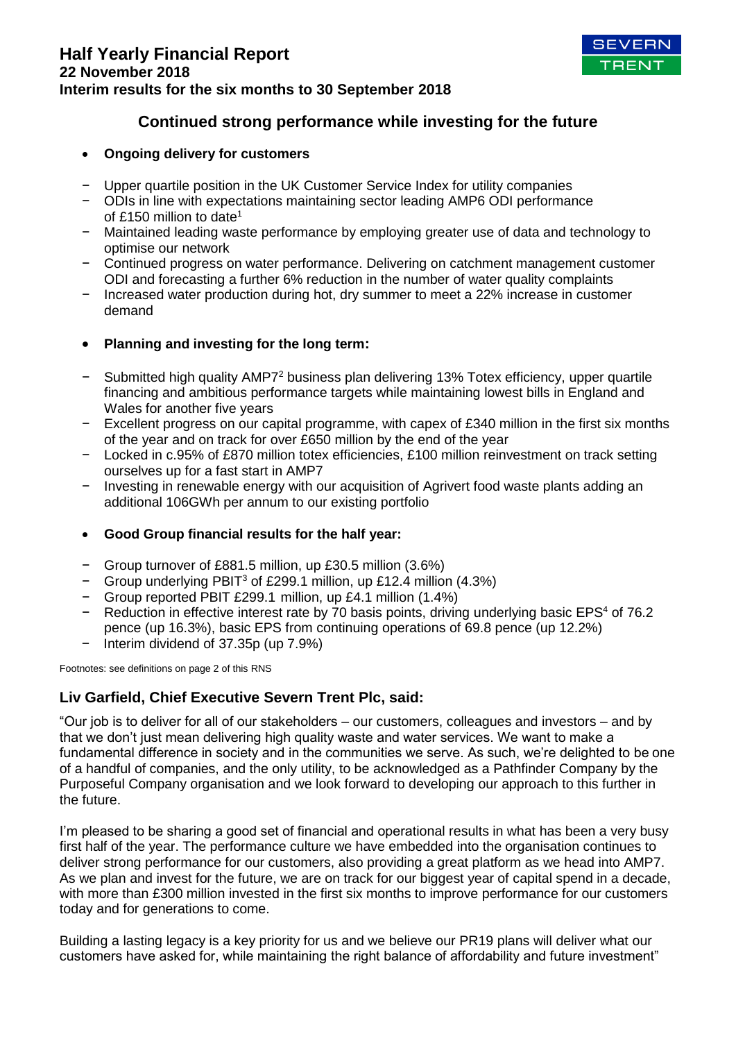# Half Yearly Financial Report

**22 November 2018**

**Interim results for the six months to 30 September 2018**

SEVERN TRENT

## Continued strong performance while investing for the future

- **Ongoing delivery for customers**

  - Upper quartile position in the UK Customer Service Index for utility companies
  - ODIs in line with expectations maintaining sector leading AMP6 ODI performance of £150 million to date[1]
  - Maintained leading waste performance by employing greater use of data and technology to optimise our network
  - Continued progress on water performance. Delivering on catchment management customer ODI and forecasting a further 6% reduction in the number of water quality complaints
  - Increased water production during hot, dry summer to meet a 22% increase in customer demand

- **Planning and investing for the long term:**

  - Submitted high quality AMP7[2] business plan delivering 13% Totex efficiency, upper quartile financing and ambitious performance targets while maintaining lowest bills in England and Wales for another five years
  - Excellent progress on our capital programme, with capex of £340 million in the first six months of the year and on track for over £650 million by the end of the year
  - Locked in c.95% of £870 million totex efficiencies, £100 million reinvestment on track setting ourselves up for a fast start in AMP7
  - Investing in renewable energy with our acquisition of Agrivert food waste plants adding an additional 106GWh per annum to our existing portfolio

- **Good Group financial results for the half year:**

  - Group turnover of £881.5 million, up £30.5 million (3.6%)
  - Group underlying PBIT[3] of £299.1 million, up £12.4 million (4.3%)
  - Group reported PBIT £299.1 million, up £4.1 million (1.4%)
  - Reduction in effective interest rate by 70 basis points, driving underlying basic EPS[4] of 76.2 pence (up 16.3%), basic EPS from continuing operations of 69.8 pence (up 12.2%)
  - Interim dividend of 37.35p (up 7.9%)

Footnotes: see definitions on page 2 of this RNS

## Liv Garfield, Chief Executive Severn Trent Plc, said:

"Our job is to deliver for all of our stakeholders – our customers, colleagues and investors – and by that we don't just mean delivering high quality waste and water services. We want to make a fundamental difference in society and in the communities we serve. As such, we're delighted to be one of a handful of companies, and the only utility, to be acknowledged as a Pathfinder Company by the Purposeful Company organisation and we look forward to developing our approach to this further in the future.

I'm pleased to be sharing a good set of financial and operational results in what has been a very busy first half of the year. The performance culture we have embedded into the organisation continues to deliver strong performance for our customers, also providing a great platform as we head into AMP7. As we plan and invest for the future, we are on track for our biggest year of capital spend in a decade, with more than £300 million invested in the first six months to improve performance for our customers today and for generations to come.

Building a lasting legacy is a key priority for us and we believe our PR19 plans will deliver what our customers have asked for, while maintaining the right balance of affordability and future investment"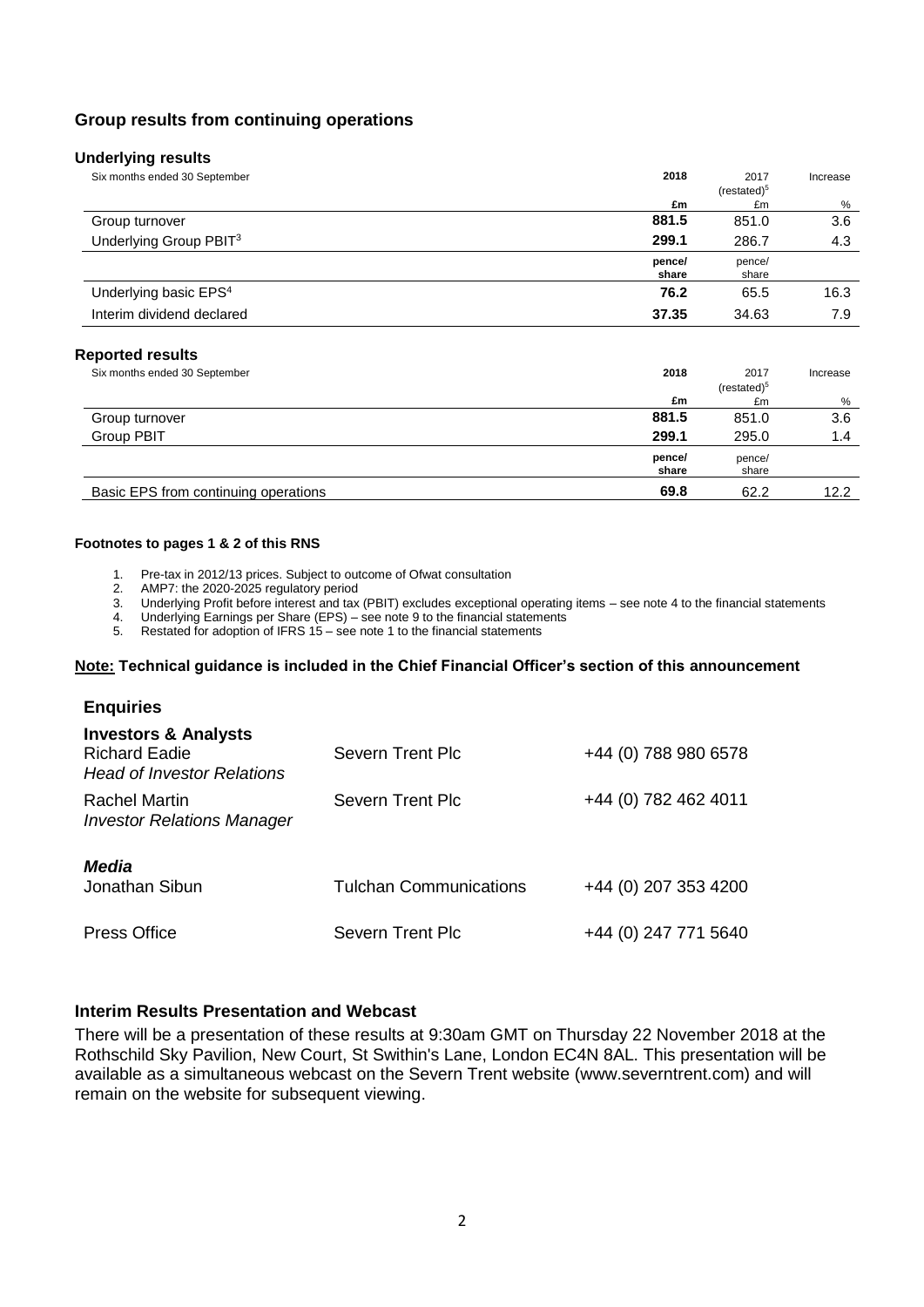## Group results from continuing operations

### Underlying results

| Six months ended 30 September | 2018 | 2017 (restated)[5] | Increase |
|---|---|---|---|
| | **£m** | £m | % |
| Group turnover | **881.5** | 851.0 | 3.6 |
| Underlying Group PBIT[3] | **299.1** | 286.7 | 4.3 |
| | **pence/ share** | pence/ share | |
| Underlying basic EPS[4] | **76.2** | 65.5 | 16.3 |
| Interim dividend declared | **37.35** | 34.63 | 7.9 |

### Reported results

| Six months ended 30 September | 2018 | 2017 (restated)[5] | Increase |
|---|---|---|---|
| | **£m** | £m | % |
| Group turnover | **881.5** | 851.0 | 3.6 |
| Group PBIT | **299.1** | 295.0 | 1.4 |
| | **pence/ share** | pence/ share | |
| Basic EPS from continuing operations | **69.8** | 62.2 | 12.2 |

**Footnotes to pages 1 & 2 of this RNS**

1. Pre-tax in 2012/13 prices. Subject to outcome of Ofwat consultation
2. AMP7: the 2020-2025 regulatory period
3. Underlying Profit before interest and tax (PBIT) excludes exceptional operating items – see note 4 to the financial statements
4. Underlying Earnings per Share (EPS) – see note 9 to the financial statements
5. Restated for adoption of IFRS 15 – see note 1 to the financial statements

**<u>Note:</u> Technical guidance is included in the Chief Financial Officer's section of this announcement**

## Enquiries

**Investors & Analysts**

| | | |
|---|---|---|
| Richard Eadie<br>*Head of Investor Relations* | Severn Trent Plc | +44 (0) 788 980 6578 |
| Rachel Martin<br>*Investor Relations Manager* | Severn Trent Plc | +44 (0) 782 462 4011 |

***Media***

| | | |
|---|---|---|
| Jonathan Sibun | Tulchan Communications | +44 (0) 207 353 4200 |
| Press Office | Severn Trent Plc | +44 (0) 247 771 5640 |

## Interim Results Presentation and Webcast

There will be a presentation of these results at 9:30am GMT on Thursday 22 November 2018 at the Rothschild Sky Pavilion, New Court, St Swithin's Lane, London EC4N 8AL. This presentation will be available as a simultaneous webcast on the Severn Trent website (www.severntrent.com) and will remain on the website for subsequent viewing.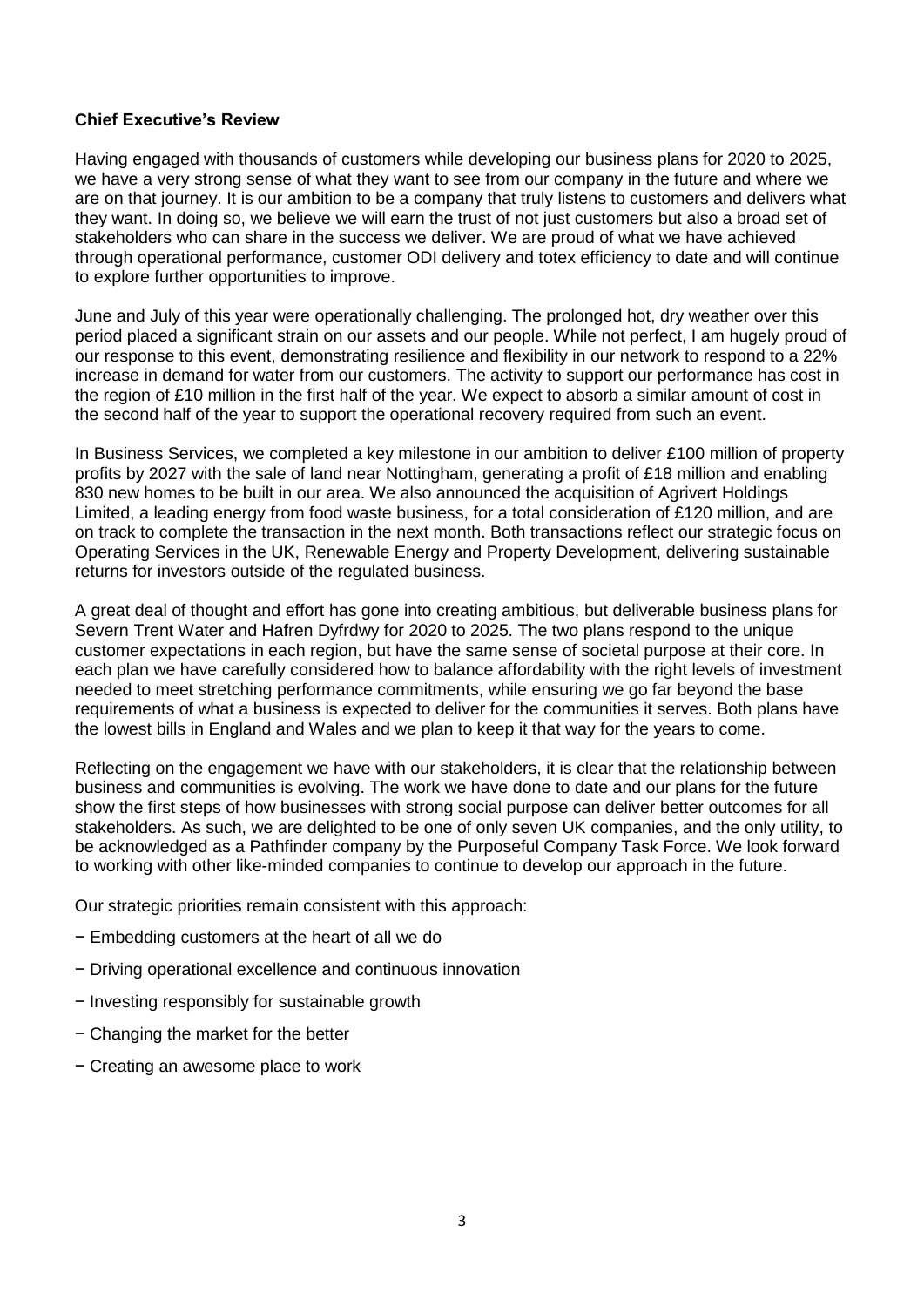## Chief Executive's Review

Having engaged with thousands of customers while developing our business plans for 2020 to 2025, we have a very strong sense of what they want to see from our company in the future and where we are on that journey. It is our ambition to be a company that truly listens to customers and delivers what they want. In doing so, we believe we will earn the trust of not just customers but also a broad set of stakeholders who can share in the success we deliver. We are proud of what we have achieved through operational performance, customer ODI delivery and totex efficiency to date and will continue to explore further opportunities to improve.

June and July of this year were operationally challenging. The prolonged hot, dry weather over this period placed a significant strain on our assets and our people. While not perfect, I am hugely proud of our response to this event, demonstrating resilience and flexibility in our network to respond to a 22% increase in demand for water from our customers. The activity to support our performance has cost in the region of £10 million in the first half of the year. We expect to absorb a similar amount of cost in the second half of the year to support the operational recovery required from such an event.

In Business Services, we completed a key milestone in our ambition to deliver £100 million of property profits by 2027 with the sale of land near Nottingham, generating a profit of £18 million and enabling 830 new homes to be built in our area. We also announced the acquisition of Agrivert Holdings Limited, a leading energy from food waste business, for a total consideration of £120 million, and are on track to complete the transaction in the next month. Both transactions reflect our strategic focus on Operating Services in the UK, Renewable Energy and Property Development, delivering sustainable returns for investors outside of the regulated business.

A great deal of thought and effort has gone into creating ambitious, but deliverable business plans for Severn Trent Water and Hafren Dyfrdwy for 2020 to 2025. The two plans respond to the unique customer expectations in each region, but have the same sense of societal purpose at their core. In each plan we have carefully considered how to balance affordability with the right levels of investment needed to meet stretching performance commitments, while ensuring we go far beyond the base requirements of what a business is expected to deliver for the communities it serves. Both plans have the lowest bills in England and Wales and we plan to keep it that way for the years to come.

Reflecting on the engagement we have with our stakeholders, it is clear that the relationship between business and communities is evolving. The work we have done to date and our plans for the future show the first steps of how businesses with strong social purpose can deliver better outcomes for all stakeholders. As such, we are delighted to be one of only seven UK companies, and the only utility, to be acknowledged as a Pathfinder company by the Purposeful Company Task Force. We look forward to working with other like-minded companies to continue to develop our approach in the future.

Our strategic priorities remain consistent with this approach:

- Embedding customers at the heart of all we do
- Driving operational excellence and continuous innovation
- Investing responsibly for sustainable growth
- Changing the market for the better
- Creating an awesome place to work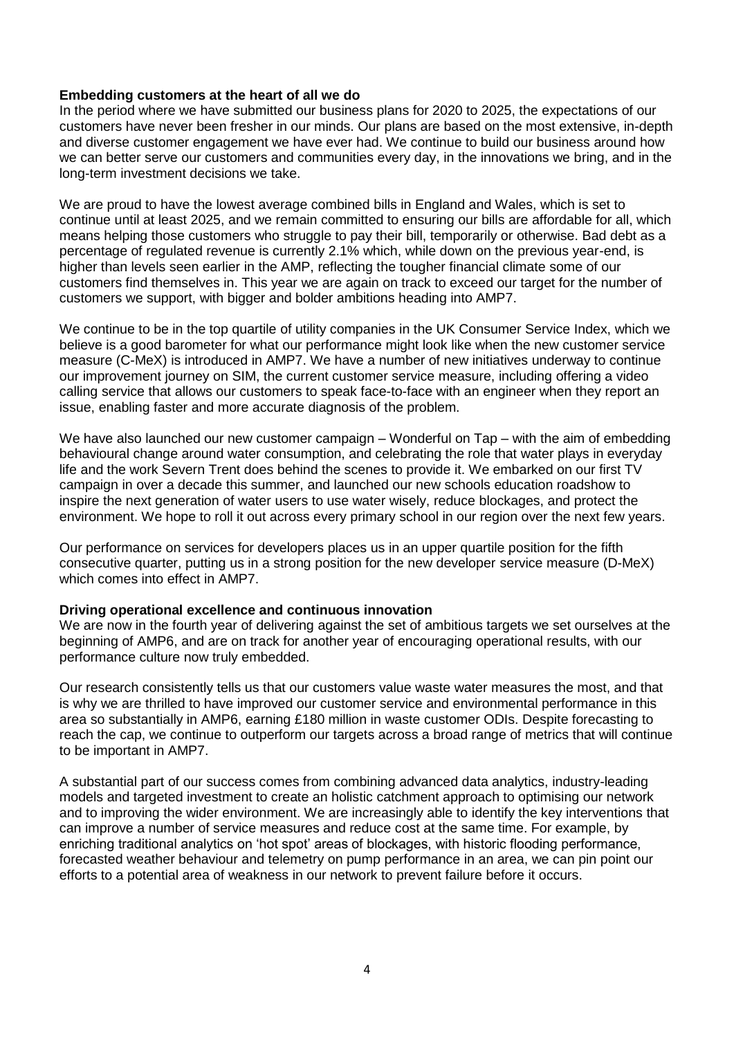**Embedding customers at the heart of all we do**

In the period where we have submitted our business plans for 2020 to 2025, the expectations of our customers have never been fresher in our minds. Our plans are based on the most extensive, in-depth and diverse customer engagement we have ever had. We continue to build our business around how we can better serve our customers and communities every day, in the innovations we bring, and in the long-term investment decisions we take.

We are proud to have the lowest average combined bills in England and Wales, which is set to continue until at least 2025, and we remain committed to ensuring our bills are affordable for all, which means helping those customers who struggle to pay their bill, temporarily or otherwise. Bad debt as a percentage of regulated revenue is currently 2.1% which, while down on the previous year-end, is higher than levels seen earlier in the AMP, reflecting the tougher financial climate some of our customers find themselves in. This year we are again on track to exceed our target for the number of customers we support, with bigger and bolder ambitions heading into AMP7.

We continue to be in the top quartile of utility companies in the UK Consumer Service Index, which we believe is a good barometer for what our performance might look like when the new customer service measure (C-MeX) is introduced in AMP7. We have a number of new initiatives underway to continue our improvement journey on SIM, the current customer service measure, including offering a video calling service that allows our customers to speak face-to-face with an engineer when they report an issue, enabling faster and more accurate diagnosis of the problem.

We have also launched our new customer campaign – Wonderful on Tap – with the aim of embedding behavioural change around water consumption, and celebrating the role that water plays in everyday life and the work Severn Trent does behind the scenes to provide it. We embarked on our first TV campaign in over a decade this summer, and launched our new schools education roadshow to inspire the next generation of water users to use water wisely, reduce blockages, and protect the environment. We hope to roll it out across every primary school in our region over the next few years.

Our performance on services for developers places us in an upper quartile position for the fifth consecutive quarter, putting us in a strong position for the new developer service measure (D-MeX) which comes into effect in AMP7.

**Driving operational excellence and continuous innovation**

We are now in the fourth year of delivering against the set of ambitious targets we set ourselves at the beginning of AMP6, and are on track for another year of encouraging operational results, with our performance culture now truly embedded.

Our research consistently tells us that our customers value waste water measures the most, and that is why we are thrilled to have improved our customer service and environmental performance in this area so substantially in AMP6, earning £180 million in waste customer ODIs. Despite forecasting to reach the cap, we continue to outperform our targets across a broad range of metrics that will continue to be important in AMP7.

A substantial part of our success comes from combining advanced data analytics, industry-leading models and targeted investment to create an holistic catchment approach to optimising our network and to improving the wider environment. We are increasingly able to identify the key interventions that can improve a number of service measures and reduce cost at the same time. For example, by enriching traditional analytics on 'hot spot' areas of blockages, with historic flooding performance, forecasted weather behaviour and telemetry on pump performance in an area, we can pin point our efforts to a potential area of weakness in our network to prevent failure before it occurs.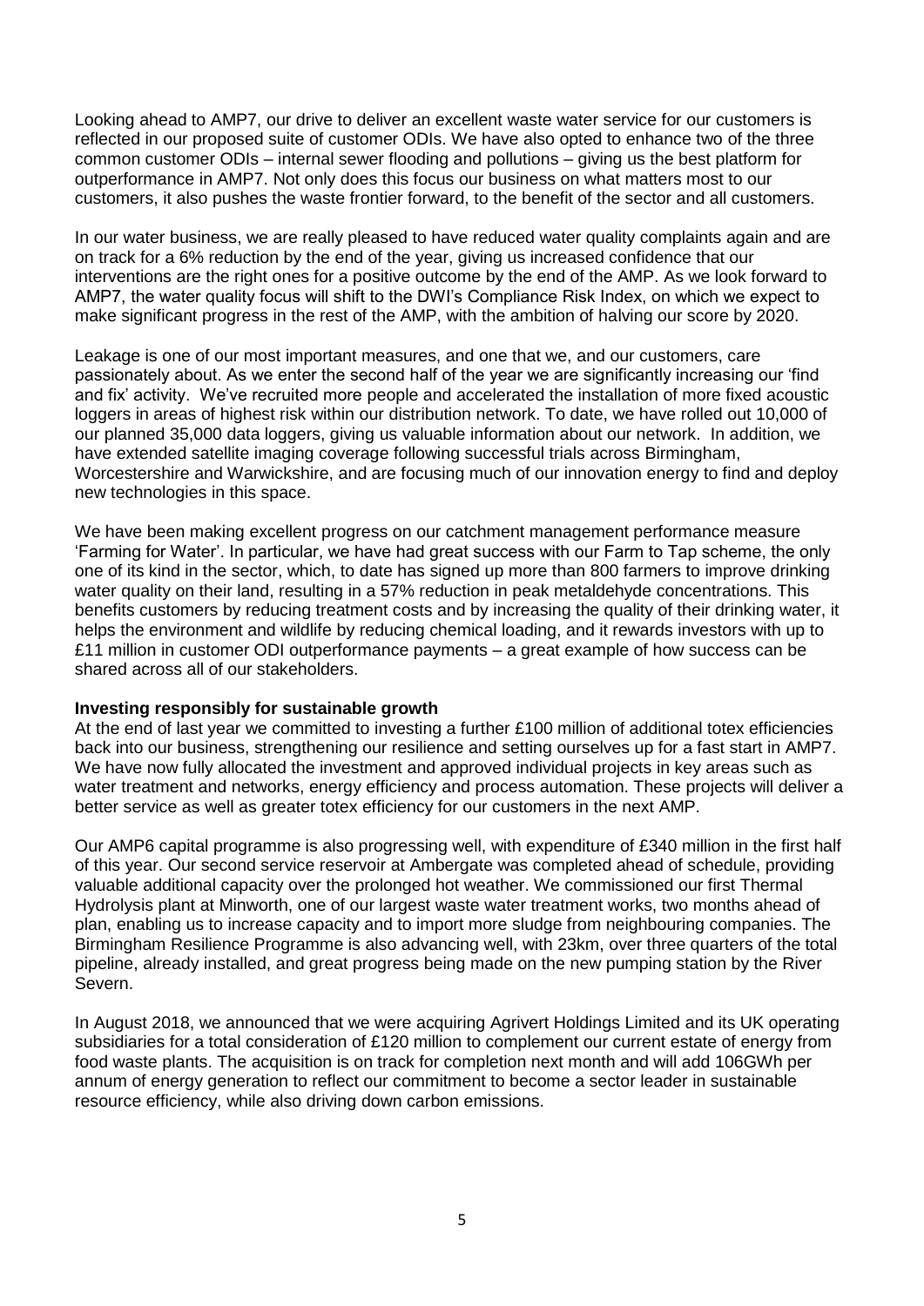Looking ahead to AMP7, our drive to deliver an excellent waste water service for our customers is reflected in our proposed suite of customer ODIs. We have also opted to enhance two of the three common customer ODIs – internal sewer flooding and pollutions – giving us the best platform for outperformance in AMP7. Not only does this focus our business on what matters most to our customers, it also pushes the waste frontier forward, to the benefit of the sector and all customers.

In our water business, we are really pleased to have reduced water quality complaints again and are on track for a 6% reduction by the end of the year, giving us increased confidence that our interventions are the right ones for a positive outcome by the end of the AMP. As we look forward to AMP7, the water quality focus will shift to the DWI's Compliance Risk Index, on which we expect to make significant progress in the rest of the AMP, with the ambition of halving our score by 2020.

Leakage is one of our most important measures, and one that we, and our customers, care passionately about. As we enter the second half of the year we are significantly increasing our 'find and fix' activity. We've recruited more people and accelerated the installation of more fixed acoustic loggers in areas of highest risk within our distribution network. To date, we have rolled out 10,000 of our planned 35,000 data loggers, giving us valuable information about our network. In addition, we have extended satellite imaging coverage following successful trials across Birmingham, Worcestershire and Warwickshire, and are focusing much of our innovation energy to find and deploy new technologies in this space.

We have been making excellent progress on our catchment management performance measure 'Farming for Water'. In particular, we have had great success with our Farm to Tap scheme, the only one of its kind in the sector, which, to date has signed up more than 800 farmers to improve drinking water quality on their land, resulting in a 57% reduction in peak metaldehyde concentrations. This benefits customers by reducing treatment costs and by increasing the quality of their drinking water, it helps the environment and wildlife by reducing chemical loading, and it rewards investors with up to £11 million in customer ODI outperformance payments – a great example of how success can be shared across all of our stakeholders.

**Investing responsibly for sustainable growth**

At the end of last year we committed to investing a further £100 million of additional totex efficiencies back into our business, strengthening our resilience and setting ourselves up for a fast start in AMP7. We have now fully allocated the investment and approved individual projects in key areas such as water treatment and networks, energy efficiency and process automation. These projects will deliver a better service as well as greater totex efficiency for our customers in the next AMP.

Our AMP6 capital programme is also progressing well, with expenditure of £340 million in the first half of this year. Our second service reservoir at Ambergate was completed ahead of schedule, providing valuable additional capacity over the prolonged hot weather. We commissioned our first Thermal Hydrolysis plant at Minworth, one of our largest waste water treatment works, two months ahead of plan, enabling us to increase capacity and to import more sludge from neighbouring companies. The Birmingham Resilience Programme is also advancing well, with 23km, over three quarters of the total pipeline, already installed, and great progress being made on the new pumping station by the River Severn.

In August 2018, we announced that we were acquiring Agrivert Holdings Limited and its UK operating subsidiaries for a total consideration of £120 million to complement our current estate of energy from food waste plants. The acquisition is on track for completion next month and will add 106GWh per annum of energy generation to reflect our commitment to become a sector leader in sustainable resource efficiency, while also driving down carbon emissions.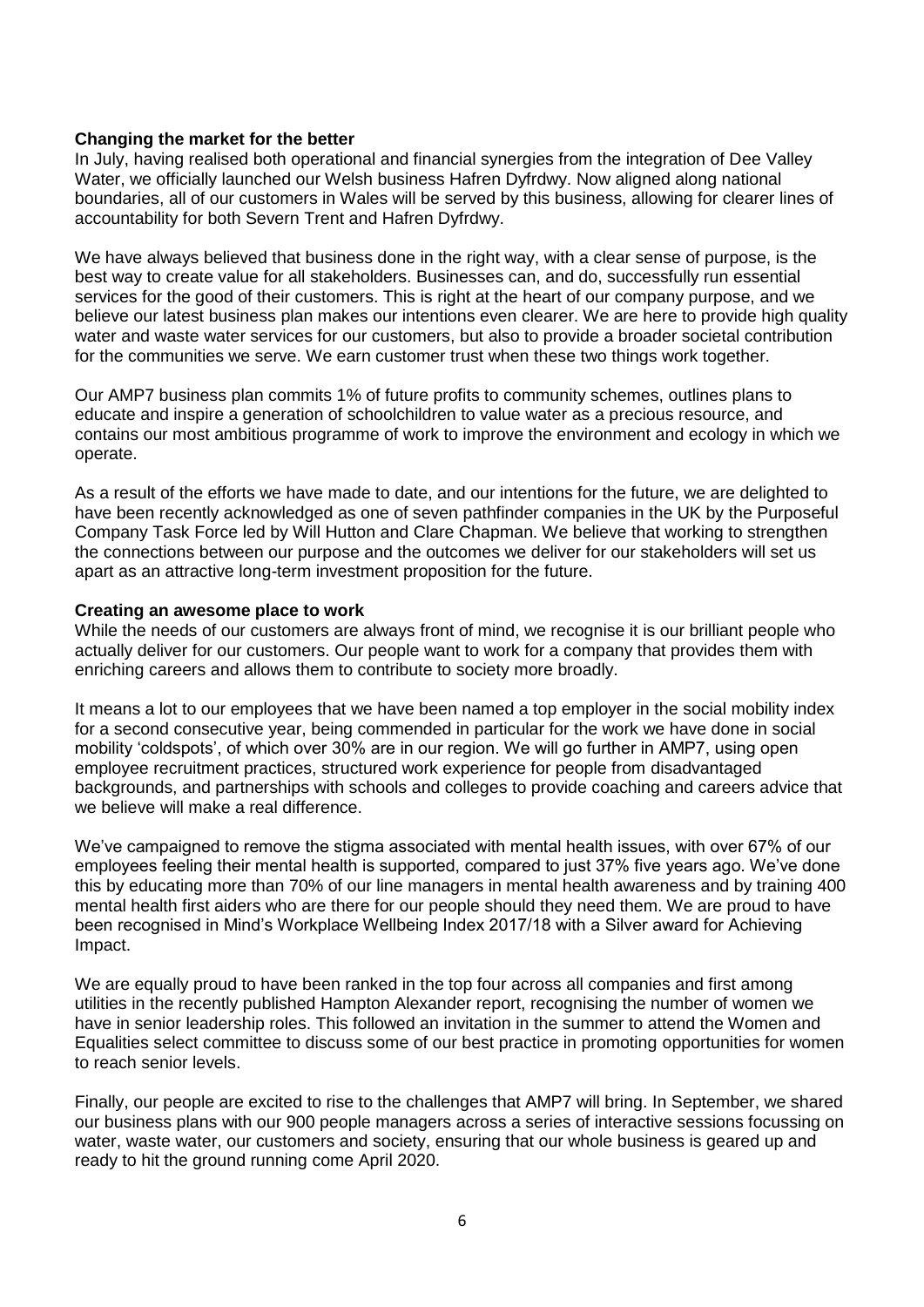**Changing the market for the better**

In July, having realised both operational and financial synergies from the integration of Dee Valley Water, we officially launched our Welsh business Hafren Dyfrdwy. Now aligned along national boundaries, all of our customers in Wales will be served by this business, allowing for clearer lines of accountability for both Severn Trent and Hafren Dyfrdwy.

We have always believed that business done in the right way, with a clear sense of purpose, is the best way to create value for all stakeholders. Businesses can, and do, successfully run essential services for the good of their customers. This is right at the heart of our company purpose, and we believe our latest business plan makes our intentions even clearer. We are here to provide high quality water and waste water services for our customers, but also to provide a broader societal contribution for the communities we serve. We earn customer trust when these two things work together.

Our AMP7 business plan commits 1% of future profits to community schemes, outlines plans to educate and inspire a generation of schoolchildren to value water as a precious resource, and contains our most ambitious programme of work to improve the environment and ecology in which we operate.

As a result of the efforts we have made to date, and our intentions for the future, we are delighted to have been recently acknowledged as one of seven pathfinder companies in the UK by the Purposeful Company Task Force led by Will Hutton and Clare Chapman. We believe that working to strengthen the connections between our purpose and the outcomes we deliver for our stakeholders will set us apart as an attractive long-term investment proposition for the future.

**Creating an awesome place to work**

While the needs of our customers are always front of mind, we recognise it is our brilliant people who actually deliver for our customers. Our people want to work for a company that provides them with enriching careers and allows them to contribute to society more broadly.

It means a lot to our employees that we have been named a top employer in the social mobility index for a second consecutive year, being commended in particular for the work we have done in social mobility 'coldspots', of which over 30% are in our region. We will go further in AMP7, using open employee recruitment practices, structured work experience for people from disadvantaged backgrounds, and partnerships with schools and colleges to provide coaching and careers advice that we believe will make a real difference.

We've campaigned to remove the stigma associated with mental health issues, with over 67% of our employees feeling their mental health is supported, compared to just 37% five years ago. We've done this by educating more than 70% of our line managers in mental health awareness and by training 400 mental health first aiders who are there for our people should they need them. We are proud to have been recognised in Mind's Workplace Wellbeing Index 2017/18 with a Silver award for Achieving Impact.

We are equally proud to have been ranked in the top four across all companies and first among utilities in the recently published Hampton Alexander report, recognising the number of women we have in senior leadership roles. This followed an invitation in the summer to attend the Women and Equalities select committee to discuss some of our best practice in promoting opportunities for women to reach senior levels.

Finally, our people are excited to rise to the challenges that AMP7 will bring. In September, we shared our business plans with our 900 people managers across a series of interactive sessions focussing on water, waste water, our customers and society, ensuring that our whole business is geared up and ready to hit the ground running come April 2020.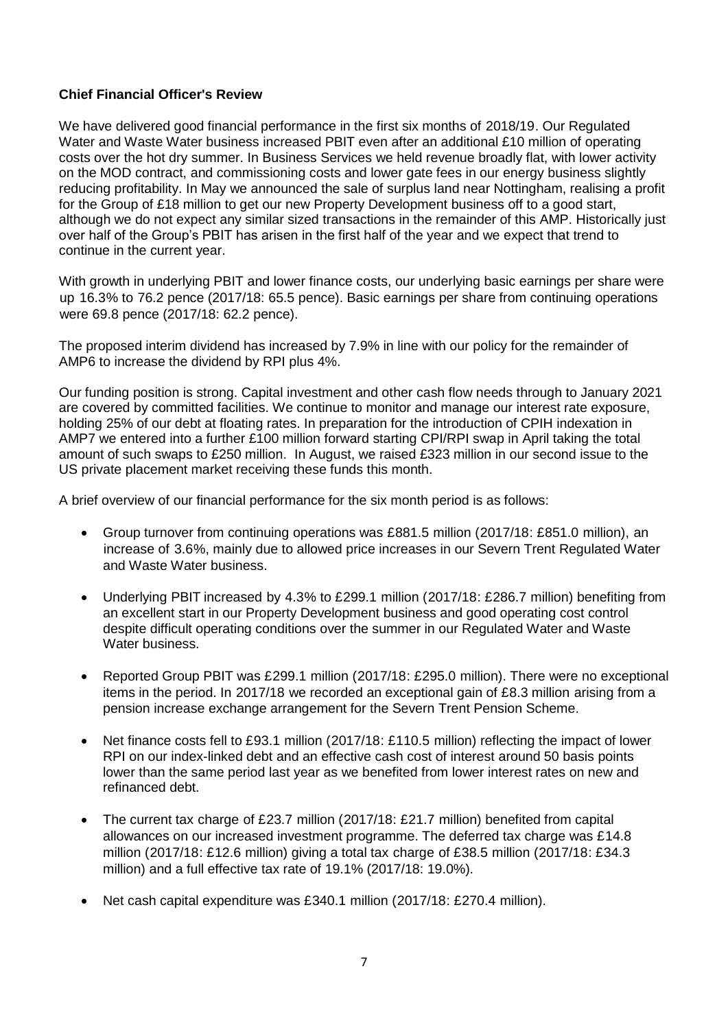**Chief Financial Officer's Review**

We have delivered good financial performance in the first six months of 2018/19. Our Regulated Water and Waste Water business increased PBIT even after an additional £10 million of operating costs over the hot dry summer. In Business Services we held revenue broadly flat, with lower activity on the MOD contract, and commissioning costs and lower gate fees in our energy business slightly reducing profitability. In May we announced the sale of surplus land near Nottingham, realising a profit for the Group of £18 million to get our new Property Development business off to a good start, although we do not expect any similar sized transactions in the remainder of this AMP. Historically just over half of the Group's PBIT has arisen in the first half of the year and we expect that trend to continue in the current year.

With growth in underlying PBIT and lower finance costs, our underlying basic earnings per share were up 16.3% to 76.2 pence (2017/18: 65.5 pence). Basic earnings per share from continuing operations were 69.8 pence (2017/18: 62.2 pence).

The proposed interim dividend has increased by 7.9% in line with our policy for the remainder of AMP6 to increase the dividend by RPI plus 4%.

Our funding position is strong. Capital investment and other cash flow needs through to January 2021 are covered by committed facilities. We continue to monitor and manage our interest rate exposure, holding 25% of our debt at floating rates. In preparation for the introduction of CPIH indexation in AMP7 we entered into a further £100 million forward starting CPI/RPI swap in April taking the total amount of such swaps to £250 million. In August, we raised £323 million in our second issue to the US private placement market receiving these funds this month.

A brief overview of our financial performance for the six month period is as follows:

- Group turnover from continuing operations was £881.5 million (2017/18: £851.0 million), an increase of 3.6%, mainly due to allowed price increases in our Severn Trent Regulated Water and Waste Water business.
- Underlying PBIT increased by 4.3% to £299.1 million (2017/18: £286.7 million) benefiting from an excellent start in our Property Development business and good operating cost control despite difficult operating conditions over the summer in our Regulated Water and Waste Water business.
- Reported Group PBIT was £299.1 million (2017/18: £295.0 million). There were no exceptional items in the period. In 2017/18 we recorded an exceptional gain of £8.3 million arising from a pension increase exchange arrangement for the Severn Trent Pension Scheme.
- Net finance costs fell to £93.1 million (2017/18: £110.5 million) reflecting the impact of lower RPI on our index-linked debt and an effective cash cost of interest around 50 basis points lower than the same period last year as we benefited from lower interest rates on new and refinanced debt.
- The current tax charge of £23.7 million (2017/18: £21.7 million) benefited from capital allowances on our increased investment programme. The deferred tax charge was £14.8 million (2017/18: £12.6 million) giving a total tax charge of £38.5 million (2017/18: £34.3 million) and a full effective tax rate of 19.1% (2017/18: 19.0%).
- Net cash capital expenditure was £340.1 million (2017/18: £270.4 million).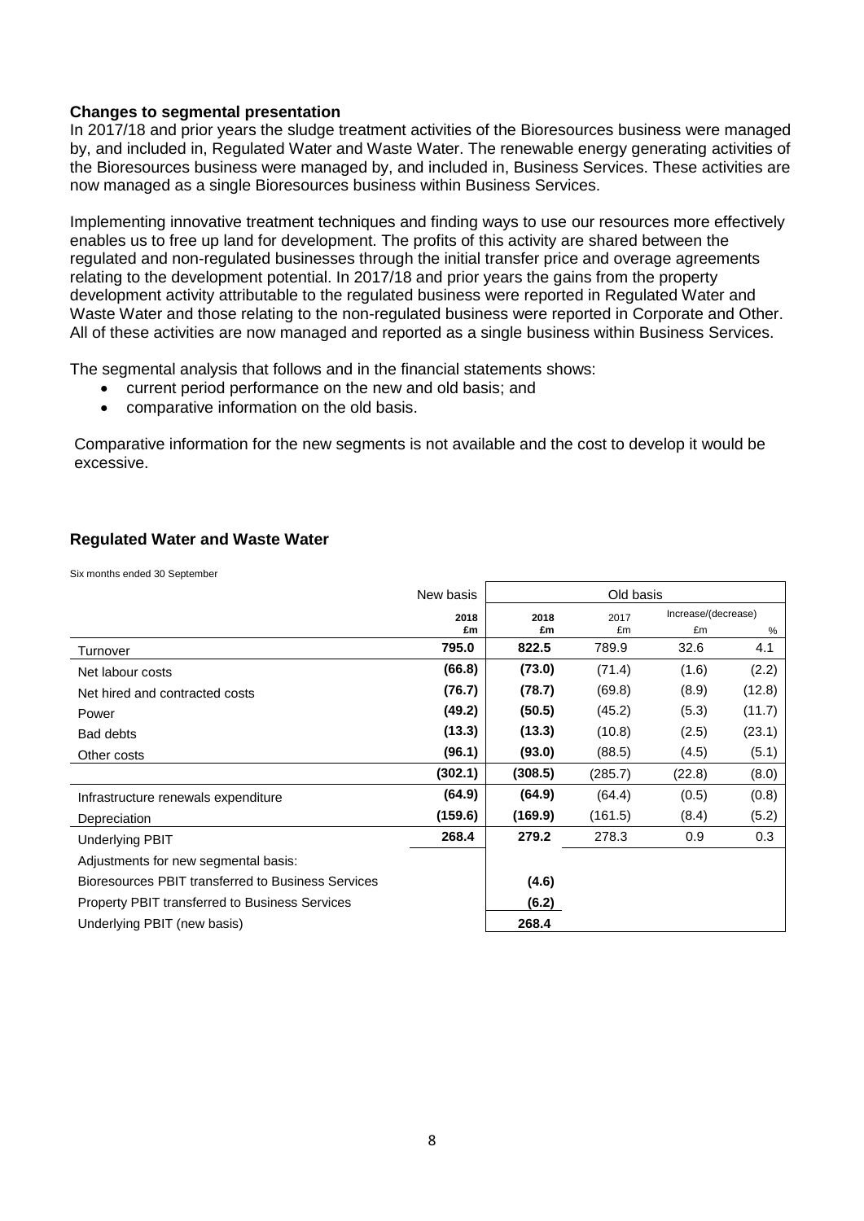### Changes to segmental presentation

In 2017/18 and prior years the sludge treatment activities of the Bioresources business were managed by, and included in, Regulated Water and Waste Water. The renewable energy generating activities of the Bioresources business were managed by, and included in, Business Services. These activities are now managed as a single Bioresources business within Business Services.

Implementing innovative treatment techniques and finding ways to use our resources more effectively enables us to free up land for development. The profits of this activity are shared between the regulated and non-regulated businesses through the initial transfer price and overage agreements relating to the development potential. In 2017/18 and prior years the gains from the property development activity attributable to the regulated business were reported in Regulated Water and Waste Water and those relating to the non-regulated business were reported in Corporate and Other. All of these activities are now managed and reported as a single business within Business Services.

The segmental analysis that follows and in the financial statements shows:

- current period performance on the new and old basis; and
- comparative information on the old basis.

Comparative information for the new segments is not available and the cost to develop it would be excessive.

### Regulated Water and Waste Water

Six months ended 30 September

| | New basis | Old basis | | | |
|---|---|---|---|---|---|
| | **2018** | **2018** | 2017 | Increase/(decrease) | |
| | **£m** | **£m** | £m | £m | % |
| Turnover | **795.0** | **822.5** | 789.9 | 32.6 | 4.1 |
| Net labour costs | **(66.8)** | **(73.0)** | (71.4) | (1.6) | (2.2) |
| Net hired and contracted costs | **(76.7)** | **(78.7)** | (69.8) | (8.9) | (12.8) |
| Power | **(49.2)** | **(50.5)** | (45.2) | (5.3) | (11.7) |
| Bad debts | **(13.3)** | **(13.3)** | (10.8) | (2.5) | (23.1) |
| Other costs | **(96.1)** | **(93.0)** | (88.5) | (4.5) | (5.1) |
| | **(302.1)** | **(308.5)** | (285.7) | (22.8) | (8.0) |
| Infrastructure renewals expenditure | **(64.9)** | **(64.9)** | (64.4) | (0.5) | (0.8) |
| Depreciation | **(159.6)** | **(169.9)** | (161.5) | (8.4) | (5.2) |
| Underlying PBIT | **268.4** | **279.2** | 278.3 | 0.9 | 0.3 |
| Adjustments for new segmental basis: | | | | | |
| Bioresources PBIT transferred to Business Services | | **(4.6)** | | | |
| Property PBIT transferred to Business Services | | **(6.2)** | | | |
| Underlying PBIT (new basis) | | **268.4** | | | |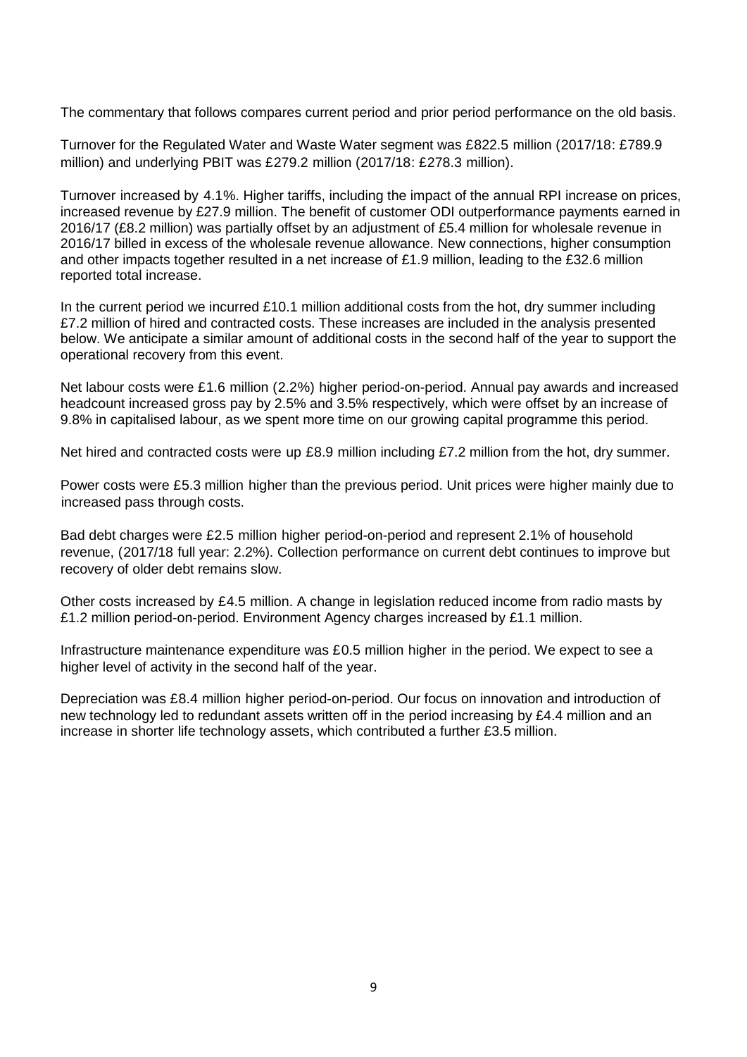The commentary that follows compares current period and prior period performance on the old basis.

Turnover for the Regulated Water and Waste Water segment was £822.5 million (2017/18: £789.9 million) and underlying PBIT was £279.2 million (2017/18: £278.3 million).

Turnover increased by 4.1%. Higher tariffs, including the impact of the annual RPI increase on prices, increased revenue by £27.9 million. The benefit of customer ODI outperformance payments earned in 2016/17 (£8.2 million) was partially offset by an adjustment of £5.4 million for wholesale revenue in 2016/17 billed in excess of the wholesale revenue allowance. New connections, higher consumption and other impacts together resulted in a net increase of £1.9 million, leading to the £32.6 million reported total increase.

In the current period we incurred £10.1 million additional costs from the hot, dry summer including £7.2 million of hired and contracted costs. These increases are included in the analysis presented below. We anticipate a similar amount of additional costs in the second half of the year to support the operational recovery from this event.

Net labour costs were £1.6 million (2.2%) higher period-on-period. Annual pay awards and increased headcount increased gross pay by 2.5% and 3.5% respectively, which were offset by an increase of 9.8% in capitalised labour, as we spent more time on our growing capital programme this period.

Net hired and contracted costs were up £8.9 million including £7.2 million from the hot, dry summer.

Power costs were £5.3 million higher than the previous period. Unit prices were higher mainly due to increased pass through costs.

Bad debt charges were £2.5 million higher period-on-period and represent 2.1% of household revenue, (2017/18 full year: 2.2%). Collection performance on current debt continues to improve but recovery of older debt remains slow.

Other costs increased by £4.5 million. A change in legislation reduced income from radio masts by £1.2 million period-on-period. Environment Agency charges increased by £1.1 million.

Infrastructure maintenance expenditure was £0.5 million higher in the period. We expect to see a higher level of activity in the second half of the year.

Depreciation was £8.4 million higher period-on-period. Our focus on innovation and introduction of new technology led to redundant assets written off in the period increasing by £4.4 million and an increase in shorter life technology assets, which contributed a further £3.5 million.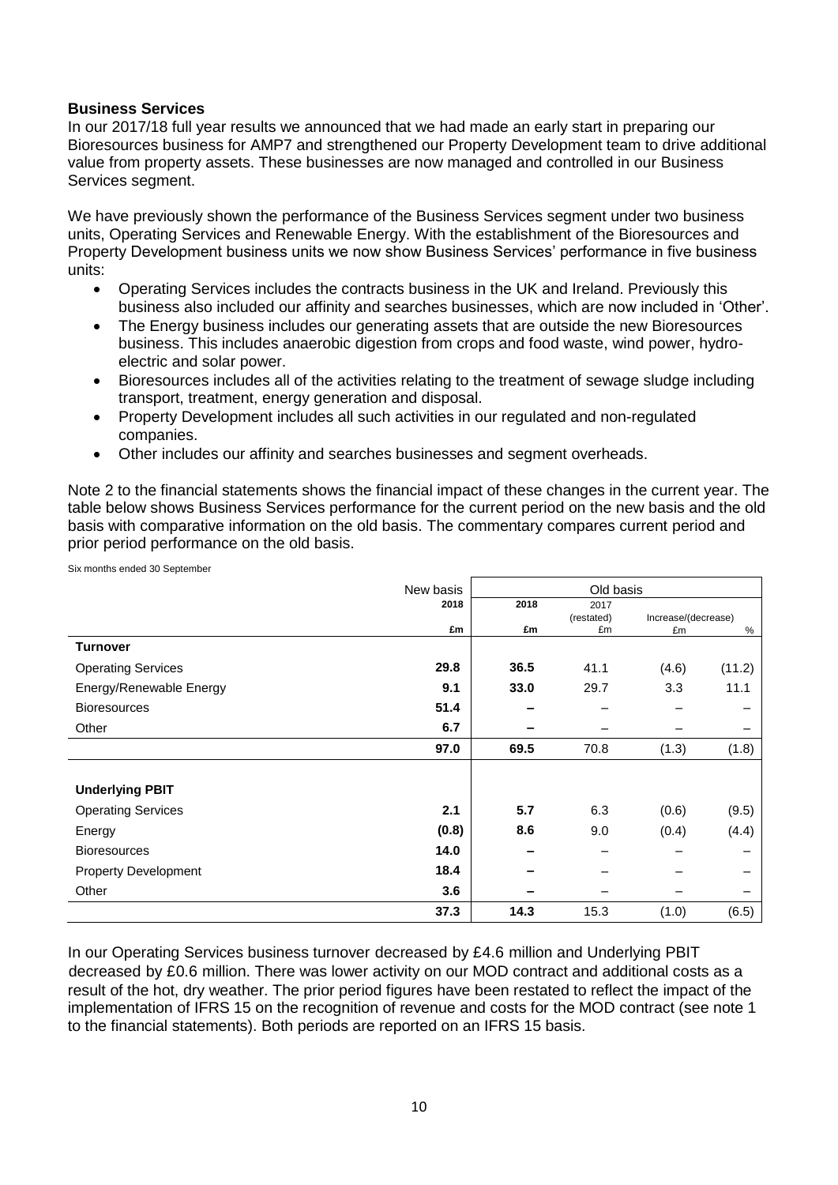### Business Services

In our 2017/18 full year results we announced that we had made an early start in preparing our Bioresources business for AMP7 and strengthened our Property Development team to drive additional value from property assets. These businesses are now managed and controlled in our Business Services segment.

We have previously shown the performance of the Business Services segment under two business units, Operating Services and Renewable Energy. With the establishment of the Bioresources and Property Development business units we now show Business Services' performance in five business units:

- Operating Services includes the contracts business in the UK and Ireland. Previously this business also included our affinity and searches businesses, which are now included in 'Other'.
- The Energy business includes our generating assets that are outside the new Bioresources business. This includes anaerobic digestion from crops and food waste, wind power, hydro-electric and solar power.
- Bioresources includes all of the activities relating to the treatment of sewage sludge including transport, treatment, energy generation and disposal.
- Property Development includes all such activities in our regulated and non-regulated companies.
- Other includes our affinity and searches businesses and segment overheads.

Note 2 to the financial statements shows the financial impact of these changes in the current year. The table below shows Business Services performance for the current period on the new basis and the old basis with comparative information on the old basis. The commentary compares current period and prior period performance on the old basis.

Six months ended 30 September

| | New basis | Old basis | | | |
|---|---|---|---|---|---|
| | **2018** | **2018** | 2017 (restated) | Increase/(decrease) | |
| | **£m** | **£m** | £m | £m | % |
| **Turnover** | | | | | |
| Operating Services | **29.8** | **36.5** | 41.1 | (4.6) | (11.2) |
| Energy/Renewable Energy | **9.1** | **33.0** | 29.7 | 3.3 | 11.1 |
| Bioresources | **51.4** | **–** | – | – | – |
| Other | **6.7** | **–** | – | – | – |
| | **97.0** | **69.5** | 70.8 | (1.3) | (1.8) |
| **Underlying PBIT** | | | | | |
| Operating Services | **2.1** | **5.7** | 6.3 | (0.6) | (9.5) |
| Energy | **(0.8)** | **8.6** | 9.0 | (0.4) | (4.4) |
| Bioresources | **14.0** | **–** | – | – | – |
| Property Development | **18.4** | **–** | – | – | – |
| Other | **3.6** | **–** | – | – | – |
| | **37.3** | **14.3** | 15.3 | (1.0) | (6.5) |

In our Operating Services business turnover decreased by £4.6 million and Underlying PBIT decreased by £0.6 million. There was lower activity on our MOD contract and additional costs as a result of the hot, dry weather. The prior period figures have been restated to reflect the impact of the implementation of IFRS 15 on the recognition of revenue and costs for the MOD contract (see note 1 to the financial statements). Both periods are reported on an IFRS 15 basis.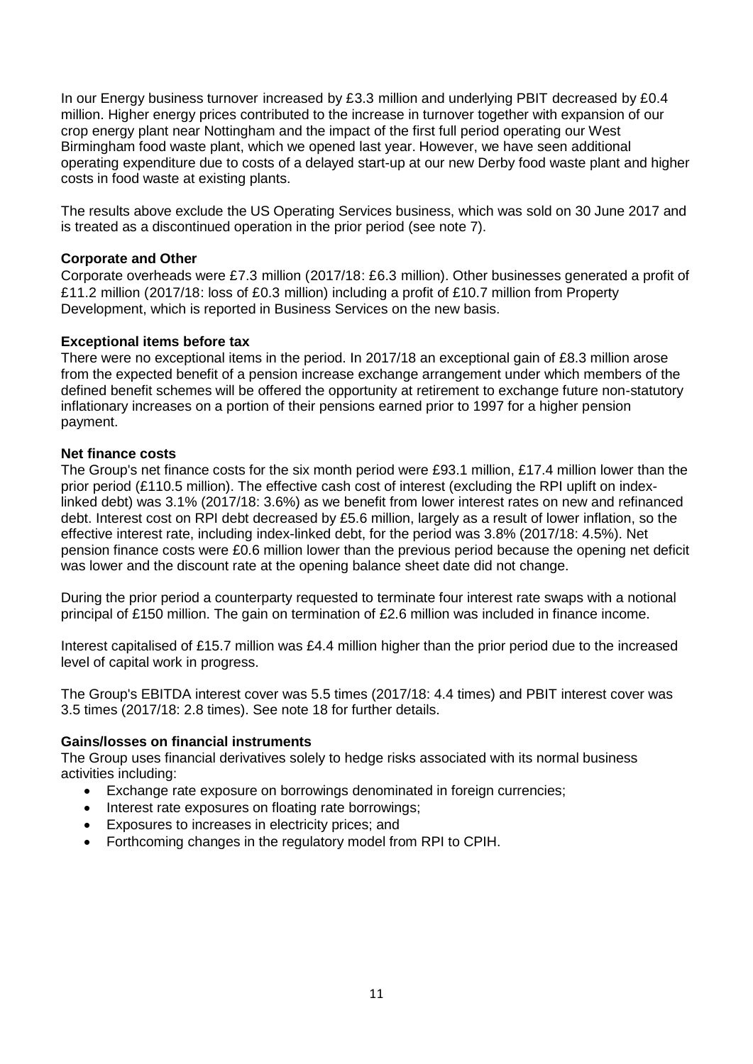In our Energy business turnover increased by £3.3 million and underlying PBIT decreased by £0.4 million. Higher energy prices contributed to the increase in turnover together with expansion of our crop energy plant near Nottingham and the impact of the first full period operating our West Birmingham food waste plant, which we opened last year. However, we have seen additional operating expenditure due to costs of a delayed start-up at our new Derby food waste plant and higher costs in food waste at existing plants.

The results above exclude the US Operating Services business, which was sold on 30 June 2017 and is treated as a discontinued operation in the prior period (see note 7).

**Corporate and Other**

Corporate overheads were £7.3 million (2017/18: £6.3 million). Other businesses generated a profit of £11.2 million (2017/18: loss of £0.3 million) including a profit of £10.7 million from Property Development, which is reported in Business Services on the new basis.

**Exceptional items before tax**

There were no exceptional items in the period. In 2017/18 an exceptional gain of £8.3 million arose from the expected benefit of a pension increase exchange arrangement under which members of the defined benefit schemes will be offered the opportunity at retirement to exchange future non-statutory inflationary increases on a portion of their pensions earned prior to 1997 for a higher pension payment.

**Net finance costs**

The Group's net finance costs for the six month period were £93.1 million, £17.4 million lower than the prior period (£110.5 million). The effective cash cost of interest (excluding the RPI uplift on index-linked debt) was 3.1% (2017/18: 3.6%) as we benefit from lower interest rates on new and refinanced debt. Interest cost on RPI debt decreased by £5.6 million, largely as a result of lower inflation, so the effective interest rate, including index-linked debt, for the period was 3.8% (2017/18: 4.5%). Net pension finance costs were £0.6 million lower than the previous period because the opening net deficit was lower and the discount rate at the opening balance sheet date did not change.

During the prior period a counterparty requested to terminate four interest rate swaps with a notional principal of £150 million. The gain on termination of £2.6 million was included in finance income.

Interest capitalised of £15.7 million was £4.4 million higher than the prior period due to the increased level of capital work in progress.

The Group's EBITDA interest cover was 5.5 times (2017/18: 4.4 times) and PBIT interest cover was 3.5 times (2017/18: 2.8 times). See note 18 for further details.

**Gains/losses on financial instruments**

The Group uses financial derivatives solely to hedge risks associated with its normal business activities including:

- Exchange rate exposure on borrowings denominated in foreign currencies;
- Interest rate exposures on floating rate borrowings;
- Exposures to increases in electricity prices; and
- Forthcoming changes in the regulatory model from RPI to CPIH.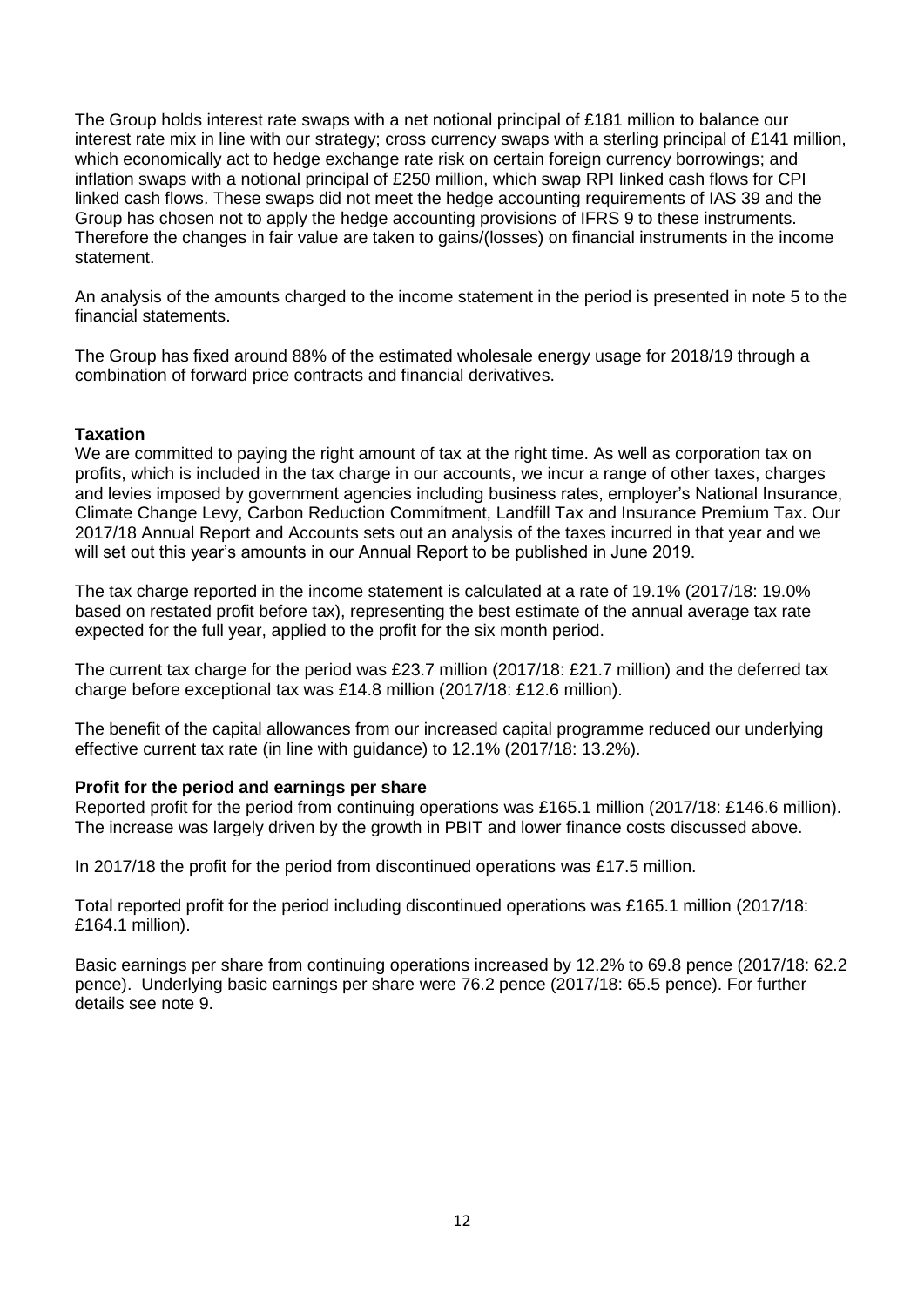The Group holds interest rate swaps with a net notional principal of £181 million to balance our interest rate mix in line with our strategy; cross currency swaps with a sterling principal of £141 million, which economically act to hedge exchange rate risk on certain foreign currency borrowings; and inflation swaps with a notional principal of £250 million, which swap RPI linked cash flows for CPI linked cash flows. These swaps did not meet the hedge accounting requirements of IAS 39 and the Group has chosen not to apply the hedge accounting provisions of IFRS 9 to these instruments. Therefore the changes in fair value are taken to gains/(losses) on financial instruments in the income statement.

An analysis of the amounts charged to the income statement in the period is presented in note 5 to the financial statements.

The Group has fixed around 88% of the estimated wholesale energy usage for 2018/19 through a combination of forward price contracts and financial derivatives.

**Taxation**

We are committed to paying the right amount of tax at the right time. As well as corporation tax on profits, which is included in the tax charge in our accounts, we incur a range of other taxes, charges and levies imposed by government agencies including business rates, employer's National Insurance, Climate Change Levy, Carbon Reduction Commitment, Landfill Tax and Insurance Premium Tax. Our 2017/18 Annual Report and Accounts sets out an analysis of the taxes incurred in that year and we will set out this year's amounts in our Annual Report to be published in June 2019.

The tax charge reported in the income statement is calculated at a rate of 19.1% (2017/18: 19.0% based on restated profit before tax), representing the best estimate of the annual average tax rate expected for the full year, applied to the profit for the six month period.

The current tax charge for the period was £23.7 million (2017/18: £21.7 million) and the deferred tax charge before exceptional tax was £14.8 million (2017/18: £12.6 million).

The benefit of the capital allowances from our increased capital programme reduced our underlying effective current tax rate (in line with guidance) to 12.1% (2017/18: 13.2%).

**Profit for the period and earnings per share**

Reported profit for the period from continuing operations was £165.1 million (2017/18: £146.6 million). The increase was largely driven by the growth in PBIT and lower finance costs discussed above.

In 2017/18 the profit for the period from discontinued operations was £17.5 million.

Total reported profit for the period including discontinued operations was £165.1 million (2017/18: £164.1 million).

Basic earnings per share from continuing operations increased by 12.2% to 69.8 pence (2017/18: 62.2 pence). Underlying basic earnings per share were 76.2 pence (2017/18: 65.5 pence). For further details see note 9.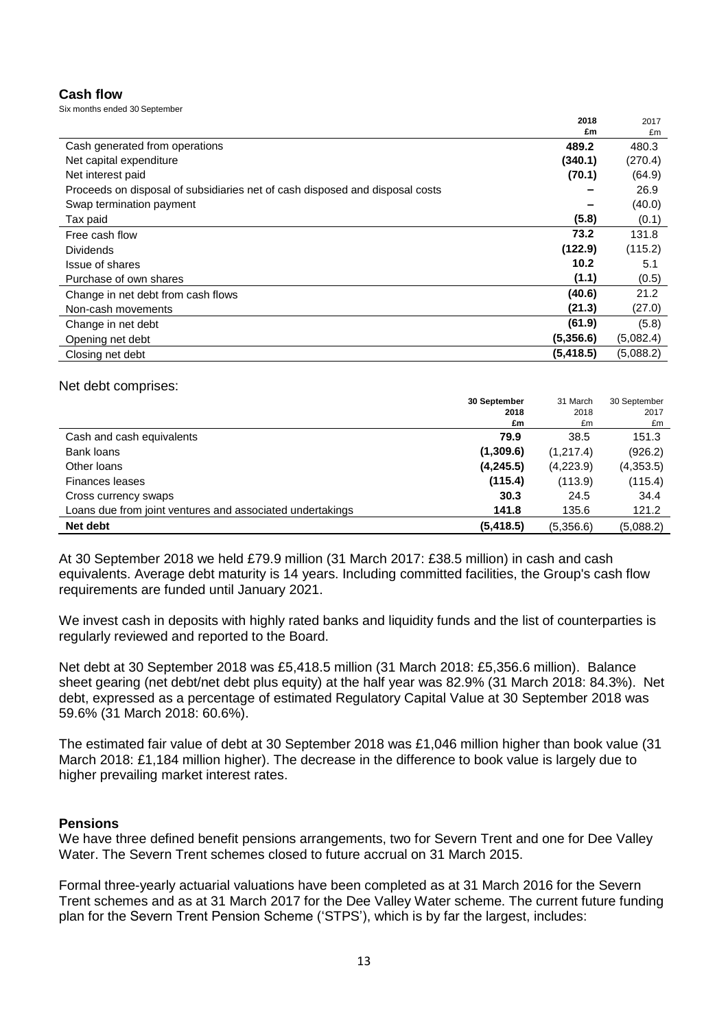## Cash flow

Six months ended 30 September

| | 2018 £m | 2017 £m |
|---|---|---|
| Cash generated from operations | **489.2** | 480.3 |
| Net capital expenditure | **(340.1)** | (270.4) |
| Net interest paid | **(70.1)** | (64.9) |
| Proceeds on disposal of subsidiaries net of cash disposed and disposal costs | **–** | 26.9 |
| Swap termination payment | **–** | (40.0) |
| Tax paid | **(5.8)** | (0.1) |
| Free cash flow | **73.2** | 131.8 |
| Dividends | **(122.9)** | (115.2) |
| Issue of shares | **10.2** | 5.1 |
| Purchase of own shares | **(1.1)** | (0.5) |
| Change in net debt from cash flows | **(40.6)** | 21.2 |
| Non-cash movements | **(21.3)** | (27.0) |
| Change in net debt | **(61.9)** | (5.8) |
| Opening net debt | **(5,356.6)** | (5,082.4) |
| Closing net debt | **(5,418.5)** | (5,088.2) |

Net debt comprises:

| | 30 September 2018 £m | 31 March 2018 £m | 30 September 2017 £m |
|---|---|---|---|
| Cash and cash equivalents | **79.9** | 38.5 | 151.3 |
| Bank loans | **(1,309.6)** | (1,217.4) | (926.2) |
| Other loans | **(4,245.5)** | (4,223.9) | (4,353.5) |
| Finances leases | **(115.4)** | (113.9) | (115.4) |
| Cross currency swaps | **30.3** | 24.5 | 34.4 |
| Loans due from joint ventures and associated undertakings | **141.8** | 135.6 | 121.2 |
| **Net debt** | **(5,418.5)** | (5,356.6) | (5,088.2) |

At 30 September 2018 we held £79.9 million (31 March 2017: £38.5 million) in cash and cash equivalents. Average debt maturity is 14 years. Including committed facilities, the Group's cash flow requirements are funded until January 2021.

We invest cash in deposits with highly rated banks and liquidity funds and the list of counterparties is regularly reviewed and reported to the Board.

Net debt at 30 September 2018 was £5,418.5 million (31 March 2018: £5,356.6 million). Balance sheet gearing (net debt/net debt plus equity) at the half year was 82.9% (31 March 2018: 84.3%). Net debt, expressed as a percentage of estimated Regulatory Capital Value at 30 September 2018 was 59.6% (31 March 2018: 60.6%).

The estimated fair value of debt at 30 September 2018 was £1,046 million higher than book value (31 March 2018: £1,184 million higher). The decrease in the difference to book value is largely due to higher prevailing market interest rates.

## Pensions

We have three defined benefit pensions arrangements, two for Severn Trent and one for Dee Valley Water. The Severn Trent schemes closed to future accrual on 31 March 2015.

Formal three-yearly actuarial valuations have been completed as at 31 March 2016 for the Severn Trent schemes and as at 31 March 2017 for the Dee Valley Water scheme. The current future funding plan for the Severn Trent Pension Scheme ('STPS'), which is by far the largest, includes: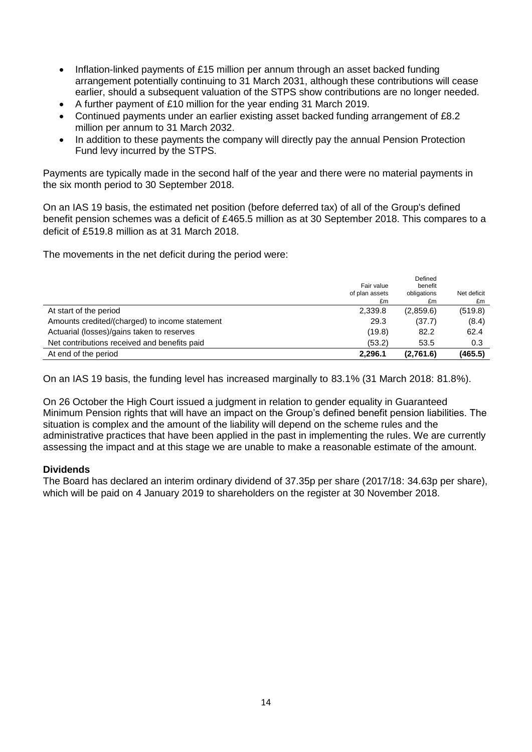- Inflation-linked payments of £15 million per annum through an asset backed funding arrangement potentially continuing to 31 March 2031, although these contributions will cease earlier, should a subsequent valuation of the STPS show contributions are no longer needed.
- A further payment of £10 million for the year ending 31 March 2019.
- Continued payments under an earlier existing asset backed funding arrangement of £8.2 million per annum to 31 March 2032.
- In addition to these payments the company will directly pay the annual Pension Protection Fund levy incurred by the STPS.

Payments are typically made in the second half of the year and there were no material payments in the six month period to 30 September 2018.

On an IAS 19 basis, the estimated net position (before deferred tax) of all of the Group's defined benefit pension schemes was a deficit of £465.5 million as at 30 September 2018. This compares to a deficit of £519.8 million as at 31 March 2018.

The movements in the net deficit during the period were:

| | Fair value of plan assets £m | Defined benefit obligations £m | Net deficit £m |
|---|---|---|---|
| At start of the period | 2,339.8 | (2,859.6) | (519.8) |
| Amounts credited/(charged) to income statement | 29.3 | (37.7) | (8.4) |
| Actuarial (losses)/gains taken to reserves | (19.8) | 82.2 | 62.4 |
| Net contributions received and benefits paid | (53.2) | 53.5 | 0.3 |
| At end of the period | **2,296.1** | **(2,761.6)** | **(465.5)** |

On an IAS 19 basis, the funding level has increased marginally to 83.1% (31 March 2018: 81.8%).

On 26 October the High Court issued a judgment in relation to gender equality in Guaranteed Minimum Pension rights that will have an impact on the Group's defined benefit pension liabilities. The situation is complex and the amount of the liability will depend on the scheme rules and the administrative practices that have been applied in the past in implementing the rules. We are currently assessing the impact and at this stage we are unable to make a reasonable estimate of the amount.

**Dividends**

The Board has declared an interim ordinary dividend of 37.35p per share (2017/18: 34.63p per share), which will be paid on 4 January 2019 to shareholders on the register at 30 November 2018.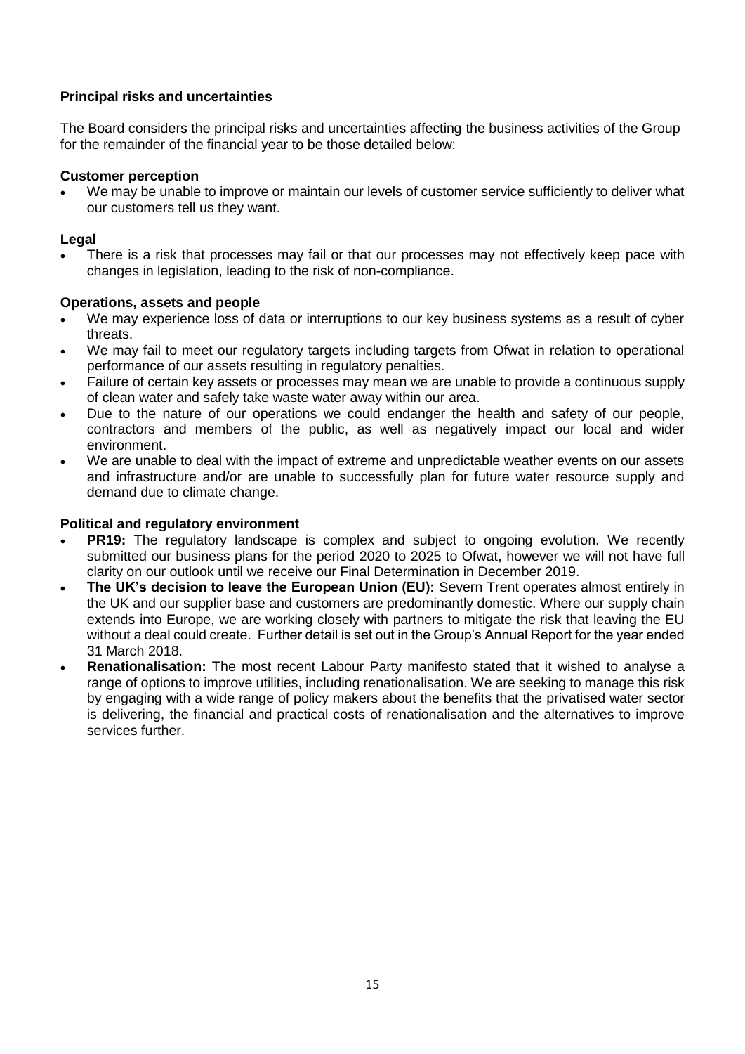## Principal risks and uncertainties

The Board considers the principal risks and uncertainties affecting the business activities of the Group for the remainder of the financial year to be those detailed below:

### Customer perception

- We may be unable to improve or maintain our levels of customer service sufficiently to deliver what our customers tell us they want.

### Legal

- There is a risk that processes may fail or that our processes may not effectively keep pace with changes in legislation, leading to the risk of non-compliance.

### Operations, assets and people

- We may experience loss of data or interruptions to our key business systems as a result of cyber threats.
- We may fail to meet our regulatory targets including targets from Ofwat in relation to operational performance of our assets resulting in regulatory penalties.
- Failure of certain key assets or processes may mean we are unable to provide a continuous supply of clean water and safely take waste water away within our area.
- Due to the nature of our operations we could endanger the health and safety of our people, contractors and members of the public, as well as negatively impact our local and wider environment.
- We are unable to deal with the impact of extreme and unpredictable weather events on our assets and infrastructure and/or are unable to successfully plan for future water resource supply and demand due to climate change.

### Political and regulatory environment

- **PR19:** The regulatory landscape is complex and subject to ongoing evolution. We recently submitted our business plans for the period 2020 to 2025 to Ofwat, however we will not have full clarity on our outlook until we receive our Final Determination in December 2019.
- **The UK's decision to leave the European Union (EU):** Severn Trent operates almost entirely in the UK and our supplier base and customers are predominantly domestic. Where our supply chain extends into Europe, we are working closely with partners to mitigate the risk that leaving the EU without a deal could create. Further detail is set out in the Group's Annual Report for the year ended 31 March 2018.
- **Renationalisation:** The most recent Labour Party manifesto stated that it wished to analyse a range of options to improve utilities, including renationalisation. We are seeking to manage this risk by engaging with a wide range of policy makers about the benefits that the privatised water sector is delivering, the financial and practical costs of renationalisation and the alternatives to improve services further.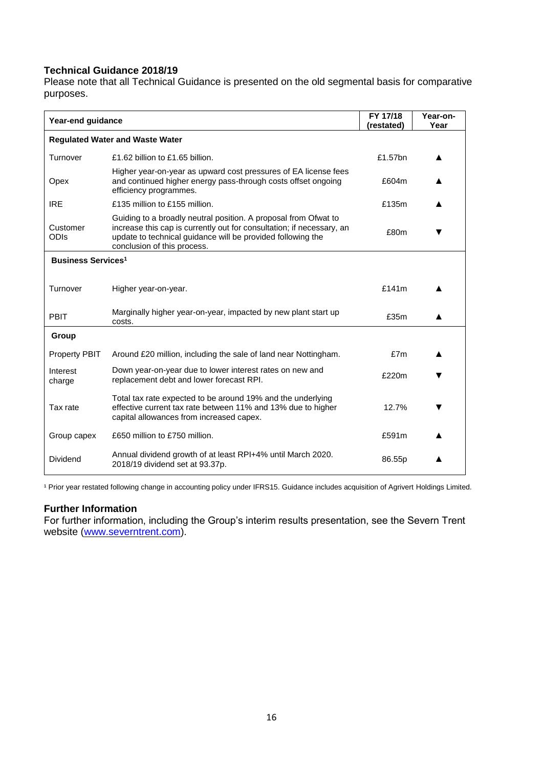### Technical Guidance 2018/19

Please note that all Technical Guidance is presented on the old segmental basis for comparative purposes.

| Year-end guidance | | FY 17/18 (restated) | Year-on-Year |
|---|---|---|---|
| **Regulated Water and Waste Water** | | | |
| Turnover | £1.62 billion to £1.65 billion. | £1.57bn | ▲ |
| Opex | Higher year-on-year as upward cost pressures of EA license fees and continued higher energy pass-through costs offset ongoing efficiency programmes. | £604m | ▲ |
| IRE | £135 million to £155 million. | £135m | ▲ |
| Customer ODIs | Guiding to a broadly neutral position. A proposal from Ofwat to increase this cap is currently out for consultation; if necessary, an update to technical guidance will be provided following the conclusion of this process. | £80m | ▼ |
| **Business Services[1]** | | | |
| Turnover | Higher year-on-year. | £141m | ▲ |
| PBIT | Marginally higher year-on-year, impacted by new plant start up costs. | £35m | ▲ |
| **Group** | | | |
| Property PBIT | Around £20 million, including the sale of land near Nottingham. | £7m | ▲ |
| Interest charge | Down year-on-year due to lower interest rates on new and replacement debt and lower forecast RPI. | £220m | ▼ |
| Tax rate | Total tax rate expected to be around 19% and the underlying effective current tax rate between 11% and 13% due to higher capital allowances from increased capex. | 12.7% | ▼ |
| Group capex | £650 million to £750 million. | £591m | ▲ |
| Dividend | Annual dividend growth of at least RPI+4% until March 2020. 2018/19 dividend set at 93.37p. | 86.55p | ▲ |

[1] Prior year restated following change in accounting policy under IFRS15. Guidance includes acquisition of Agrivert Holdings Limited.

### Further Information

For further information, including the Group's interim results presentation, see the Severn Trent website ([www.severntrent.com](www.severntrent.com)).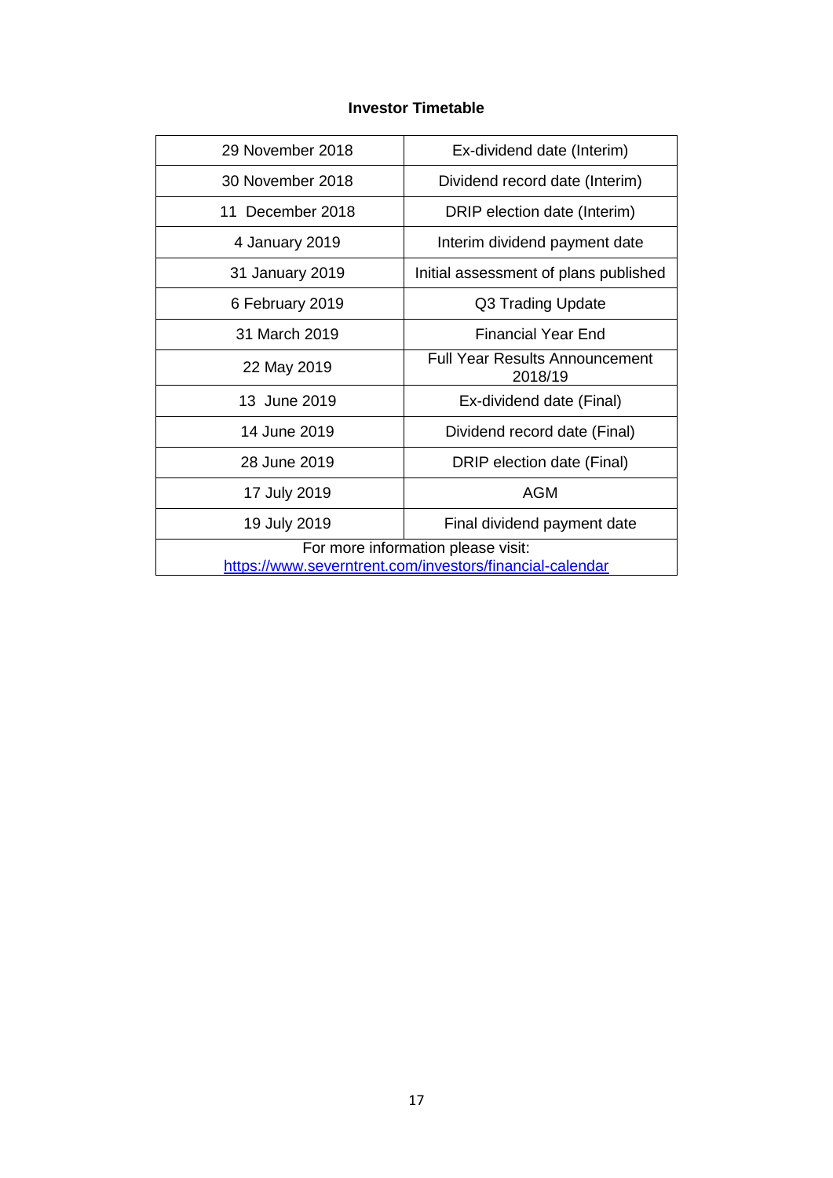**Investor Timetable**

| | |
|---|---|
| 29 November 2018 | Ex-dividend date (Interim) |
| 30 November 2018 | Dividend record date (Interim) |
| 11 December 2018 | DRIP election date (Interim) |
| 4 January 2019 | Interim dividend payment date |
| 31 January 2019 | Initial assessment of plans published |
| 6 February 2019 | Q3 Trading Update |
| 31 March 2019 | Financial Year End |
| 22 May 2019 | Full Year Results Announcement 2018/19 |
| 13 June 2019 | Ex-dividend date (Final) |
| 14 June 2019 | Dividend record date (Final) |
| 28 June 2019 | DRIP election date (Final) |
| 17 July 2019 | AGM |
| 19 July 2019 | Final dividend payment date |
| For more information please visit: https://www.severntrent.com/investors/financial-calendar | |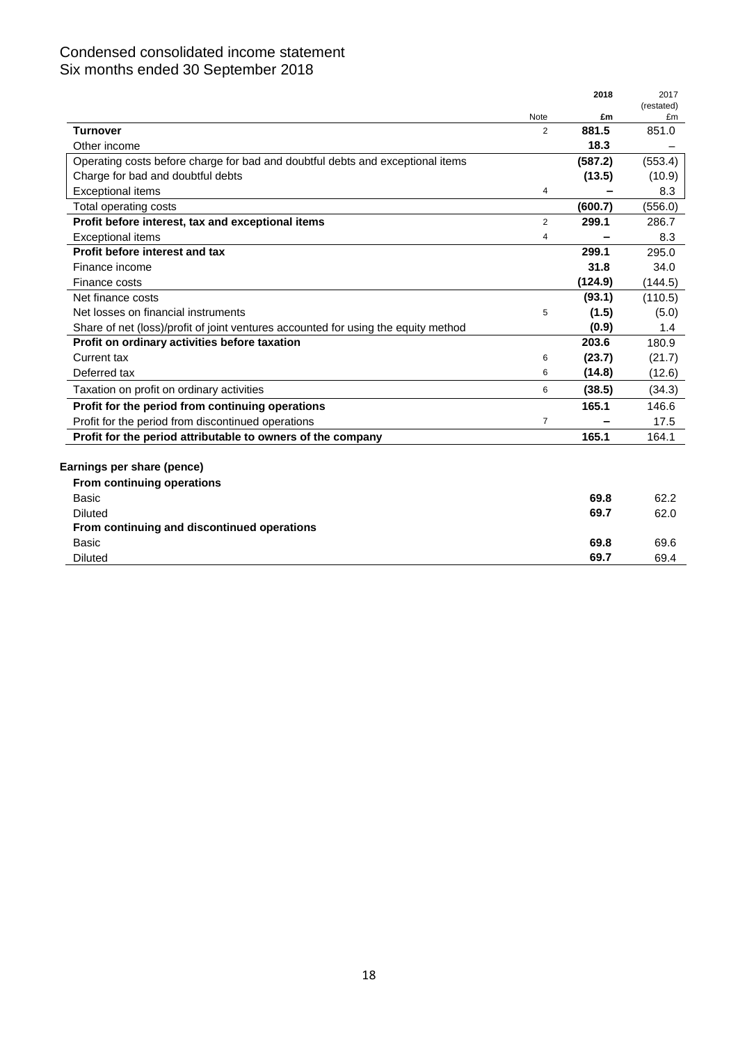# Condensed consolidated income statement
## Six months ended 30 September 2018

| | Note | 2018<br>£m | 2017<br>(restated)<br>£m |
|---|---|---|---|
| **Turnover** | 2 | **881.5** | 851.0 |
| Other income | | **18.3** | – |
| Operating costs before charge for bad and doubtful debts and exceptional items | | **(587.2)** | (553.4) |
| Charge for bad and doubtful debts | | **(13.5)** | (10.9) |
| Exceptional items | 4 | **–** | 8.3 |
| Total operating costs | | **(600.7)** | (556.0) |
| **Profit before interest, tax and exceptional items** | 2 | **299.1** | 286.7 |
| Exceptional items | 4 | **–** | 8.3 |
| **Profit before interest and tax** | | **299.1** | 295.0 |
| Finance income | | **31.8** | 34.0 |
| Finance costs | | **(124.9)** | (144.5) |
| Net finance costs | | **(93.1)** | (110.5) |
| Net losses on financial instruments | 5 | **(1.5)** | (5.0) |
| Share of net (loss)/profit of joint ventures accounted for using the equity method | | **(0.9)** | 1.4 |
| **Profit on ordinary activities before taxation** | | **203.6** | 180.9 |
| Current tax | 6 | **(23.7)** | (21.7) |
| Deferred tax | 6 | **(14.8)** | (12.6) |
| Taxation on profit on ordinary activities | 6 | **(38.5)** | (34.3) |
| **Profit for the period from continuing operations** | | **165.1** | 146.6 |
| Profit for the period from discontinued operations | 7 | **–** | 17.5 |
| **Profit for the period attributable to owners of the company** | | **165.1** | 164.1 |

| | | 2018 | 2017 |
|---|---|---|---|
| **Earnings per share (pence)** | | | |
| **From continuing operations** | | | |
| Basic | | **69.8** | 62.2 |
| Diluted | | **69.7** | 62.0 |
| **From continuing and discontinued operations** | | | |
| Basic | | **69.8** | 69.6 |
| Diluted | | **69.7** | 69.4 |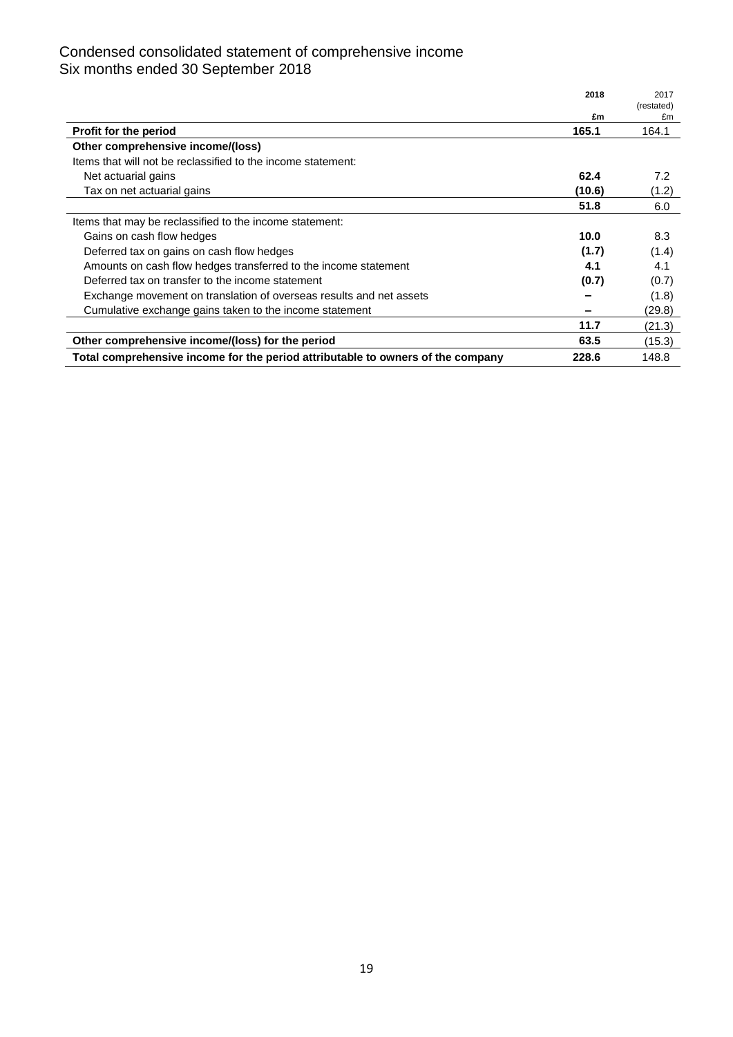# Condensed consolidated statement of comprehensive income
## Six months ended 30 September 2018

| | 2018 £m | 2017 (restated) £m |
|---|---|---|
| **Profit for the period** | **165.1** | 164.1 |
| **Other comprehensive income/(loss)** | | |
| Items that will not be reclassified to the income statement: | | |
| Net actuarial gains | **62.4** | 7.2 |
| Tax on net actuarial gains | **(10.6)** | (1.2) |
| | **51.8** | 6.0 |
| Items that may be reclassified to the income statement: | | |
| Gains on cash flow hedges | **10.0** | 8.3 |
| Deferred tax on gains on cash flow hedges | **(1.7)** | (1.4) |
| Amounts on cash flow hedges transferred to the income statement | **4.1** | 4.1 |
| Deferred tax on transfer to the income statement | **(0.7)** | (0.7) |
| Exchange movement on translation of overseas results and net assets | **–** | (1.8) |
| Cumulative exchange gains taken to the income statement | **–** | (29.8) |
| | **11.7** | (21.3) |
| **Other comprehensive income/(loss) for the period** | **63.5** | (15.3) |
| **Total comprehensive income for the period attributable to owners of the company** | **228.6** | 148.8 |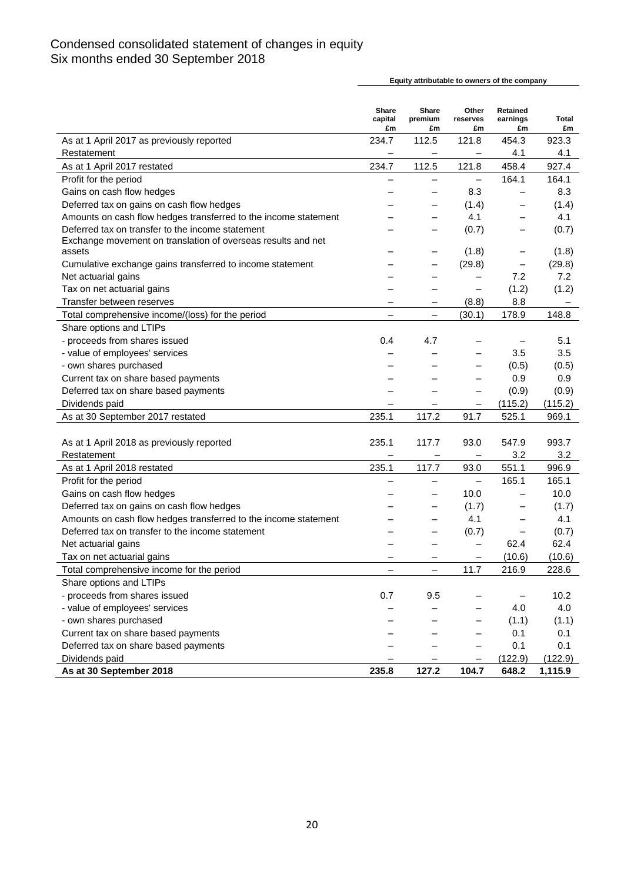# Condensed consolidated statement of changes in equity
Six months ended 30 September 2018

| | Equity attributable to owners of the company | | | | |
|---|---|---|---|---|---|
| | Share capital £m | Share premium £m | Other reserves £m | Retained earnings £m | Total £m |
| As at 1 April 2017 as previously reported | 234.7 | 112.5 | 121.8 | 454.3 | 923.3 |
| Restatement | – | – | – | 4.1 | 4.1 |
| As at 1 April 2017 restated | 234.7 | 112.5 | 121.8 | 458.4 | 927.4 |
| Profit for the period | – | – | – | 164.1 | 164.1 |
| Gains on cash flow hedges | – | – | 8.3 | – | 8.3 |
| Deferred tax on gains on cash flow hedges | – | – | (1.4) | – | (1.4) |
| Amounts on cash flow hedges transferred to the income statement | – | – | 4.1 | – | 4.1 |
| Deferred tax on transfer to the income statement | – | – | (0.7) | – | (0.7) |
| Exchange movement on translation of overseas results and net assets | – | – | (1.8) | – | (1.8) |
| Cumulative exchange gains transferred to income statement | – | – | (29.8) | – | (29.8) |
| Net actuarial gains | – | – | – | 7.2 | 7.2 |
| Tax on net actuarial gains | – | – | – | (1.2) | (1.2) |
| Transfer between reserves | – | – | (8.8) | 8.8 | – |
| Total comprehensive income/(loss) for the period | – | – | (30.1) | 178.9 | 148.8 |
| Share options and LTIPs | | | | | |
| - proceeds from shares issued | 0.4 | 4.7 | – | – | 5.1 |
| - value of employees' services | – | – | – | 3.5 | 3.5 |
| - own shares purchased | – | – | – | (0.5) | (0.5) |
| Current tax on share based payments | – | – | – | 0.9 | 0.9 |
| Deferred tax on share based payments | – | – | – | (0.9) | (0.9) |
| Dividends paid | – | – | – | (115.2) | (115.2) |
| As at 30 September 2017 restated | 235.1 | 117.2 | 91.7 | 525.1 | 969.1 |
| | | | | | |
| As at 1 April 2018 as previously reported | 235.1 | 117.7 | 93.0 | 547.9 | 993.7 |
| Restatement | – | – | – | 3.2 | 3.2 |
| As at 1 April 2018 restated | 235.1 | 117.7 | 93.0 | 551.1 | 996.9 |
| Profit for the period | – | – | – | 165.1 | 165.1 |
| Gains on cash flow hedges | – | – | 10.0 | – | 10.0 |
| Deferred tax on gains on cash flow hedges | – | – | (1.7) | – | (1.7) |
| Amounts on cash flow hedges transferred to the income statement | – | – | 4.1 | – | 4.1 |
| Deferred tax on transfer to the income statement | – | – | (0.7) | – | (0.7) |
| Net actuarial gains | – | – | – | 62.4 | 62.4 |
| Tax on net actuarial gains | – | – | – | (10.6) | (10.6) |
| Total comprehensive income for the period | – | – | 11.7 | 216.9 | 228.6 |
| Share options and LTIPs | | | | | |
| - proceeds from shares issued | 0.7 | 9.5 | – | – | 10.2 |
| - value of employees' services | – | – | – | 4.0 | 4.0 |
| - own shares purchased | – | – | – | (1.1) | (1.1) |
| Current tax on share based payments | – | – | – | 0.1 | 0.1 |
| Deferred tax on share based payments | – | – | – | 0.1 | 0.1 |
| Dividends paid | – | – | – | (122.9) | (122.9) |
| **As at 30 September 2018** | **235.8** | **127.2** | **104.7** | **648.2** | **1,115.9** |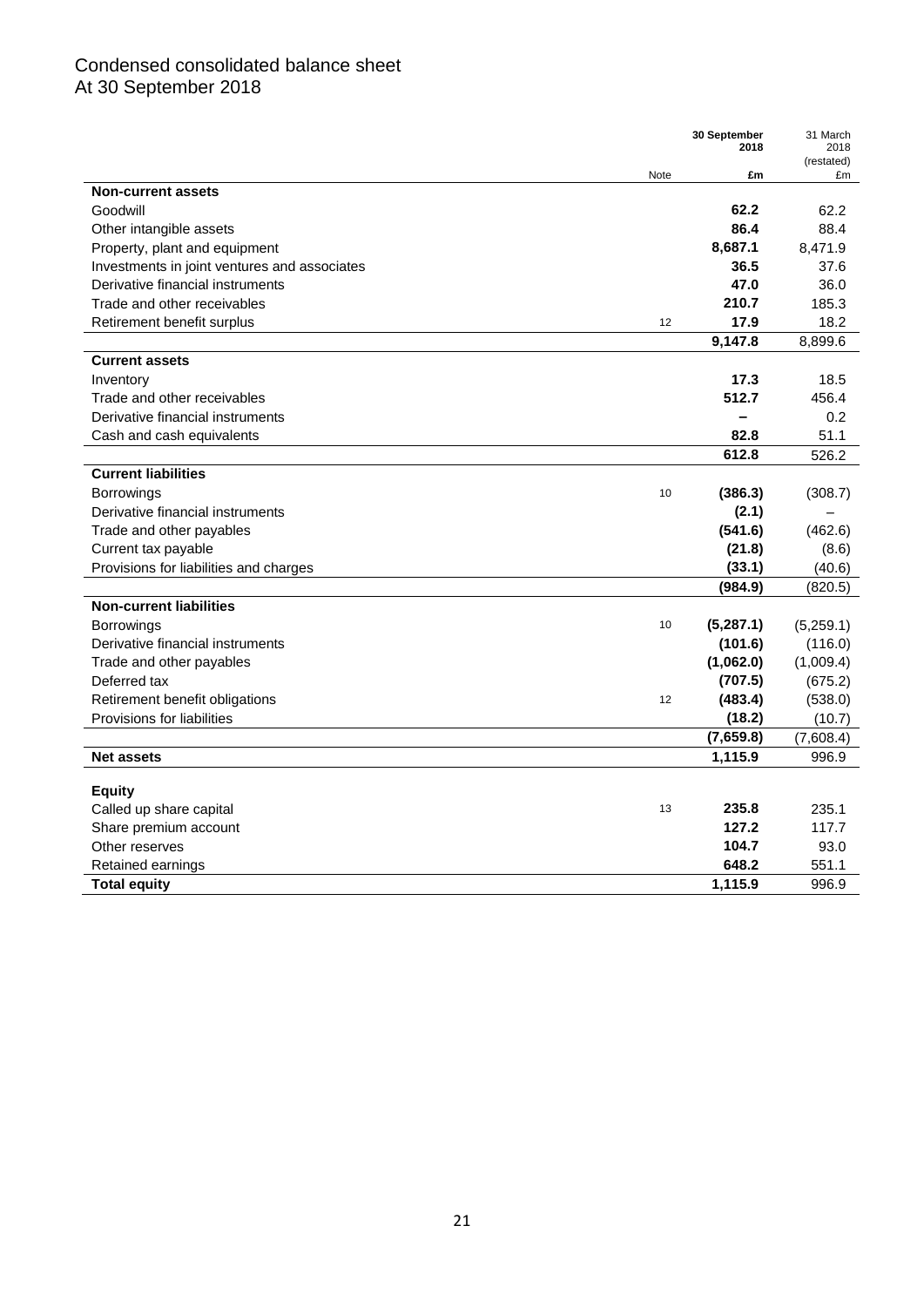# Condensed consolidated balance sheet
At 30 September 2018

| | Note | 30 September 2018 £m | 31 March 2018 (restated) £m |
|---|---|---|---|
| **Non-current assets** | | | |
| Goodwill | | **62.2** | 62.2 |
| Other intangible assets | | **86.4** | 88.4 |
| Property, plant and equipment | | **8,687.1** | 8,471.9 |
| Investments in joint ventures and associates | | **36.5** | 37.6 |
| Derivative financial instruments | | **47.0** | 36.0 |
| Trade and other receivables | | **210.7** | 185.3 |
| Retirement benefit surplus | 12 | **17.9** | 18.2 |
| | | **9,147.8** | 8,899.6 |
| **Current assets** | | | |
| Inventory | | **17.3** | 18.5 |
| Trade and other receivables | | **512.7** | 456.4 |
| Derivative financial instruments | | **–** | 0.2 |
| Cash and cash equivalents | | **82.8** | 51.1 |
| | | **612.8** | 526.2 |
| **Current liabilities** | | | |
| Borrowings | 10 | **(386.3)** | (308.7) |
| Derivative financial instruments | | **(2.1)** | – |
| Trade and other payables | | **(541.6)** | (462.6) |
| Current tax payable | | **(21.8)** | (8.6) |
| Provisions for liabilities and charges | | **(33.1)** | (40.6) |
| | | **(984.9)** | (820.5) |
| **Non-current liabilities** | | | |
| Borrowings | 10 | **(5,287.1)** | (5,259.1) |
| Derivative financial instruments | | **(101.6)** | (116.0) |
| Trade and other payables | | **(1,062.0)** | (1,009.4) |
| Deferred tax | | **(707.5)** | (675.2) |
| Retirement benefit obligations | 12 | **(483.4)** | (538.0) |
| Provisions for liabilities | | **(18.2)** | (10.7) |
| | | **(7,659.8)** | (7,608.4) |
| **Net assets** | | **1,115.9** | 996.9 |
| | | | |
| **Equity** | | | |
| Called up share capital | 13 | **235.8** | 235.1 |
| Share premium account | | **127.2** | 117.7 |
| Other reserves | | **104.7** | 93.0 |
| Retained earnings | | **648.2** | 551.1 |
| **Total equity** | | **1,115.9** | 996.9 |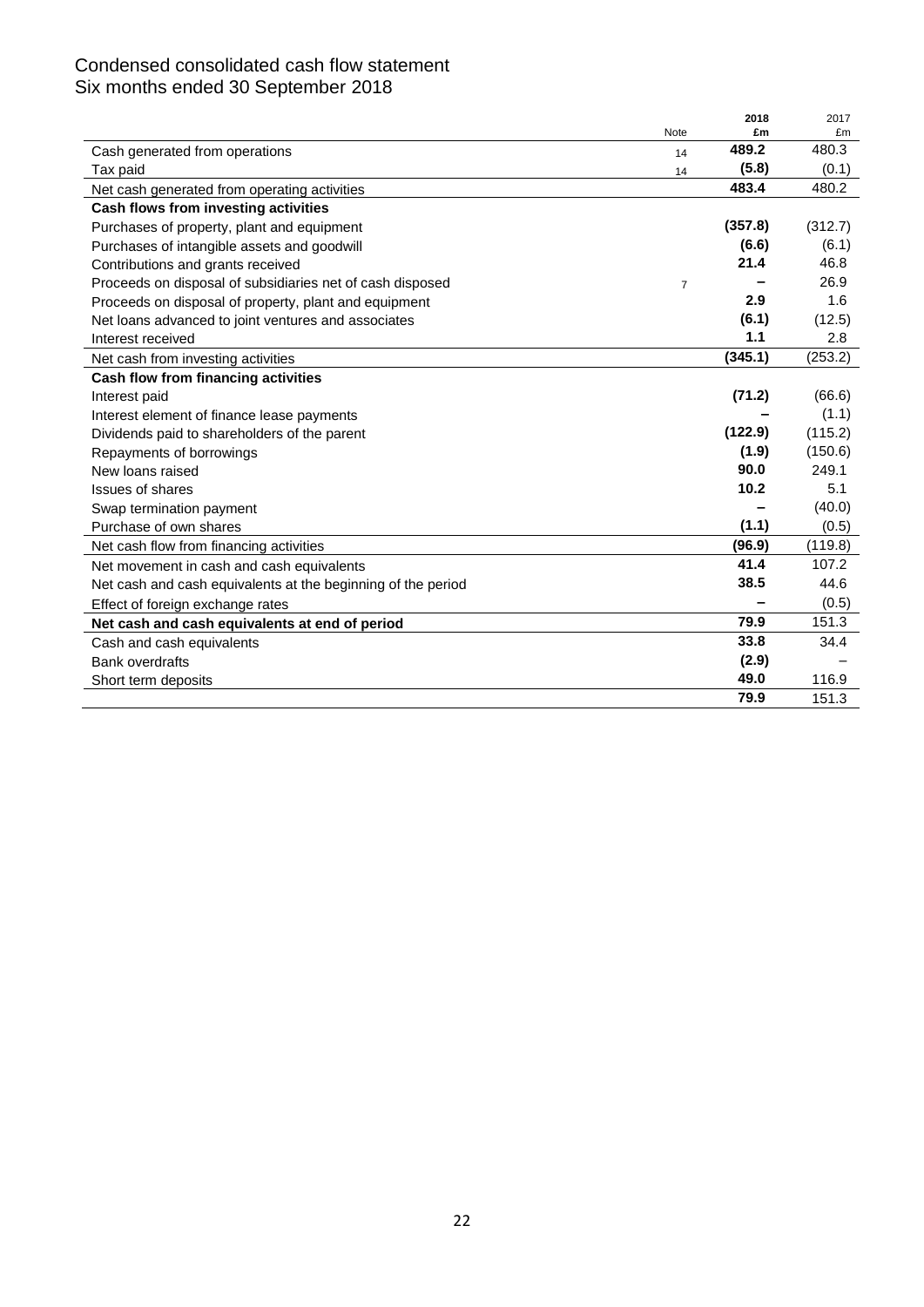# Condensed consolidated cash flow statement

Six months ended 30 September 2018

| | Note | 2018 £m | 2017 £m |
|---|---|---|---|
| Cash generated from operations | 14 | **489.2** | 480.3 |
| Tax paid | 14 | **(5.8)** | (0.1) |
| Net cash generated from operating activities | | **483.4** | 480.2 |
| **Cash flows from investing activities** | | | |
| Purchases of property, plant and equipment | | **(357.8)** | (312.7) |
| Purchases of intangible assets and goodwill | | **(6.6)** | (6.1) |
| Contributions and grants received | | **21.4** | 46.8 |
| Proceeds on disposal of subsidiaries net of cash disposed | 7 | **–** | 26.9 |
| Proceeds on disposal of property, plant and equipment | | **2.9** | 1.6 |
| Net loans advanced to joint ventures and associates | | **(6.1)** | (12.5) |
| Interest received | | **1.1** | 2.8 |
| Net cash from investing activities | | **(345.1)** | (253.2) |
| **Cash flow from financing activities** | | | |
| Interest paid | | **(71.2)** | (66.6) |
| Interest element of finance lease payments | | **–** | (1.1) |
| Dividends paid to shareholders of the parent | | **(122.9)** | (115.2) |
| Repayments of borrowings | | **(1.9)** | (150.6) |
| New loans raised | | **90.0** | 249.1 |
| Issues of shares | | **10.2** | 5.1 |
| Swap termination payment | | **–** | (40.0) |
| Purchase of own shares | | **(1.1)** | (0.5) |
| Net cash flow from financing activities | | **(96.9)** | (119.8) |
| Net movement in cash and cash equivalents | | **41.4** | 107.2 |
| Net cash and cash equivalents at the beginning of the period | | **38.5** | 44.6 |
| Effect of foreign exchange rates | | **–** | (0.5) |
| **Net cash and cash equivalents at end of period** | | **79.9** | 151.3 |
| Cash and cash equivalents | | **33.8** | 34.4 |
| Bank overdrafts | | **(2.9)** | – |
| Short term deposits | | **49.0** | 116.9 |
| | | **79.9** | 151.3 |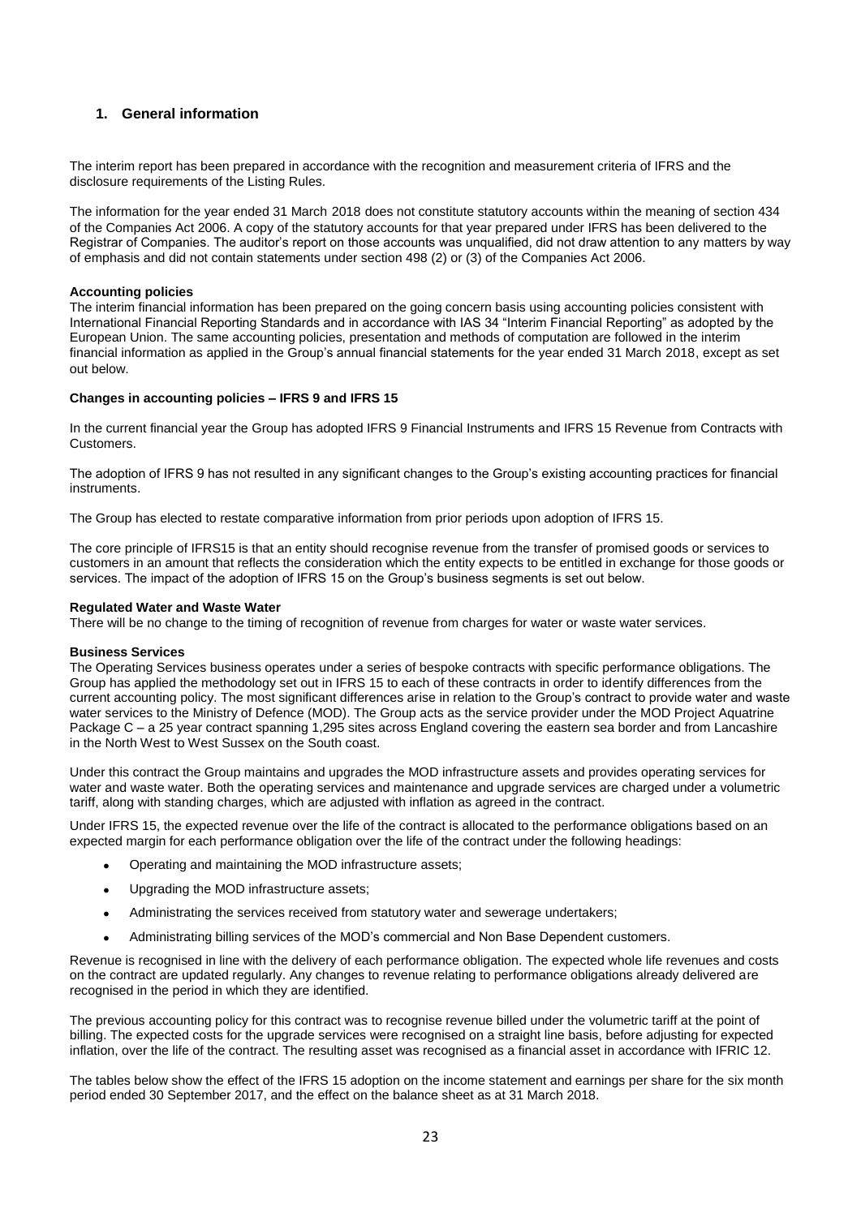## 1. General information

The interim report has been prepared in accordance with the recognition and measurement criteria of IFRS and the disclosure requirements of the Listing Rules.

The information for the year ended 31 March 2018 does not constitute statutory accounts within the meaning of section 434 of the Companies Act 2006. A copy of the statutory accounts for that year prepared under IFRS has been delivered to the Registrar of Companies. The auditor's report on those accounts was unqualified, did not draw attention to any matters by way of emphasis and did not contain statements under section 498 (2) or (3) of the Companies Act 2006.

**Accounting policies**

The interim financial information has been prepared on the going concern basis using accounting policies consistent with International Financial Reporting Standards and in accordance with IAS 34 "Interim Financial Reporting" as adopted by the European Union. The same accounting policies, presentation and methods of computation are followed in the interim financial information as applied in the Group's annual financial statements for the year ended 31 March 2018, except as set out below.

**Changes in accounting policies – IFRS 9 and IFRS 15**

In the current financial year the Group has adopted IFRS 9 Financial Instruments and IFRS 15 Revenue from Contracts with Customers.

The adoption of IFRS 9 has not resulted in any significant changes to the Group's existing accounting practices for financial instruments.

The Group has elected to restate comparative information from prior periods upon adoption of IFRS 15.

The core principle of IFRS15 is that an entity should recognise revenue from the transfer of promised goods or services to customers in an amount that reflects the consideration which the entity expects to be entitled in exchange for those goods or services. The impact of the adoption of IFRS 15 on the Group's business segments is set out below.

**Regulated Water and Waste Water**

There will be no change to the timing of recognition of revenue from charges for water or waste water services.

**Business Services**

The Operating Services business operates under a series of bespoke contracts with specific performance obligations. The Group has applied the methodology set out in IFRS 15 to each of these contracts in order to identify differences from the current accounting policy. The most significant differences arise in relation to the Group's contract to provide water and waste water services to the Ministry of Defence (MOD). The Group acts as the service provider under the MOD Project Aquatrine Package C – a 25 year contract spanning 1,295 sites across England covering the eastern sea border and from Lancashire in the North West to West Sussex on the South coast.

Under this contract the Group maintains and upgrades the MOD infrastructure assets and provides operating services for water and waste water. Both the operating services and maintenance and upgrade services are charged under a volumetric tariff, along with standing charges, which are adjusted with inflation as agreed in the contract.

Under IFRS 15, the expected revenue over the life of the contract is allocated to the performance obligations based on an expected margin for each performance obligation over the life of the contract under the following headings:

- Operating and maintaining the MOD infrastructure assets;
- Upgrading the MOD infrastructure assets;
- Administrating the services received from statutory water and sewerage undertakers;
- Administrating billing services of the MOD's commercial and Non Base Dependent customers.

Revenue is recognised in line with the delivery of each performance obligation. The expected whole life revenues and costs on the contract are updated regularly. Any changes to revenue relating to performance obligations already delivered are recognised in the period in which they are identified.

The previous accounting policy for this contract was to recognise revenue billed under the volumetric tariff at the point of billing. The expected costs for the upgrade services were recognised on a straight line basis, before adjusting for expected inflation, over the life of the contract. The resulting asset was recognised as a financial asset in accordance with IFRIC 12.

The tables below show the effect of the IFRS 15 adoption on the income statement and earnings per share for the six month period ended 30 September 2017, and the effect on the balance sheet as at 31 March 2018.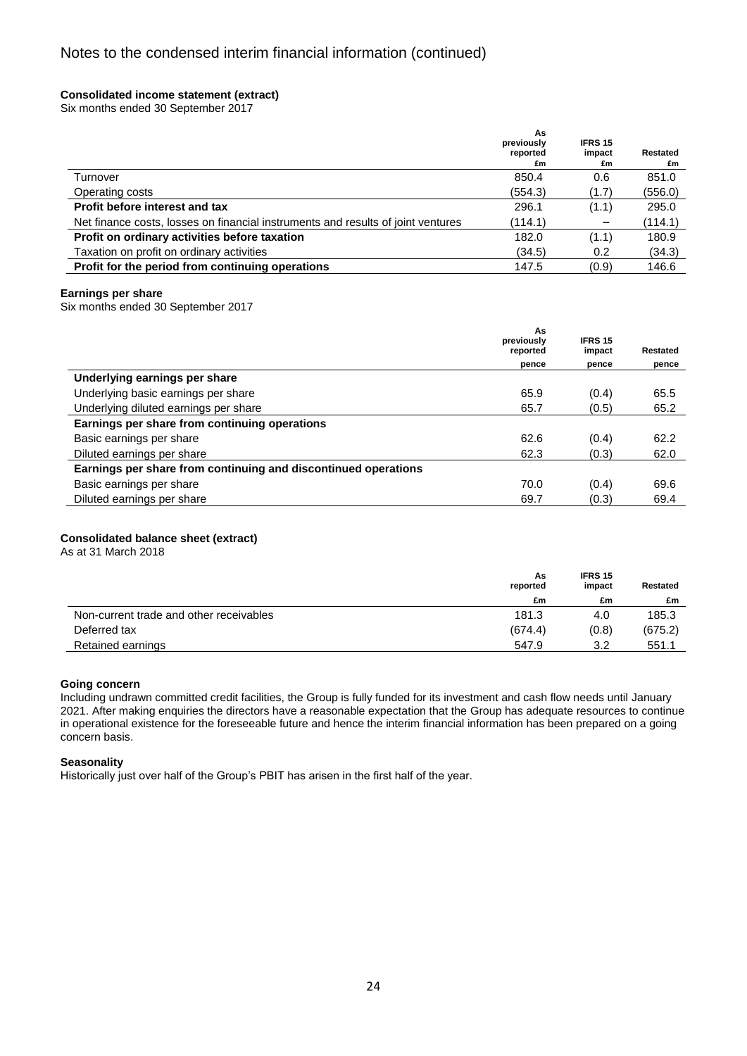# Notes to the condensed interim financial information (continued)

**Consolidated income statement (extract)**
Six months ended 30 September 2017

| | As previously reported £m | IFRS 15 impact £m | Restated £m |
|---|---|---|---|
| Turnover | 850.4 | 0.6 | 851.0 |
| Operating costs | (554.3) | (1.7) | (556.0) |
| **Profit before interest and tax** | 296.1 | (1.1) | 295.0 |
| Net finance costs, losses on financial instruments and results of joint ventures | (114.1) | – | (114.1) |
| **Profit on ordinary activities before taxation** | 182.0 | (1.1) | 180.9 |
| Taxation on profit on ordinary activities | (34.5) | 0.2 | (34.3) |
| **Profit for the period from continuing operations** | 147.5 | (0.9) | 146.6 |

**Earnings per share**
Six months ended 30 September 2017

| | As previously reported pence | IFRS 15 impact pence | Restated pence |
|---|---|---|---|
| **Underlying earnings per share** | | | |
| Underlying basic earnings per share | 65.9 | (0.4) | 65.5 |
| Underlying diluted earnings per share | 65.7 | (0.5) | 65.2 |
| **Earnings per share from continuing operations** | | | |
| Basic earnings per share | 62.6 | (0.4) | 62.2 |
| Diluted earnings per share | 62.3 | (0.3) | 62.0 |
| **Earnings per share from continuing and discontinued operations** | | | |
| Basic earnings per share | 70.0 | (0.4) | 69.6 |
| Diluted earnings per share | 69.7 | (0.3) | 69.4 |

**Consolidated balance sheet (extract)**
As at 31 March 2018

| | As reported £m | IFRS 15 impact £m | Restated £m |
|---|---|---|---|
| Non-current trade and other receivables | 181.3 | 4.0 | 185.3 |
| Deferred tax | (674.4) | (0.8) | (675.2) |
| Retained earnings | 547.9 | 3.2 | 551.1 |

**Going concern**
Including undrawn committed credit facilities, the Group is fully funded for its investment and cash flow needs until January 2021. After making enquiries the directors have a reasonable expectation that the Group has adequate resources to continue in operational existence for the foreseeable future and hence the interim financial information has been prepared on a going concern basis.

**Seasonality**
Historically just over half of the Group's PBIT has arisen in the first half of the year.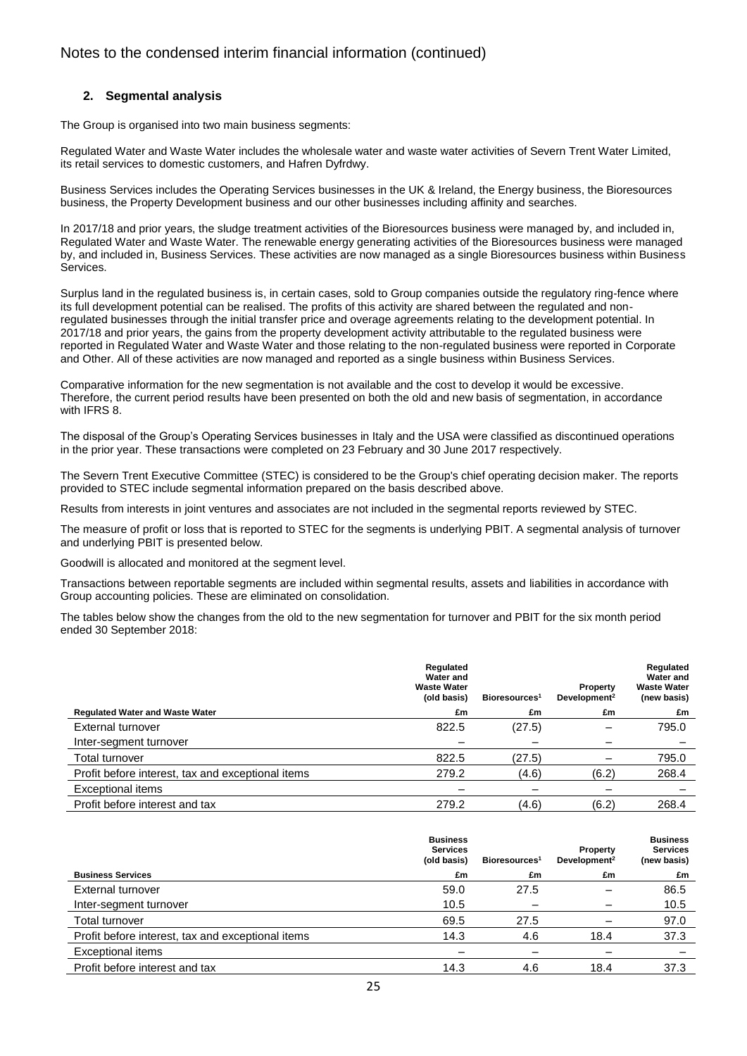Notes to the condensed interim financial information (continued)

## 2. Segmental analysis

The Group is organised into two main business segments:

Regulated Water and Waste Water includes the wholesale water and waste water activities of Severn Trent Water Limited, its retail services to domestic customers, and Hafren Dyfrdwy.

Business Services includes the Operating Services businesses in the UK & Ireland, the Energy business, the Bioresources business, the Property Development business and our other businesses including affinity and searches.

In 2017/18 and prior years, the sludge treatment activities of the Bioresources business were managed by, and included in, Regulated Water and Waste Water. The renewable energy generating activities of the Bioresources business were managed by, and included in, Business Services. These activities are now managed as a single Bioresources business within Business Services.

Surplus land in the regulated business is, in certain cases, sold to Group companies outside the regulatory ring-fence where its full development potential can be realised. The profits of this activity are shared between the regulated and non-regulated businesses through the initial transfer price and overage agreements relating to the development potential. In 2017/18 and prior years, the gains from the property development activity attributable to the regulated business were reported in Regulated Water and Waste Water and those relating to the non-regulated business were reported in Corporate and Other. All of these activities are now managed and reported as a single business within Business Services.

Comparative information for the new segmentation is not available and the cost to develop it would be excessive. Therefore, the current period results have been presented on both the old and new basis of segmentation, in accordance with IFRS 8.

The disposal of the Group's Operating Services businesses in Italy and the USA were classified as discontinued operations in the prior year. These transactions were completed on 23 February and 30 June 2017 respectively.

The Severn Trent Executive Committee (STEC) is considered to be the Group's chief operating decision maker. The reports provided to STEC include segmental information prepared on the basis described above.

Results from interests in joint ventures and associates are not included in the segmental reports reviewed by STEC.

The measure of profit or loss that is reported to STEC for the segments is underlying PBIT. A segmental analysis of turnover and underlying PBIT is presented below.

Goodwill is allocated and monitored at the segment level.

Transactions between reportable segments are included within segmental results, assets and liabilities in accordance with Group accounting policies. These are eliminated on consolidation.

The tables below show the changes from the old to the new segmentation for turnover and PBIT for the six month period ended 30 September 2018:

| | Regulated Water and Waste Water (old basis) | Bioresources[1] | Property Development[2] | Regulated Water and Waste Water (new basis) |
|---|---|---|---|---|
| **Regulated Water and Waste Water** | £m | £m | £m | £m |
| External turnover | 822.5 | (27.5) | – | 795.0 |
| Inter-segment turnover | – | – | – | – |
| Total turnover | 822.5 | (27.5) | – | 795.0 |
| Profit before interest, tax and exceptional items | 279.2 | (4.6) | (6.2) | 268.4 |
| Exceptional items | – | – | – | – |
| Profit before interest and tax | 279.2 | (4.6) | (6.2) | 268.4 |

| | Business Services (old basis) | Bioresources[1] | Property Development[2] | Business Services (new basis) |
|---|---|---|---|---|
| **Business Services** | £m | £m | £m | £m |
| External turnover | 59.0 | 27.5 | – | 86.5 |
| Inter-segment turnover | 10.5 | – | – | 10.5 |
| Total turnover | 69.5 | 27.5 | – | 97.0 |
| Profit before interest, tax and exceptional items | 14.3 | 4.6 | 18.4 | 37.3 |
| Exceptional items | – | – | – | – |
| Profit before interest and tax | 14.3 | 4.6 | 18.4 | 37.3 |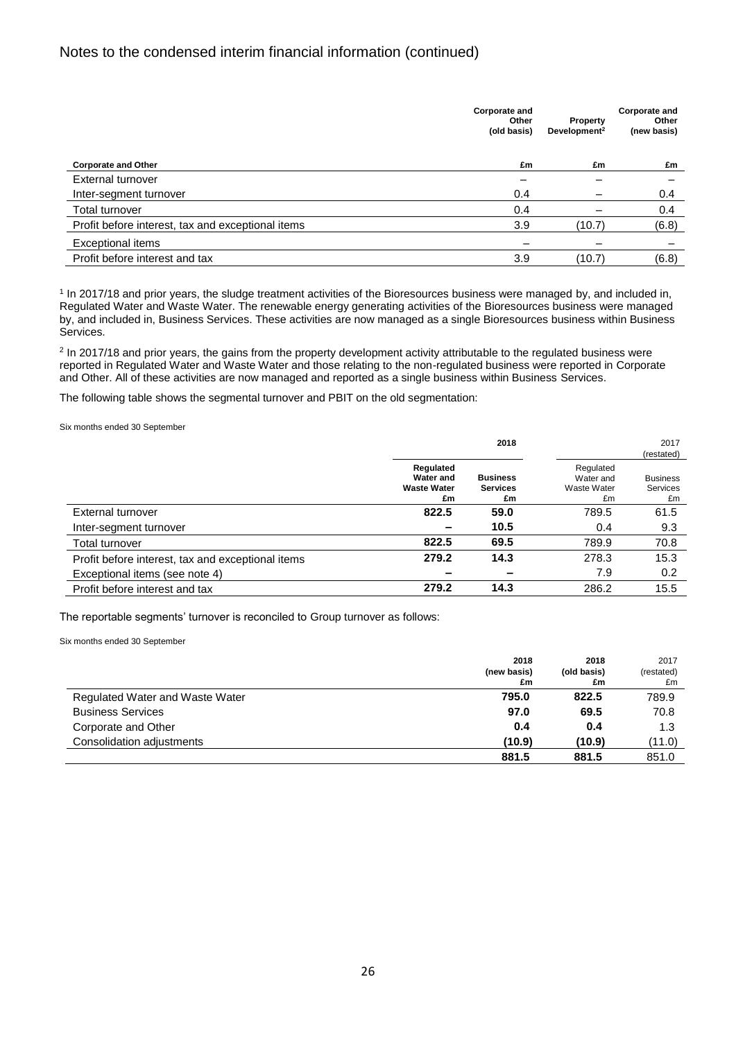## Notes to the condensed interim financial information (continued)

| Corporate and Other | Corporate and Other (old basis) £m | Property Development[2] £m | Corporate and Other (new basis) £m |
|---|---|---|---|
| External turnover | – | – | – |
| Inter-segment turnover | 0.4 | – | 0.4 |
| Total turnover | 0.4 | – | 0.4 |
| Profit before interest, tax and exceptional items | 3.9 | (10.7) | (6.8) |
| Exceptional items | – | – | – |
| Profit before interest and tax | 3.9 | (10.7) | (6.8) |

[1] In 2017/18 and prior years, the sludge treatment activities of the Bioresources business were managed by, and included in, Regulated Water and Waste Water. The renewable energy generating activities of the Bioresources business were managed by, and included in, Business Services. These activities are now managed as a single Bioresources business within Business Services.

[2] In 2017/18 and prior years, the gains from the property development activity attributable to the regulated business were reported in Regulated Water and Waste Water and those relating to the non-regulated business were reported in Corporate and Other. All of these activities are now managed and reported as a single business within Business Services.

The following table shows the segmental turnover and PBIT on the old segmentation:

Six months ended 30 September

| | 2018 | | 2017 (restated) | |
|---|---|---|---|---|
| | **Regulated Water and Waste Water £m** | **Business Services £m** | Regulated Water and Waste Water £m | Business Services £m |
| External turnover | **822.5** | **59.0** | 789.5 | 61.5 |
| Inter-segment turnover | **–** | **10.5** | 0.4 | 9.3 |
| Total turnover | **822.5** | **69.5** | 789.9 | 70.8 |
| Profit before interest, tax and exceptional items | **279.2** | **14.3** | 278.3 | 15.3 |
| Exceptional items (see note 4) | **–** | **–** | 7.9 | 0.2 |
| Profit before interest and tax | **279.2** | **14.3** | 286.2 | 15.5 |

The reportable segments' turnover is reconciled to Group turnover as follows:

Six months ended 30 September

| | 2018 (new basis) £m | 2018 (old basis) £m | 2017 (restated) £m |
|---|---|---|---|
| Regulated Water and Waste Water | **795.0** | **822.5** | 789.9 |
| Business Services | **97.0** | **69.5** | 70.8 |
| Corporate and Other | **0.4** | **0.4** | 1.3 |
| Consolidation adjustments | **(10.9)** | **(10.9)** | (11.0) |
| | **881.5** | **881.5** | 851.0 |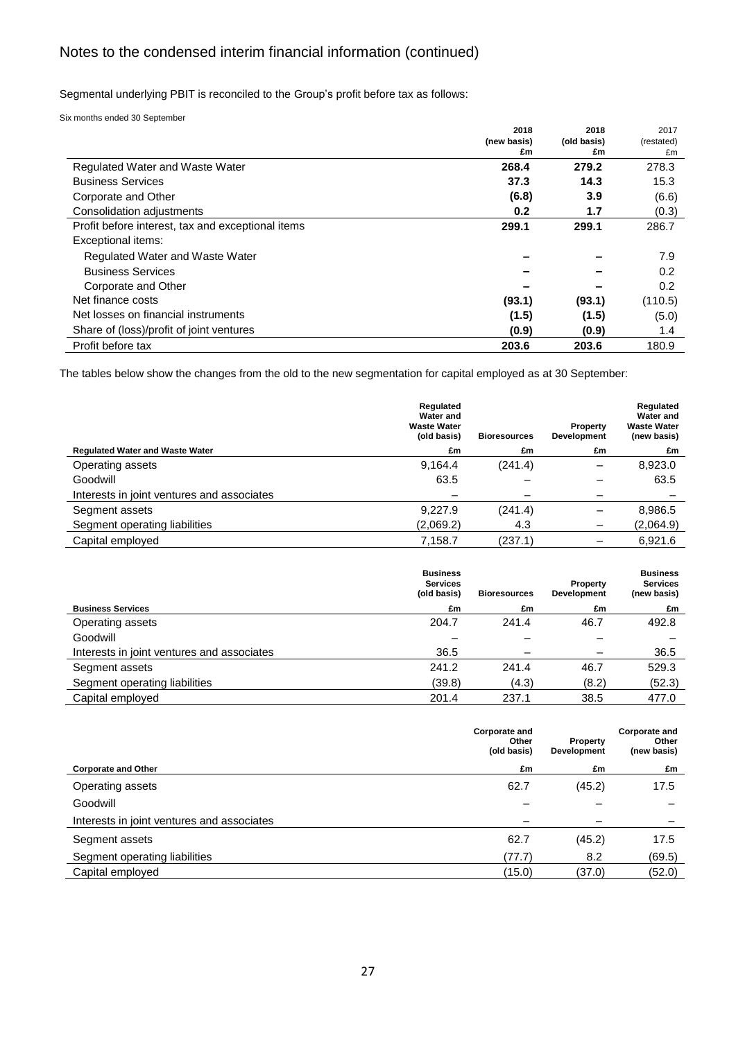# Notes to the condensed interim financial information (continued)

Segmental underlying PBIT is reconciled to the Group's profit before tax as follows:

Six months ended 30 September

| | 2018 (new basis) £m | 2018 (old basis) £m | 2017 (restated) £m |
|---|---|---|---|
| Regulated Water and Waste Water | **268.4** | **279.2** | 278.3 |
| Business Services | **37.3** | **14.3** | 15.3 |
| Corporate and Other | **(6.8)** | **3.9** | (6.6) |
| Consolidation adjustments | **0.2** | **1.7** | (0.3) |
| Profit before interest, tax and exceptional items | **299.1** | **299.1** | 286.7 |
| Exceptional items: | | | |
| Regulated Water and Waste Water | **–** | **–** | 7.9 |
| Business Services | **–** | **–** | 0.2 |
| Corporate and Other | **–** | **–** | 0.2 |
| Net finance costs | **(93.1)** | **(93.1)** | (110.5) |
| Net losses on financial instruments | **(1.5)** | **(1.5)** | (5.0) |
| Share of (loss)/profit of joint ventures | **(0.9)** | **(0.9)** | 1.4 |
| Profit before tax | **203.6** | **203.6** | 180.9 |

The tables below show the changes from the old to the new segmentation for capital employed as at 30 September:

| **Regulated Water and Waste Water** | **Regulated Water and Waste Water (old basis) £m** | **Bioresources £m** | **Property Development £m** | **Regulated Water and Waste Water (new basis) £m** |
|---|---|---|---|---|
| Operating assets | 9,164.4 | (241.4) | – | 8,923.0 |
| Goodwill | 63.5 | – | – | 63.5 |
| Interests in joint ventures and associates | – | – | – | – |
| Segment assets | 9,227.9 | (241.4) | – | 8,986.5 |
| Segment operating liabilities | (2,069.2) | 4.3 | – | (2,064.9) |
| Capital employed | 7,158.7 | (237.1) | – | 6,921.6 |

| **Business Services** | **Business Services (old basis) £m** | **Bioresources £m** | **Property Development £m** | **Business Services (new basis) £m** |
|---|---|---|---|---|
| Operating assets | 204.7 | 241.4 | 46.7 | 492.8 |
| Goodwill | – | – | – | – |
| Interests in joint ventures and associates | 36.5 | – | – | 36.5 |
| Segment assets | 241.2 | 241.4 | 46.7 | 529.3 |
| Segment operating liabilities | (39.8) | (4.3) | (8.2) | (52.3) |
| Capital employed | 201.4 | 237.1 | 38.5 | 477.0 |

| **Corporate and Other** | **Corporate and Other (old basis) £m** | **Property Development £m** | **Corporate and Other (new basis) £m** |
|---|---|---|---|
| Operating assets | 62.7 | (45.2) | 17.5 |
| Goodwill | – | – | – |
| Interests in joint ventures and associates | – | – | – |
| Segment assets | 62.7 | (45.2) | 17.5 |
| Segment operating liabilities | (77.7) | 8.2 | (69.5) |
| Capital employed | (15.0) | (37.0) | (52.0) |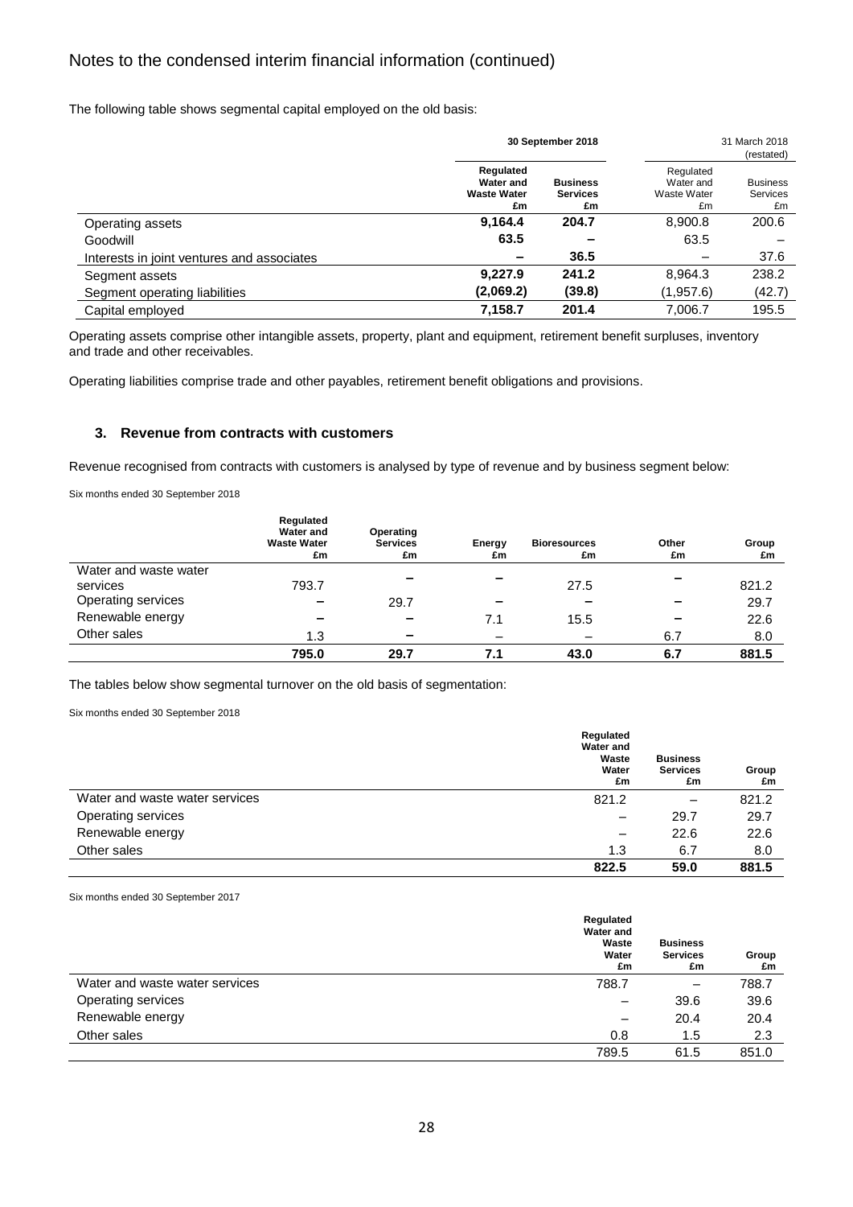# Notes to the condensed interim financial information (continued)

The following table shows segmental capital employed on the old basis:

| | **30 September 2018** | | 31 March 2018 (restated) | |
|---|---|---|---|---|
| | **Regulated Water and Waste Water £m** | **Business Services £m** | Regulated Water and Waste Water £m | Business Services £m |
| Operating assets | **9,164.4** | **204.7** | 8,900.8 | 200.6 |
| Goodwill | **63.5** | **–** | 63.5 | – |
| Interests in joint ventures and associates | **–** | **36.5** | – | 37.6 |
| Segment assets | **9,227.9** | **241.2** | 8,964.3 | 238.2 |
| Segment operating liabilities | **(2,069.2)** | **(39.8)** | (1,957.6) | (42.7) |
| Capital employed | **7,158.7** | **201.4** | 7,006.7 | 195.5 |

Operating assets comprise other intangible assets, property, plant and equipment, retirement benefit surpluses, inventory and trade and other receivables.

Operating liabilities comprise trade and other payables, retirement benefit obligations and provisions.

## 3. Revenue from contracts with customers

Revenue recognised from contracts with customers is analysed by type of revenue and by business segment below:

Six months ended 30 September 2018

| | **Regulated Water and Waste Water £m** | **Operating Services £m** | **Energy £m** | **Bioresources £m** | **Other £m** | **Group £m** |
|---|---|---|---|---|---|---|
| Water and waste water services | 793.7 | – | – | 27.5 | – | 821.2 |
| Operating services | – | 29.7 | – | – | – | 29.7 |
| Renewable energy | – | – | 7.1 | 15.5 | – | 22.6 |
| Other sales | 1.3 | – | – | – | 6.7 | 8.0 |
| | **795.0** | **29.7** | **7.1** | **43.0** | **6.7** | **881.5** |

The tables below show segmental turnover on the old basis of segmentation:

Six months ended 30 September 2018

| | **Regulated Water and Waste Water £m** | **Business Services £m** | **Group £m** |
|---|---|---|---|
| Water and waste water services | 821.2 | – | 821.2 |
| Operating services | – | 29.7 | 29.7 |
| Renewable energy | – | 22.6 | 22.6 |
| Other sales | 1.3 | 6.7 | 8.0 |
| | **822.5** | **59.0** | **881.5** |

Six months ended 30 September 2017

| | **Regulated Water and Waste Water £m** | **Business Services £m** | **Group £m** |
|---|---|---|---|
| Water and waste water services | 788.7 | – | 788.7 |
| Operating services | – | 39.6 | 39.6 |
| Renewable energy | – | 20.4 | 20.4 |
| Other sales | 0.8 | 1.5 | 2.3 |
| | 789.5 | 61.5 | 851.0 |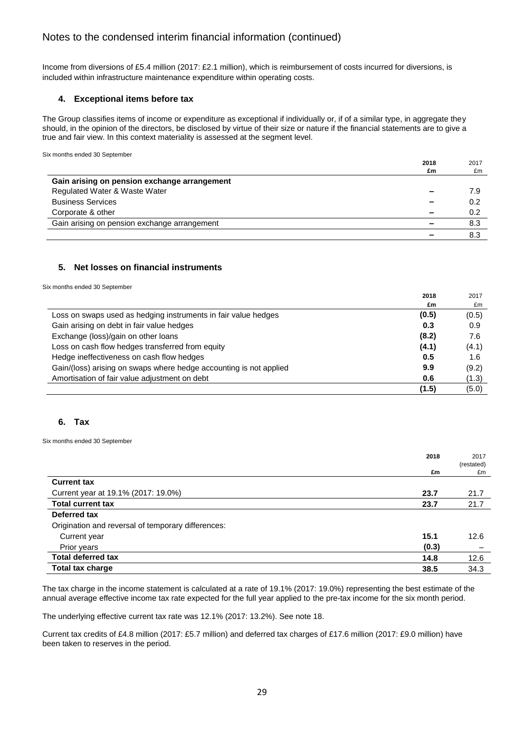## Notes to the condensed interim financial information (continued)

Income from diversions of £5.4 million (2017: £2.1 million), which is reimbursement of costs incurred for diversions, is included within infrastructure maintenance expenditure within operating costs.

### 4. Exceptional items before tax

The Group classifies items of income or expenditure as exceptional if individually or, if of a similar type, in aggregate they should, in the opinion of the directors, be disclosed by virtue of their size or nature if the financial statements are to give a true and fair view. In this context materiality is assessed at the segment level.

Six months ended 30 September

| | **2018** | 2017 |
|---|---|---|
| | **£m** | £m |
| **Gain arising on pension exchange arrangement** | | |
| Regulated Water & Waste Water | **–** | 7.9 |
| Business Services | **–** | 0.2 |
| Corporate & other | **–** | 0.2 |
| Gain arising on pension exchange arrangement | **–** | 8.3 |
| | **–** | 8.3 |

### 5. Net losses on financial instruments

Six months ended 30 September

| | **2018** | 2017 |
|---|---|---|
| | **£m** | £m |
| Loss on swaps used as hedging instruments in fair value hedges | **(0.5)** | (0.5) |
| Gain arising on debt in fair value hedges | **0.3** | 0.9 |
| Exchange (loss)/gain on other loans | **(8.2)** | 7.6 |
| Loss on cash flow hedges transferred from equity | **(4.1)** | (4.1) |
| Hedge ineffectiveness on cash flow hedges | **0.5** | 1.6 |
| Gain/(loss) arising on swaps where hedge accounting is not applied | **9.9** | (9.2) |
| Amortisation of fair value adjustment on debt | **0.6** | (1.3) |
| | **(1.5)** | (5.0) |

### 6. Tax

Six months ended 30 September

| | **2018** | 2017 (restated) |
|---|---|---|
| | **£m** | £m |
| **Current tax** | | |
| Current year at 19.1% (2017: 19.0%) | **23.7** | 21.7 |
| **Total current tax** | **23.7** | 21.7 |
| **Deferred tax** | | |
| Origination and reversal of temporary differences: | | |
| Current year | **15.1** | 12.6 |
| Prior years | **(0.3)** | – |
| **Total deferred tax** | **14.8** | 12.6 |
| **Total tax charge** | **38.5** | 34.3 |

The tax charge in the income statement is calculated at a rate of 19.1% (2017: 19.0%) representing the best estimate of the annual average effective income tax rate expected for the full year applied to the pre-tax income for the six month period.

The underlying effective current tax rate was 12.1% (2017: 13.2%). See note 18.

Current tax credits of £4.8 million (2017: £5.7 million) and deferred tax charges of £17.6 million (2017: £9.0 million) have been taken to reserves in the period.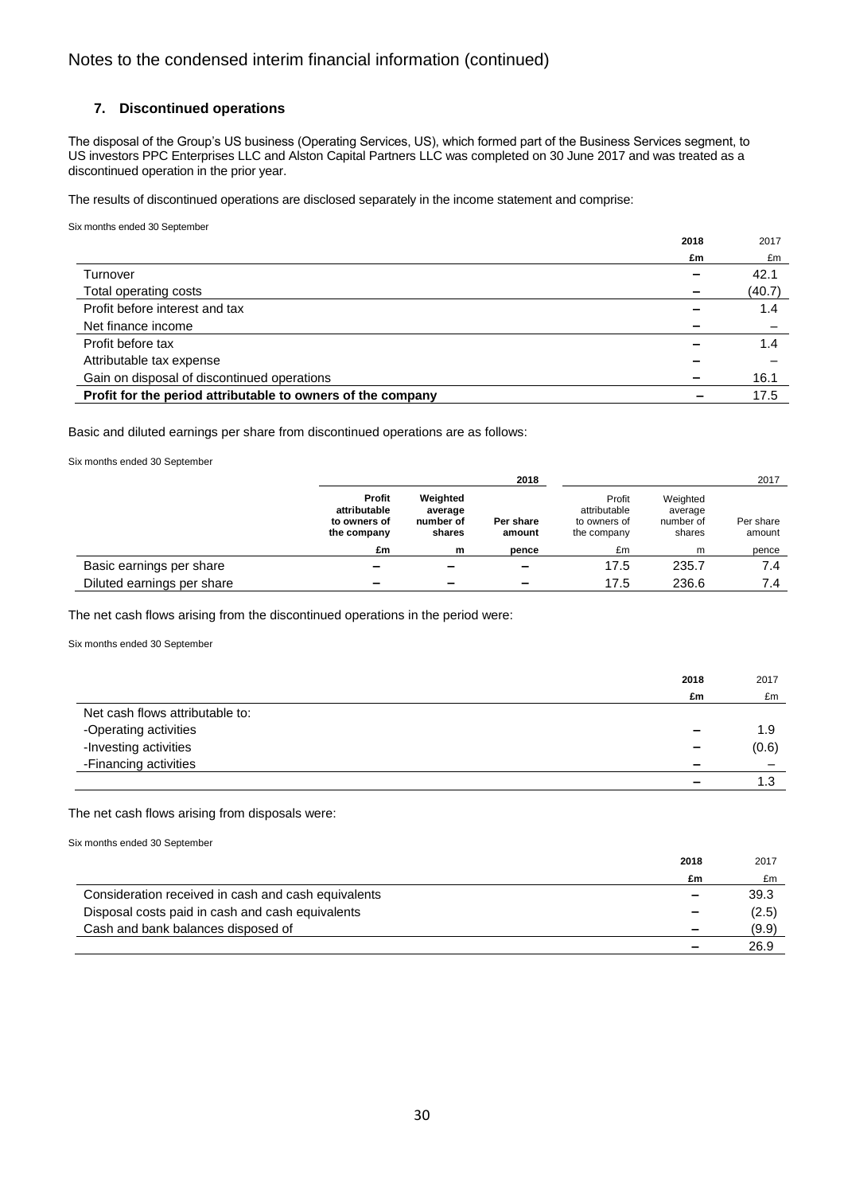Notes to the condensed interim financial information (continued)

### 7. Discontinued operations

The disposal of the Group's US business (Operating Services, US), which formed part of the Business Services segment, to US investors PPC Enterprises LLC and Alston Capital Partners LLC was completed on 30 June 2017 and was treated as a discontinued operation in the prior year.

The results of discontinued operations are disclosed separately in the income statement and comprise:

Six months ended 30 September

| | **2018** | 2017 |
|---|---|---|
| | **£m** | £m |
| Turnover | **–** | 42.1 |
| Total operating costs | **–** | (40.7) |
| Profit before interest and tax | **–** | 1.4 |
| Net finance income | **–** | – |
| Profit before tax | **–** | 1.4 |
| Attributable tax expense | **–** | – |
| Gain on disposal of discontinued operations | **–** | 16.1 |
| **Profit for the period attributable to owners of the company** | **–** | 17.5 |

Basic and diluted earnings per share from discontinued operations are as follows:

Six months ended 30 September

| | | | **2018** | | | 2017 |
|---|---|---|---|---|---|---|
| | **Profit attributable to owners of the company** | **Weighted average number of shares** | **Per share amount** | Profit attributable to owners of the company | Weighted average number of shares | Per share amount |
| | **£m** | **m** | **pence** | £m | m | pence |
| Basic earnings per share | **–** | **–** | **–** | 17.5 | 235.7 | 7.4 |
| Diluted earnings per share | **–** | **–** | **–** | 17.5 | 236.6 | 7.4 |

The net cash flows arising from the discontinued operations in the period were:

Six months ended 30 September

| | **2018** | 2017 |
|---|---|---|
| | **£m** | £m |
| Net cash flows attributable to: | | |
| -Operating activities | **–** | 1.9 |
| -Investing activities | **–** | (0.6) |
| -Financing activities | **–** | – |
| | **–** | 1.3 |

The net cash flows arising from disposals were:

Six months ended 30 September

| | **2018** | 2017 |
|---|---|---|
| | **£m** | £m |
| Consideration received in cash and cash equivalents | **–** | 39.3 |
| Disposal costs paid in cash and cash equivalents | **–** | (2.5) |
| Cash and bank balances disposed of | **–** | (9.9) |
| | **–** | 26.9 |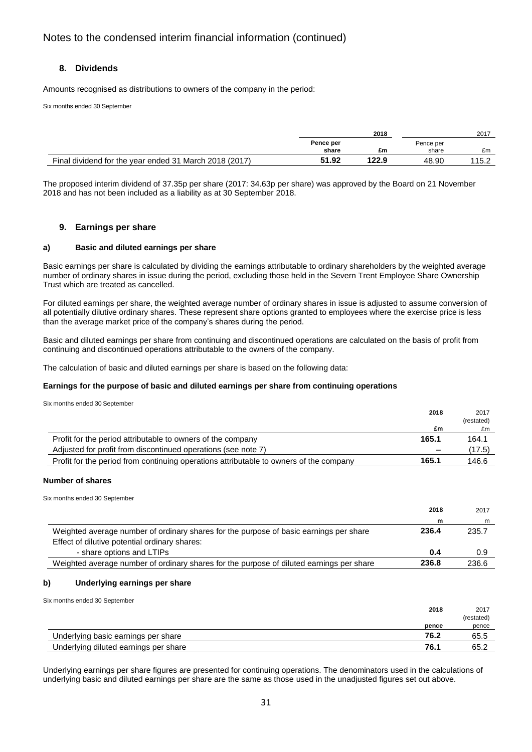## 8. Dividends

Amounts recognised as distributions to owners of the company in the period:

Six months ended 30 September

| | 2018 | | 2017 | |
|---|---|---|---|---|
| | **Pence per share** | **£m** | Pence per share | £m |
| Final dividend for the year ended 31 March 2018 (2017) | **51.92** | **122.9** | 48.90 | 115.2 |

The proposed interim dividend of 37.35p per share (2017: 34.63p per share) was approved by the Board on 21 November 2018 and has not been included as a liability as at 30 September 2018.

## 9. Earnings per share

### a) Basic and diluted earnings per share

Basic earnings per share is calculated by dividing the earnings attributable to ordinary shareholders by the weighted average number of ordinary shares in issue during the period, excluding those held in the Severn Trent Employee Share Ownership Trust which are treated as cancelled.

For diluted earnings per share, the weighted average number of ordinary shares in issue is adjusted to assume conversion of all potentially dilutive ordinary shares. These represent share options granted to employees where the exercise price is less than the average market price of the company's shares during the period.

Basic and diluted earnings per share from continuing and discontinued operations are calculated on the basis of profit from continuing and discontinued operations attributable to the owners of the company.

The calculation of basic and diluted earnings per share is based on the following data:

**Earnings for the purpose of basic and diluted earnings per share from continuing operations**

Six months ended 30 September

| | **2018** | 2017 (restated) |
|---|---|---|
| | **£m** | £m |
| Profit for the period attributable to owners of the company | **165.1** | 164.1 |
| Adjusted for profit from discontinued operations (see note 7) | **–** | (17.5) |
| Profit for the period from continuing operations attributable to owners of the company | **165.1** | 146.6 |

**Number of shares**

Six months ended 30 September

| | **2018** | 2017 |
|---|---|---|
| | **m** | m |
| Weighted average number of ordinary shares for the purpose of basic earnings per share | **236.4** | 235.7 |
| Effect of dilutive potential ordinary shares: | | |
| - share options and LTIPs | **0.4** | 0.9 |
| Weighted average number of ordinary shares for the purpose of diluted earnings per share | **236.8** | 236.6 |

### b) Underlying earnings per share

Six months ended 30 September

| | **2018** | 2017 (restated) |
|---|---|---|
| | **pence** | pence |
| Underlying basic earnings per share | **76.2** | 65.5 |
| Underlying diluted earnings per share | **76.1** | 65.2 |

Underlying earnings per share figures are presented for continuing operations. The denominators used in the calculations of underlying basic and diluted earnings per share are the same as those used in the unadjusted figures set out above.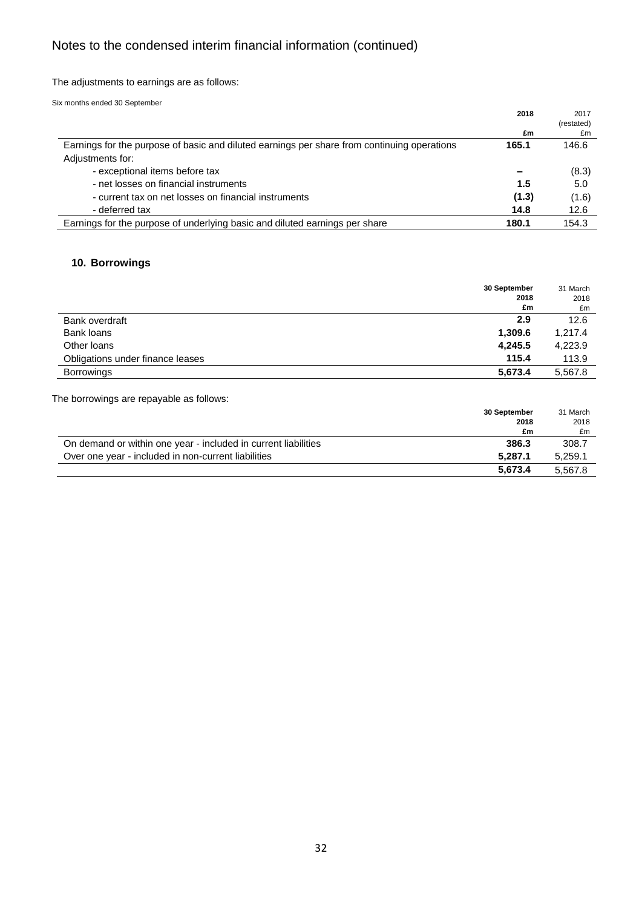# Notes to the condensed interim financial information (continued)

The adjustments to earnings are as follows:

Six months ended 30 September

| | 2018 £m | 2017 (restated) £m |
|---|---|---|
| Earnings for the purpose of basic and diluted earnings per share from continuing operations | **165.1** | 146.6 |
| Adjustments for: | | |
| - exceptional items before tax | **–** | (8.3) |
| - net losses on financial instruments | **1.5** | 5.0 |
| - current tax on net losses on financial instruments | **(1.3)** | (1.6) |
| - deferred tax | **14.8** | 12.6 |
| Earnings for the purpose of underlying basic and diluted earnings per share | **180.1** | 154.3 |

## 10. Borrowings

| | 30 September 2018 £m | 31 March 2018 £m |
|---|---|---|
| Bank overdraft | **2.9** | 12.6 |
| Bank loans | **1,309.6** | 1,217.4 |
| Other loans | **4,245.5** | 4,223.9 |
| Obligations under finance leases | **115.4** | 113.9 |
| Borrowings | **5,673.4** | 5,567.8 |

The borrowings are repayable as follows:

| | 30 September 2018 £m | 31 March 2018 £m |
|---|---|---|
| On demand or within one year - included in current liabilities | **386.3** | 308.7 |
| Over one year - included in non-current liabilities | **5,287.1** | 5,259.1 |
| | **5,673.4** | 5,567.8 |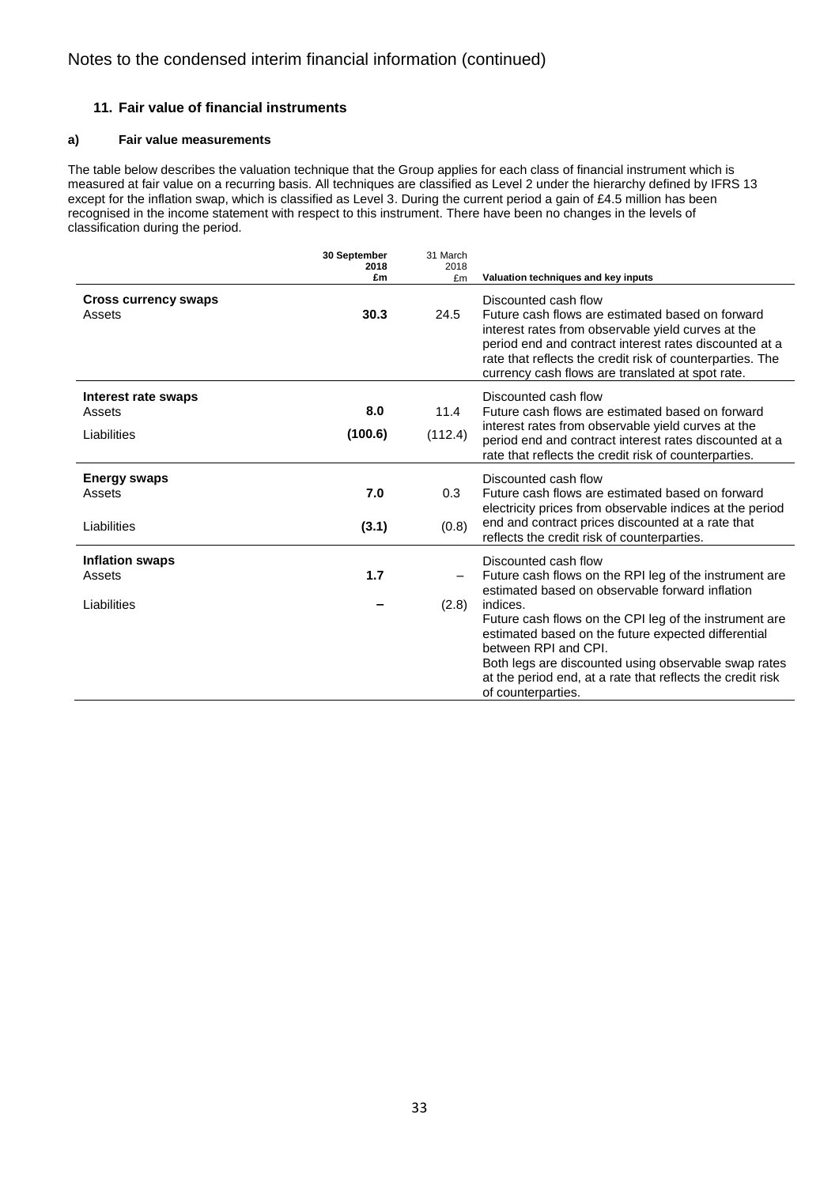Notes to the condensed interim financial information (continued)

## 11. Fair value of financial instruments

### a) Fair value measurements

The table below describes the valuation technique that the Group applies for each class of financial instrument which is measured at fair value on a recurring basis. All techniques are classified as Level 2 under the hierarchy defined by IFRS 13 except for the inflation swap, which is classified as Level 3. During the current period a gain of £4.5 million has been recognised in the income statement with respect to this instrument. There have been no changes in the levels of classification during the period.

| | **30 September 2018 £m** | 31 March 2018 £m | **Valuation techniques and key inputs** |
|---|---|---|---|
| **Cross currency swaps** | | | Discounted cash flow |
| Assets | **30.3** | 24.5 | Future cash flows are estimated based on forward interest rates from observable yield curves at the period end and contract interest rates discounted at a rate that reflects the credit risk of counterparties. The currency cash flows are translated at spot rate. |
| **Interest rate swaps** | | | Discounted cash flow |
| Assets | **8.0** | 11.4 | Future cash flows are estimated based on forward interest rates from observable yield curves at the |
| Liabilities | **(100.6)** | (112.4) | period end and contract interest rates discounted at a rate that reflects the credit risk of counterparties. |
| **Energy swaps** | | | Discounted cash flow |
| Assets | **7.0** | 0.3 | Future cash flows are estimated based on forward electricity prices from observable indices at the period |
| Liabilities | **(3.1)** | (0.8) | end and contract prices discounted at a rate that reflects the credit risk of counterparties. |
| **Inflation swaps** | | | Discounted cash flow |
| Assets | **1.7** | – | Future cash flows on the RPI leg of the instrument are estimated based on observable forward inflation |
| Liabilities | **–** | (2.8) | indices. Future cash flows on the CPI leg of the instrument are estimated based on the future expected differential between RPI and CPI. Both legs are discounted using observable swap rates at the period end, at a rate that reflects the credit risk of counterparties. |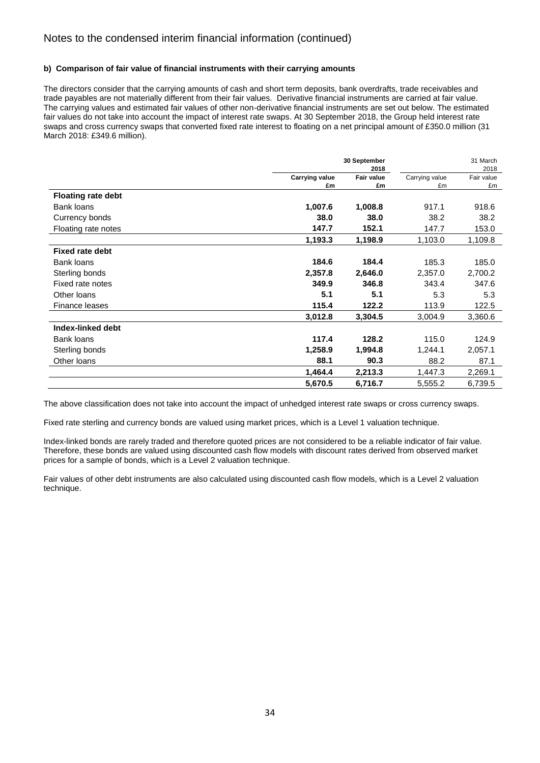Notes to the condensed interim financial information (continued)

**b) Comparison of fair value of financial instruments with their carrying amounts**

The directors consider that the carrying amounts of cash and short term deposits, bank overdrafts, trade receivables and trade payables are not materially different from their fair values. Derivative financial instruments are carried at fair value. The carrying values and estimated fair values of other non-derivative financial instruments are set out below. The estimated fair values do not take into account the impact of interest rate swaps. At 30 September 2018, the Group held interest rate swaps and cross currency swaps that converted fixed rate interest to floating on a net principal amount of £350.0 million (31 March 2018: £349.6 million).

| | **30 September 2018** | | 31 March 2018 | |
|---|---|---|---|---|
| | **Carrying value £m** | **Fair value £m** | Carrying value £m | Fair value £m |
| **Floating rate debt** | | | | |
| Bank loans | **1,007.6** | **1,008.8** | 917.1 | 918.6 |
| Currency bonds | **38.0** | **38.0** | 38.2 | 38.2 |
| Floating rate notes | **147.7** | **152.1** | 147.7 | 153.0 |
| | **1,193.3** | **1,198.9** | 1,103.0 | 1,109.8 |
| **Fixed rate debt** | | | | |
| Bank loans | **184.6** | **184.4** | 185.3 | 185.0 |
| Sterling bonds | **2,357.8** | **2,646.0** | 2,357.0 | 2,700.2 |
| Fixed rate notes | **349.9** | **346.8** | 343.4 | 347.6 |
| Other loans | **5.1** | **5.1** | 5.3 | 5.3 |
| Finance leases | **115.4** | **122.2** | 113.9 | 122.5 |
| | **3,012.8** | **3,304.5** | 3,004.9 | 3,360.6 |
| **Index-linked debt** | | | | |
| Bank loans | **117.4** | **128.2** | 115.0 | 124.9 |
| Sterling bonds | **1,258.9** | **1,994.8** | 1,244.1 | 2,057.1 |
| Other loans | **88.1** | **90.3** | 88.2 | 87.1 |
| | **1,464.4** | **2,213.3** | 1,447.3 | 2,269.1 |
| | **5,670.5** | **6,716.7** | 5,555.2 | 6,739.5 |

The above classification does not take into account the impact of unhedged interest rate swaps or cross currency swaps.

Fixed rate sterling and currency bonds are valued using market prices, which is a Level 1 valuation technique.

Index-linked bonds are rarely traded and therefore quoted prices are not considered to be a reliable indicator of fair value. Therefore, these bonds are valued using discounted cash flow models with discount rates derived from observed market prices for a sample of bonds, which is a Level 2 valuation technique.

Fair values of other debt instruments are also calculated using discounted cash flow models, which is a Level 2 valuation technique.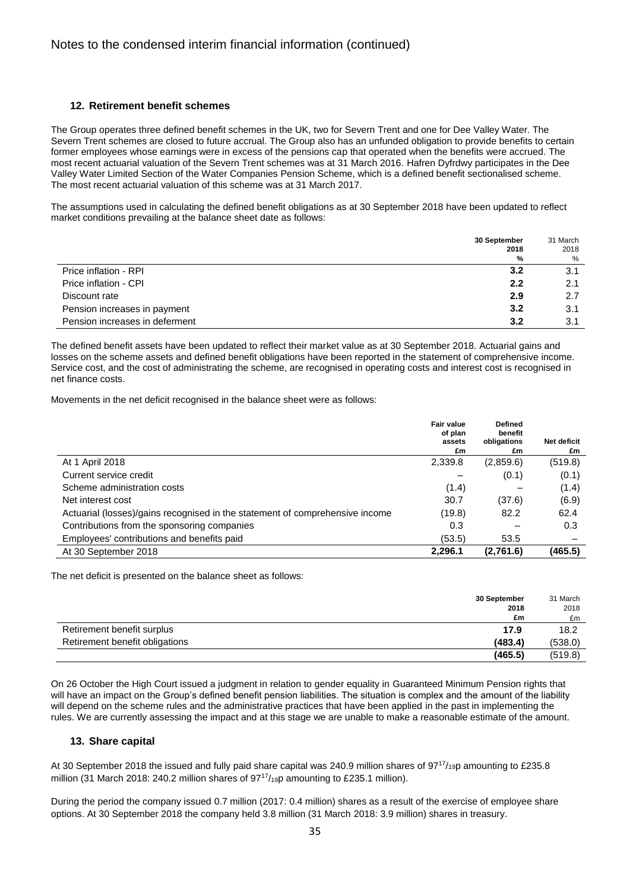# Notes to the condensed interim financial information (continued)

## 12. Retirement benefit schemes

The Group operates three defined benefit schemes in the UK, two for Severn Trent and one for Dee Valley Water. The Severn Trent schemes are closed to future accrual. The Group also has an unfunded obligation to provide benefits to certain former employees whose earnings were in excess of the pensions cap that operated when the benefits were accrued. The most recent actuarial valuation of the Severn Trent schemes was at 31 March 2016. Hafren Dyfrdwy participates in the Dee Valley Water Limited Section of the Water Companies Pension Scheme, which is a defined benefit sectionalised scheme. The most recent actuarial valuation of this scheme was at 31 March 2017.

The assumptions used in calculating the defined benefit obligations as at 30 September 2018 have been updated to reflect market conditions prevailing at the balance sheet date as follows:

| | **30 September 2018** **%** | 31 March 2018 % |
|---|---|---|
| Price inflation - RPI | **3.2** | 3.1 |
| Price inflation - CPI | **2.2** | 2.1 |
| Discount rate | **2.9** | 2.7 |
| Pension increases in payment | **3.2** | 3.1 |
| Pension increases in deferment | **3.2** | 3.1 |

The defined benefit assets have been updated to reflect their market value as at 30 September 2018. Actuarial gains and losses on the scheme assets and defined benefit obligations have been reported in the statement of comprehensive income. Service cost, and the cost of administrating the scheme, are recognised in operating costs and interest cost is recognised in net finance costs.

Movements in the net deficit recognised in the balance sheet were as follows:

| | **Fair value of plan assets £m** | **Defined benefit obligations £m** | **Net deficit £m** |
|---|---|---|---|
| At 1 April 2018 | 2,339.8 | (2,859.6) | (519.8) |
| Current service credit | – | (0.1) | (0.1) |
| Scheme administration costs | (1.4) | – | (1.4) |
| Net interest cost | 30.7 | (37.6) | (6.9) |
| Actuarial (losses)/gains recognised in the statement of comprehensive income | (19.8) | 82.2 | 62.4 |
| Contributions from the sponsoring companies | 0.3 | – | 0.3 |
| Employees' contributions and benefits paid | (53.5) | 53.5 | – |
| At 30 September 2018 | **2,296.1** | **(2,761.6)** | **(465.5)** |

The net deficit is presented on the balance sheet as follows:

| | **30 September 2018** **£m** | 31 March 2018 £m |
|---|---|---|
| Retirement benefit surplus | **17.9** | 18.2 |
| Retirement benefit obligations | **(483.4)** | (538.0) |
| | **(465.5)** | (519.8) |

On 26 October the High Court issued a judgment in relation to gender equality in Guaranteed Minimum Pension rights that will have an impact on the Group's defined benefit pension liabilities. The situation is complex and the amount of the liability will depend on the scheme rules and the administrative practices that have been applied in the past in implementing the rules. We are currently assessing the impact and at this stage we are unable to make a reasonable estimate of the amount.

## 13. Share capital

At 30 September 2018 the issued and fully paid share capital was 240.9 million shares of $97^{17}/_{19}$p amounting to £235.8 million (31 March 2018: 240.2 million shares of $97^{17}/_{19}$p amounting to £235.1 million).

During the period the company issued 0.7 million (2017: 0.4 million) shares as a result of the exercise of employee share options. At 30 September 2018 the company held 3.8 million (31 March 2018: 3.9 million) shares in treasury.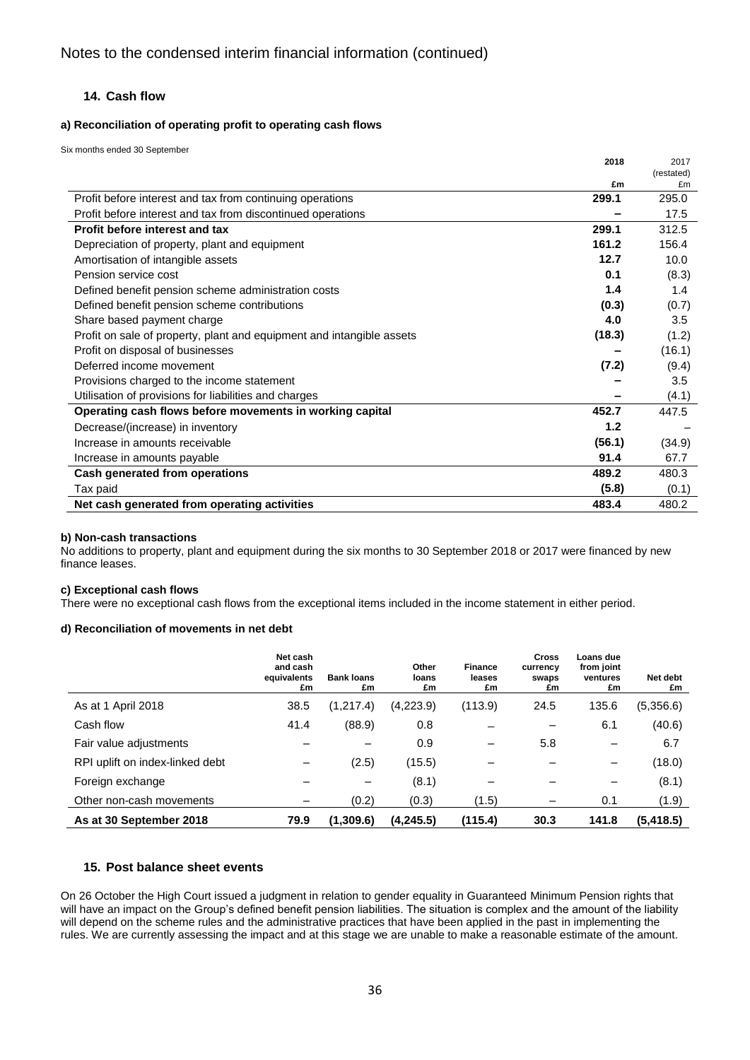# Notes to the condensed interim financial information (continued)

## 14. Cash flow

### a) Reconciliation of operating profit to operating cash flows

Six months ended 30 September

| | 2018 £m | 2017 (restated) £m |
|---|---|---|
| Profit before interest and tax from continuing operations | **299.1** | 295.0 |
| Profit before interest and tax from discontinued operations | **–** | 17.5 |
| **Profit before interest and tax** | **299.1** | 312.5 |
| Depreciation of property, plant and equipment | **161.2** | 156.4 |
| Amortisation of intangible assets | **12.7** | 10.0 |
| Pension service cost | **0.1** | (8.3) |
| Defined benefit pension scheme administration costs | **1.4** | 1.4 |
| Defined benefit pension scheme contributions | **(0.3)** | (0.7) |
| Share based payment charge | **4.0** | 3.5 |
| Profit on sale of property, plant and equipment and intangible assets | **(18.3)** | (1.2) |
| Profit on disposal of businesses | **–** | (16.1) |
| Deferred income movement | **(7.2)** | (9.4) |
| Provisions charged to the income statement | **–** | 3.5 |
| Utilisation of provisions for liabilities and charges | **–** | (4.1) |
| **Operating cash flows before movements in working capital** | **452.7** | 447.5 |
| Decrease/(increase) in inventory | **1.2** | – |
| Increase in amounts receivable | **(56.1)** | (34.9) |
| Increase in amounts payable | **91.4** | 67.7 |
| **Cash generated from operations** | **489.2** | 480.3 |
| Tax paid | **(5.8)** | (0.1) |
| **Net cash generated from operating activities** | **483.4** | 480.2 |

### b) Non-cash transactions

No additions to property, plant and equipment during the six months to 30 September 2018 or 2017 were financed by new finance leases.

### c) Exceptional cash flows

There were no exceptional cash flows from the exceptional items included in the income statement in either period.

### d) Reconciliation of movements in net debt

| | Net cash and cash equivalents £m | Bank loans £m | Other loans £m | Finance leases £m | Cross currency swaps £m | Loans due from joint ventures £m | Net debt £m |
|---|---|---|---|---|---|---|---|
| As at 1 April 2018 | 38.5 | (1,217.4) | (4,223.9) | (113.9) | 24.5 | 135.6 | (5,356.6) |
| Cash flow | 41.4 | (88.9) | 0.8 | – | – | 6.1 | (40.6) |
| Fair value adjustments | – | – | 0.9 | – | 5.8 | – | 6.7 |
| RPI uplift on index-linked debt | – | (2.5) | (15.5) | – | – | – | (18.0) |
| Foreign exchange | – | – | (8.1) | – | – | – | (8.1) |
| Other non-cash movements | – | (0.2) | (0.3) | (1.5) | – | 0.1 | (1.9) |
| **As at 30 September 2018** | **79.9** | **(1,309.6)** | **(4,245.5)** | **(115.4)** | **30.3** | **141.8** | **(5,418.5)** |

## 15. Post balance sheet events

On 26 October the High Court issued a judgment in relation to gender equality in Guaranteed Minimum Pension rights that will have an impact on the Group's defined benefit pension liabilities. The situation is complex and the amount of the liability will depend on the scheme rules and the administrative practices that have been applied in the past in implementing the rules. We are currently assessing the impact and at this stage we are unable to make a reasonable estimate of the amount.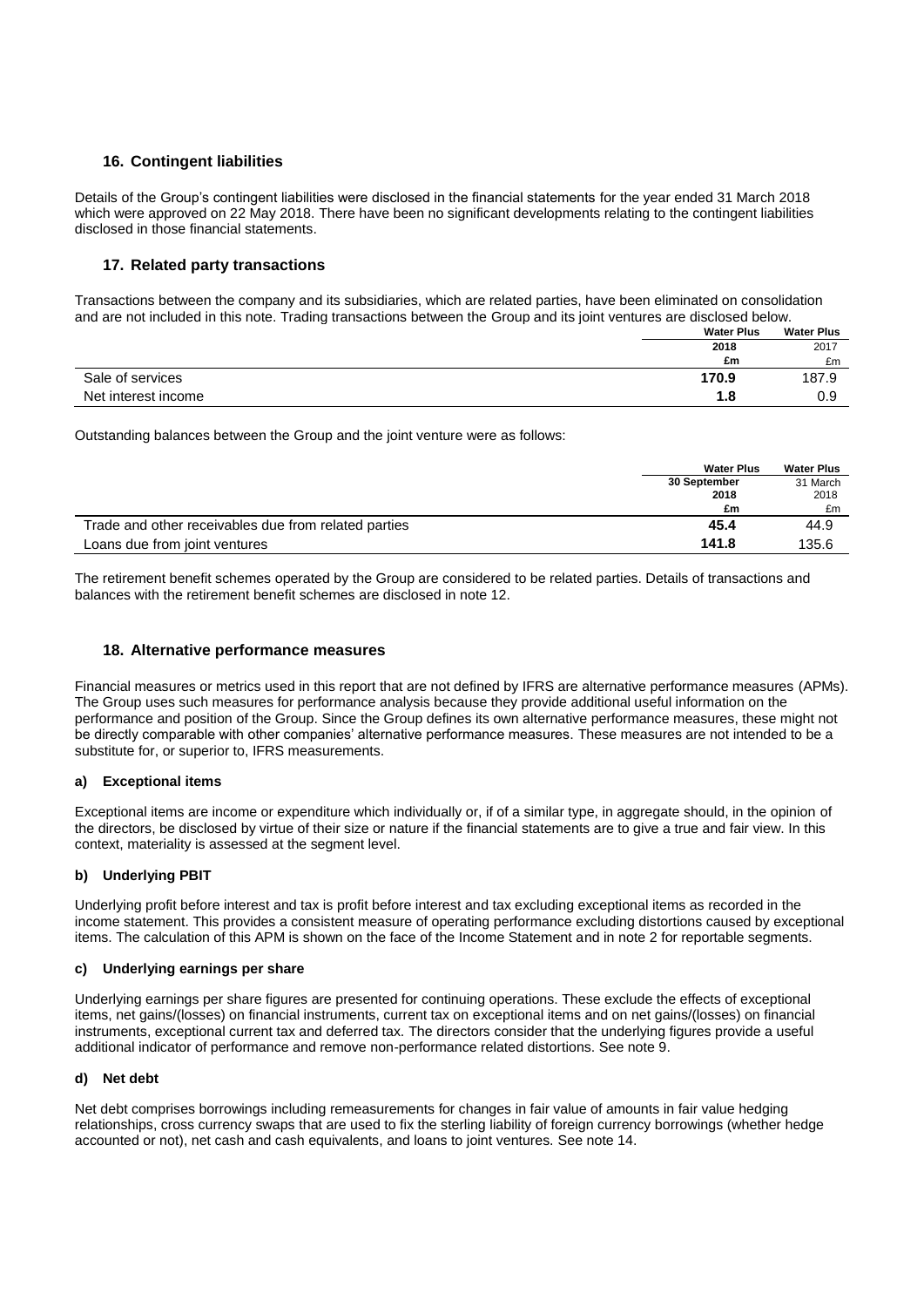## 16. Contingent liabilities

Details of the Group's contingent liabilities were disclosed in the financial statements for the year ended 31 March 2018 which were approved on 22 May 2018. There have been no significant developments relating to the contingent liabilities disclosed in those financial statements.

## 17. Related party transactions

Transactions between the company and its subsidiaries, which are related parties, have been eliminated on consolidation and are not included in this note. Trading transactions between the Group and its joint ventures are disclosed below.

| | **Water Plus** | **Water Plus** |
|---|---|---|
| | **2018** | 2017 |
| | **£m** | £m |
| Sale of services | **170.9** | 187.9 |
| Net interest income | **1.8** | 0.9 |

Outstanding balances between the Group and the joint venture were as follows:

| | **Water Plus** | **Water Plus** |
|---|---|---|
| | **30 September 2018** | 31 March 2018 |
| | **£m** | £m |
| Trade and other receivables due from related parties | **45.4** | 44.9 |
| Loans due from joint ventures | **141.8** | 135.6 |

The retirement benefit schemes operated by the Group are considered to be related parties. Details of transactions and balances with the retirement benefit schemes are disclosed in note 12.

## 18. Alternative performance measures

Financial measures or metrics used in this report that are not defined by IFRS are alternative performance measures (APMs). The Group uses such measures for performance analysis because they provide additional useful information on the performance and position of the Group. Since the Group defines its own alternative performance measures, these might not be directly comparable with other companies' alternative performance measures. These measures are not intended to be a substitute for, or superior to, IFRS measurements.

### a) Exceptional items

Exceptional items are income or expenditure which individually or, if of a similar type, in aggregate should, in the opinion of the directors, be disclosed by virtue of their size or nature if the financial statements are to give a true and fair view. In this context, materiality is assessed at the segment level.

### b) Underlying PBIT

Underlying profit before interest and tax is profit before interest and tax excluding exceptional items as recorded in the income statement. This provides a consistent measure of operating performance excluding distortions caused by exceptional items. The calculation of this APM is shown on the face of the Income Statement and in note 2 for reportable segments.

### c) Underlying earnings per share

Underlying earnings per share figures are presented for continuing operations. These exclude the effects of exceptional items, net gains/(losses) on financial instruments, current tax on exceptional items and on net gains/(losses) on financial instruments, exceptional current tax and deferred tax. The directors consider that the underlying figures provide a useful additional indicator of performance and remove non-performance related distortions. See note 9.

### d) Net debt

Net debt comprises borrowings including remeasurements for changes in fair value of amounts in fair value hedging relationships, cross currency swaps that are used to fix the sterling liability of foreign currency borrowings (whether hedge accounted or not), net cash and cash equivalents, and loans to joint ventures. See note 14.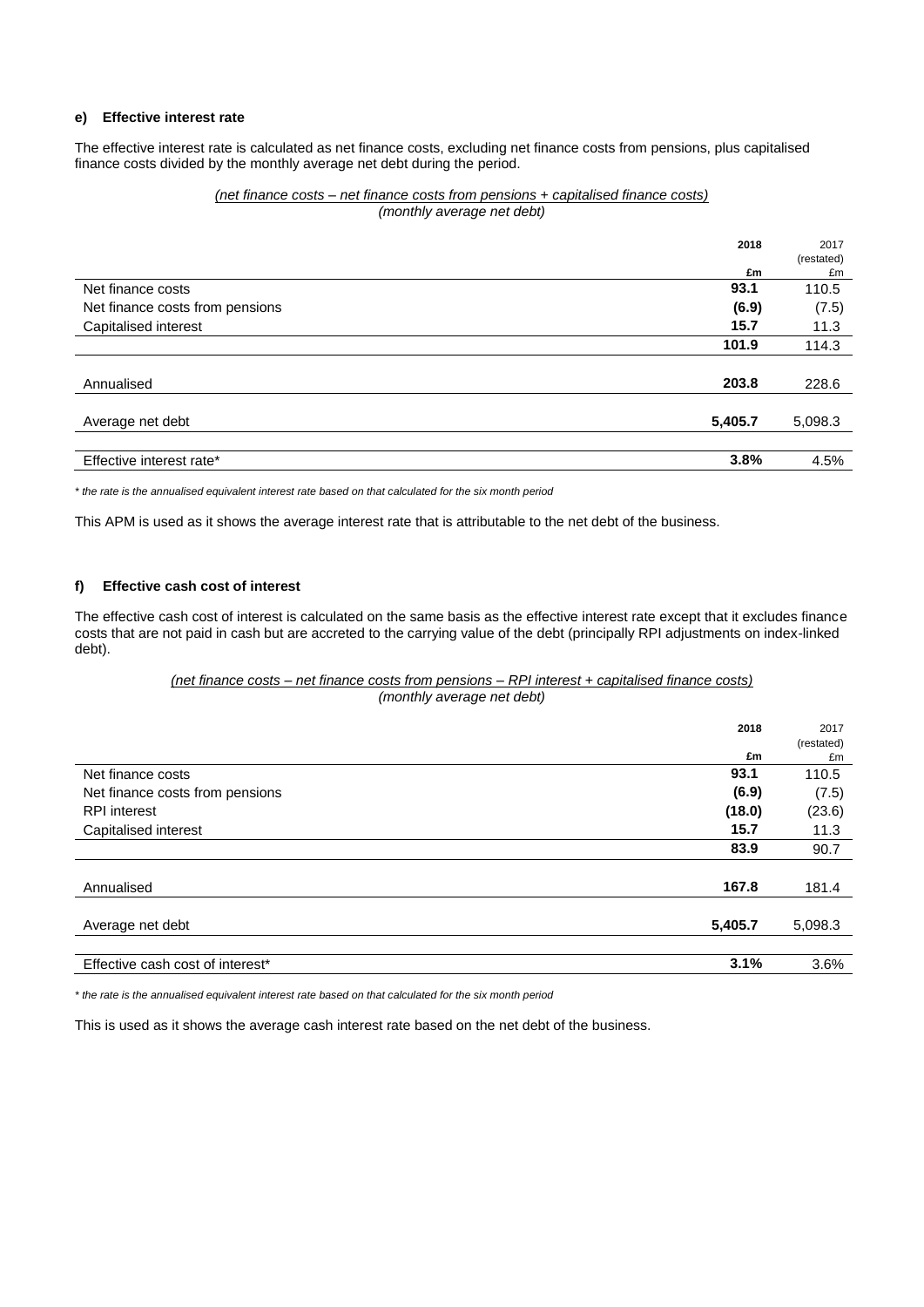#### e) Effective interest rate

The effective interest rate is calculated as net finance costs, excluding net finance costs from pensions, plus capitalised finance costs divided by the monthly average net debt during the period.

$$\frac{\text{(net finance costs – net finance costs from pensions + capitalised finance costs)}}{\text{(monthly average net debt)}}$$

| | **2018** | 2017 (restated) |
|---|---|---|
| | **£m** | £m |
| Net finance costs | **93.1** | 110.5 |
| Net finance costs from pensions | **(6.9)** | (7.5) |
| Capitalised interest | **15.7** | 11.3 |
| | **101.9** | 114.3 |
| Annualised | **203.8** | 228.6 |
| Average net debt | **5,405.7** | 5,098.3 |
| Effective interest rate* | **3.8%** | 4.5% |

*\* the rate is the annualised equivalent interest rate based on that calculated for the six month period*

This APM is used as it shows the average interest rate that is attributable to the net debt of the business.

#### f) Effective cash cost of interest

The effective cash cost of interest is calculated on the same basis as the effective interest rate except that it excludes finance costs that are not paid in cash but are accreted to the carrying value of the debt (principally RPI adjustments on index-linked debt).

$$\frac{\text{(net finance costs – net finance costs from pensions – RPI interest + capitalised finance costs)}}{\text{(monthly average net debt)}}$$

| | **2018** | 2017 (restated) |
|---|---|---|
| | **£m** | £m |
| Net finance costs | **93.1** | 110.5 |
| Net finance costs from pensions | **(6.9)** | (7.5) |
| RPI interest | **(18.0)** | (23.6) |
| Capitalised interest | **15.7** | 11.3 |
| | **83.9** | 90.7 |
| Annualised | **167.8** | 181.4 |
| Average net debt | **5,405.7** | 5,098.3 |
| Effective cash cost of interest* | **3.1%** | 3.6% |

*\* the rate is the annualised equivalent interest rate based on that calculated for the six month period*

This is used as it shows the average cash interest rate based on the net debt of the business.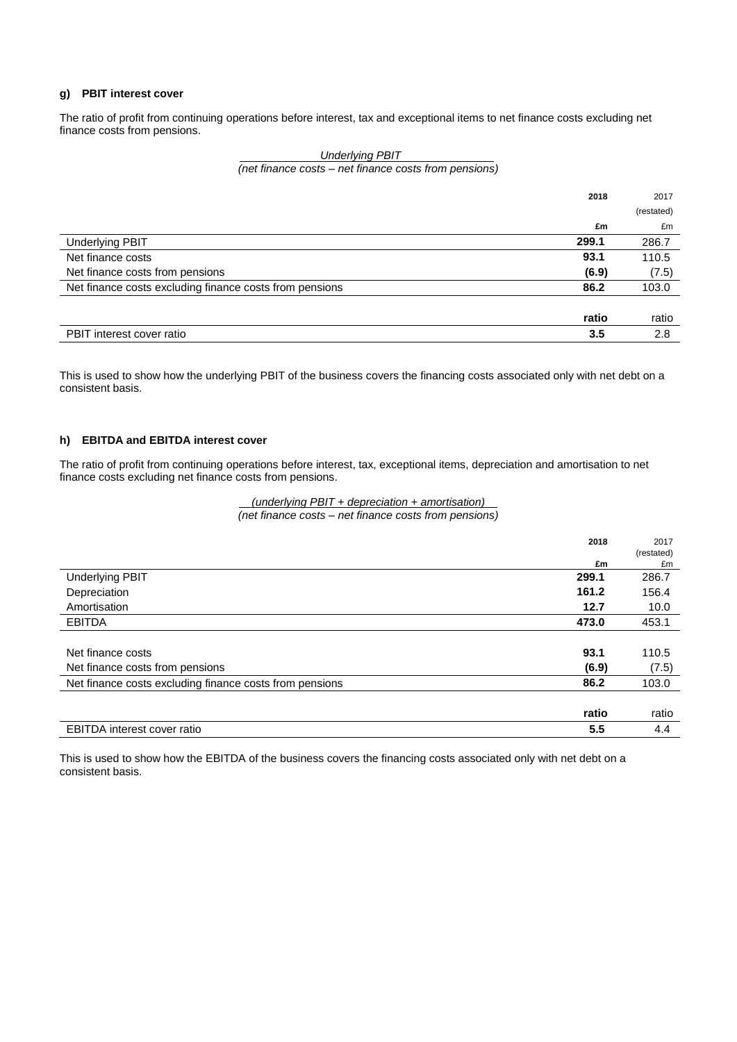#### g) PBIT interest cover

The ratio of profit from continuing operations before interest, tax and exceptional items to net finance costs excluding net finance costs from pensions.

$$\frac{\textit{Underlying PBIT}}{\textit{(net finance costs – net finance costs from pensions)}}$$

| | 2018 | 2017 (restated) |
|---|---|---|
| | **£m** | £m |
| Underlying PBIT | **299.1** | 286.7 |
| Net finance costs | **93.1** | 110.5 |
| Net finance costs from pensions | **(6.9)** | (7.5) |
| Net finance costs excluding finance costs from pensions | **86.2** | 103.0 |
| | **ratio** | ratio |
| PBIT interest cover ratio | **3.5** | 2.8 |

This is used to show how the underlying PBIT of the business covers the financing costs associated only with net debt on a consistent basis.

#### h) EBITDA and EBITDA interest cover

The ratio of profit from continuing operations before interest, tax, exceptional items, depreciation and amortisation to net finance costs excluding net finance costs from pensions.

$$\frac{\textit{(underlying PBIT + depreciation + amortisation)}}{\textit{(net finance costs – net finance costs from pensions)}}$$

| | 2018 | 2017 (restated) |
|---|---|---|
| | **£m** | £m |
| Underlying PBIT | **299.1** | 286.7 |
| Depreciation | **161.2** | 156.4 |
| Amortisation | **12.7** | 10.0 |
| EBITDA | **473.0** | 453.1 |
| | | |
| Net finance costs | **93.1** | 110.5 |
| Net finance costs from pensions | **(6.9)** | (7.5) |
| Net finance costs excluding finance costs from pensions | **86.2** | 103.0 |
| | **ratio** | ratio |
| EBITDA interest cover ratio | **5.5** | 4.4 |

This is used to show how the EBITDA of the business covers the financing costs associated only with net debt on a consistent basis.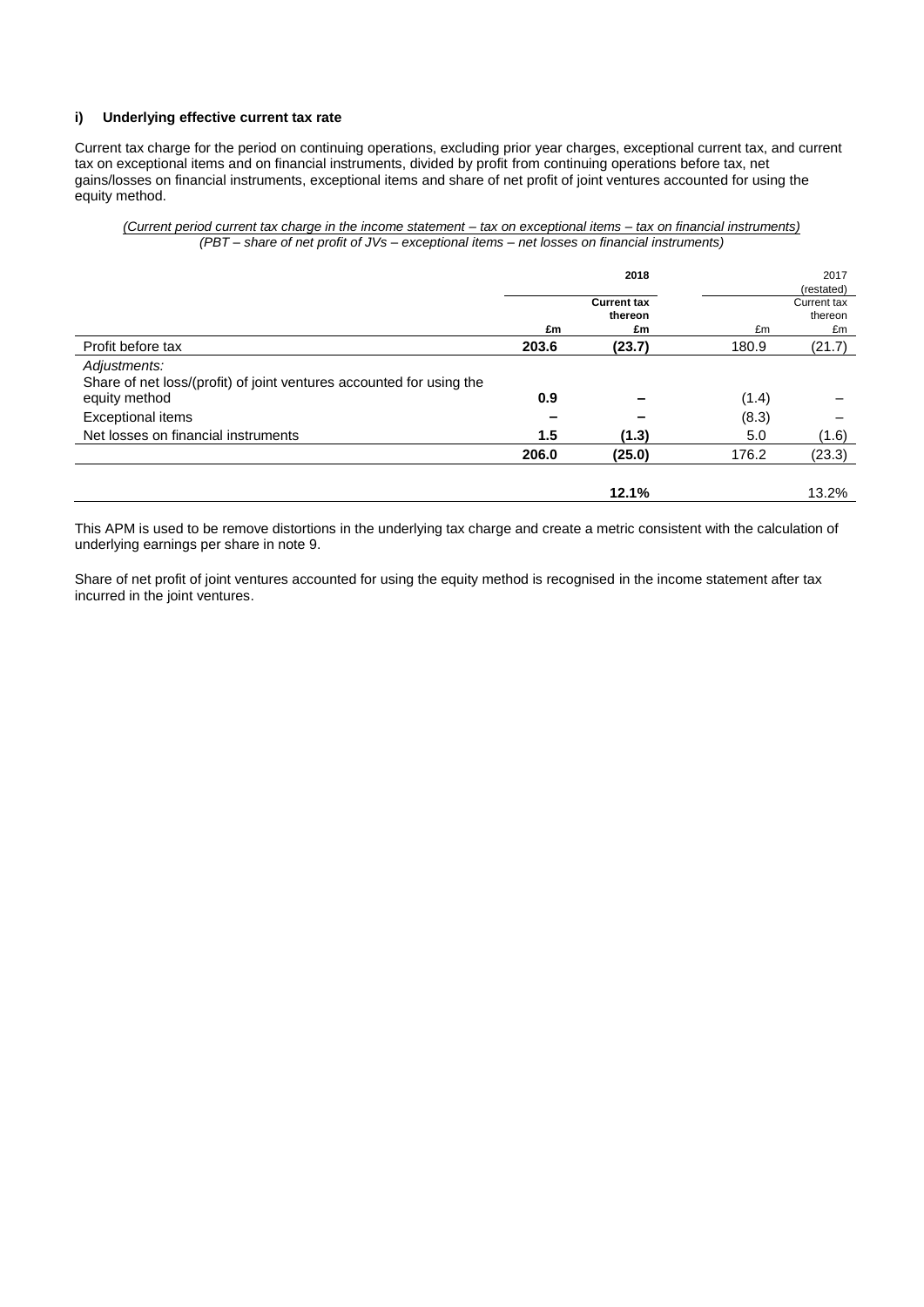### i) Underlying effective current tax rate

Current tax charge for the period on continuing operations, excluding prior year charges, exceptional current tax, and current tax on exceptional items and on financial instruments, divided by profit from continuing operations before tax, net gains/losses on financial instruments, exceptional items and share of net profit of joint ventures accounted for using the equity method.

$$\frac{\text{Current period current tax charge in the income statement – tax on exceptional items – tax on financial instruments}}{\text{PBT – share of net profit of JVs – exceptional items – net losses on financial instruments}}$$

| | **2018** | | 2017 (restated) | |
|---|---|---|---|---|
| | **£m** | **Current tax thereon £m** | £m | Current tax thereon £m |
| Profit before tax | **203.6** | **(23.7)** | 180.9 | (21.7) |
| *Adjustments:* | | | | |
| Share of net loss/(profit) of joint ventures accounted for using the equity method | **0.9** | **–** | (1.4) | – |
| Exceptional items | **–** | **–** | (8.3) | – |
| Net losses on financial instruments | **1.5** | **(1.3)** | 5.0 | (1.6) |
| | **206.0** | **(25.0)** | 176.2 | (23.3) |
| | | **12.1%** | | 13.2% |

This APM is used to be remove distortions in the underlying tax charge and create a metric consistent with the calculation of underlying earnings per share in note 9.

Share of net profit of joint ventures accounted for using the equity method is recognised in the income statement after tax incurred in the joint ventures.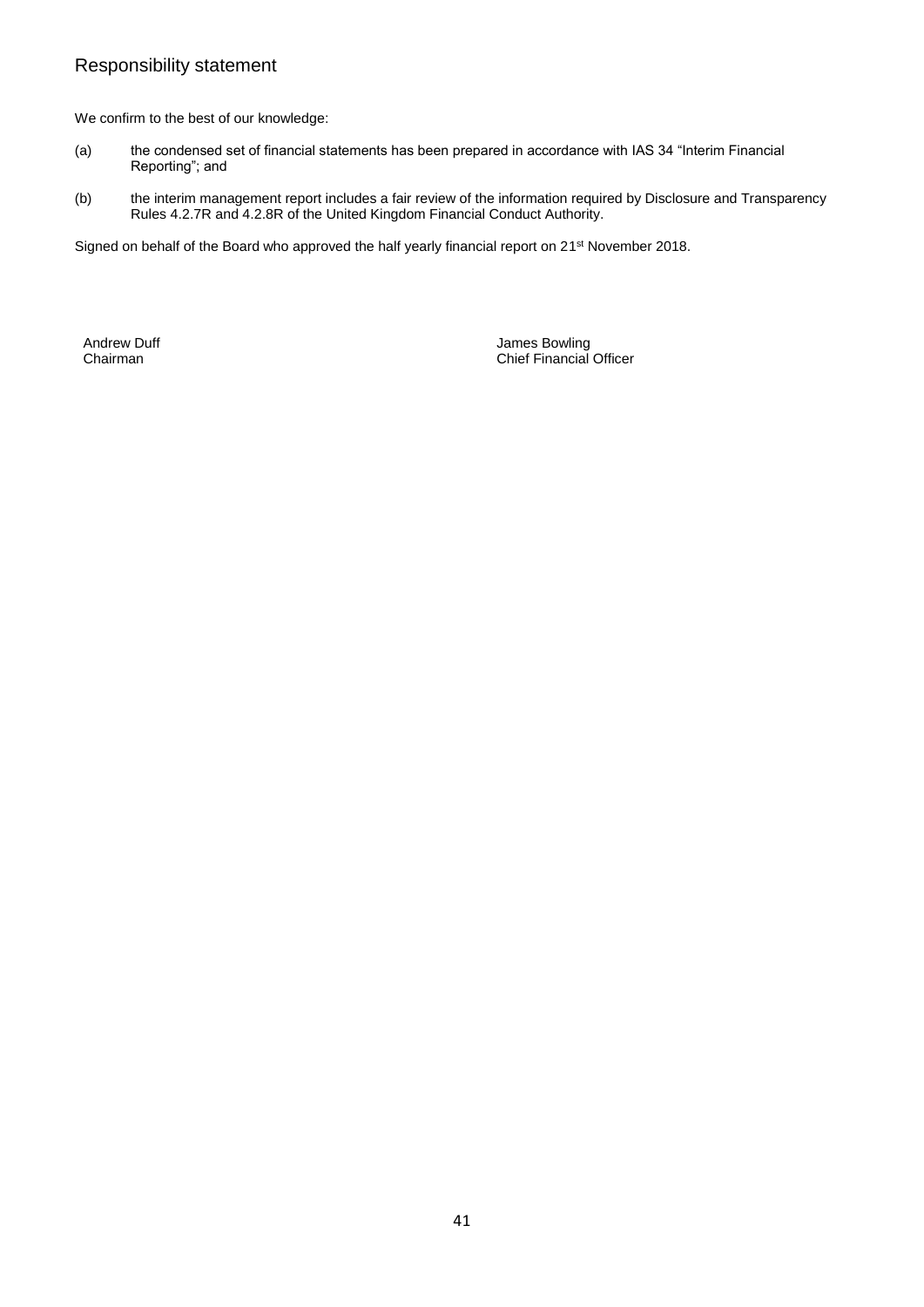# Responsibility statement

We confirm to the best of our knowledge:

(a) the condensed set of financial statements has been prepared in accordance with IAS 34 "Interim Financial Reporting"; and

(b) the interim management report includes a fair review of the information required by Disclosure and Transparency Rules 4.2.7R and 4.2.8R of the United Kingdom Financial Conduct Authority.

Signed on behalf of the Board who approved the half yearly financial report on 21st November 2018.

Andrew Duff
Chairman

James Bowling
Chief Financial Officer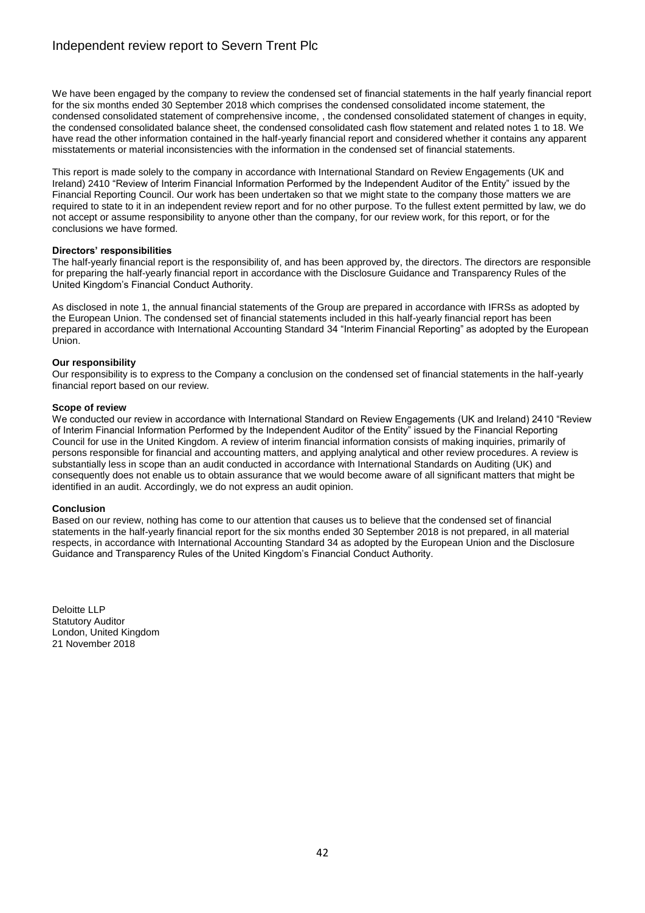# Independent review report to Severn Trent Plc

We have been engaged by the company to review the condensed set of financial statements in the half yearly financial report for the six months ended 30 September 2018 which comprises the condensed consolidated income statement, the condensed consolidated statement of comprehensive income, , the condensed consolidated statement of changes in equity, the condensed consolidated balance sheet, the condensed consolidated cash flow statement and related notes 1 to 18. We have read the other information contained in the half-yearly financial report and considered whether it contains any apparent misstatements or material inconsistencies with the information in the condensed set of financial statements.

This report is made solely to the company in accordance with International Standard on Review Engagements (UK and Ireland) 2410 "Review of Interim Financial Information Performed by the Independent Auditor of the Entity" issued by the Financial Reporting Council. Our work has been undertaken so that we might state to the company those matters we are required to state to it in an independent review report and for no other purpose. To the fullest extent permitted by law, we do not accept or assume responsibility to anyone other than the company, for our review work, for this report, or for the conclusions we have formed.

**Directors' responsibilities**

The half-yearly financial report is the responsibility of, and has been approved by, the directors. The directors are responsible for preparing the half-yearly financial report in accordance with the Disclosure Guidance and Transparency Rules of the United Kingdom's Financial Conduct Authority.

As disclosed in note 1, the annual financial statements of the Group are prepared in accordance with IFRSs as adopted by the European Union. The condensed set of financial statements included in this half-yearly financial report has been prepared in accordance with International Accounting Standard 34 "Interim Financial Reporting" as adopted by the European Union.

**Our responsibility**

Our responsibility is to express to the Company a conclusion on the condensed set of financial statements in the half-yearly financial report based on our review.

**Scope of review**

We conducted our review in accordance with International Standard on Review Engagements (UK and Ireland) 2410 "Review of Interim Financial Information Performed by the Independent Auditor of the Entity" issued by the Financial Reporting Council for use in the United Kingdom. A review of interim financial information consists of making inquiries, primarily of persons responsible for financial and accounting matters, and applying analytical and other review procedures. A review is substantially less in scope than an audit conducted in accordance with International Standards on Auditing (UK) and consequently does not enable us to obtain assurance that we would become aware of all significant matters that might be identified in an audit. Accordingly, we do not express an audit opinion.

**Conclusion**

Based on our review, nothing has come to our attention that causes us to believe that the condensed set of financial statements in the half-yearly financial report for the six months ended 30 September 2018 is not prepared, in all material respects, in accordance with International Accounting Standard 34 as adopted by the European Union and the Disclosure Guidance and Transparency Rules of the United Kingdom's Financial Conduct Authority.

Deloitte LLP
Statutory Auditor
London, United Kingdom
21 November 2018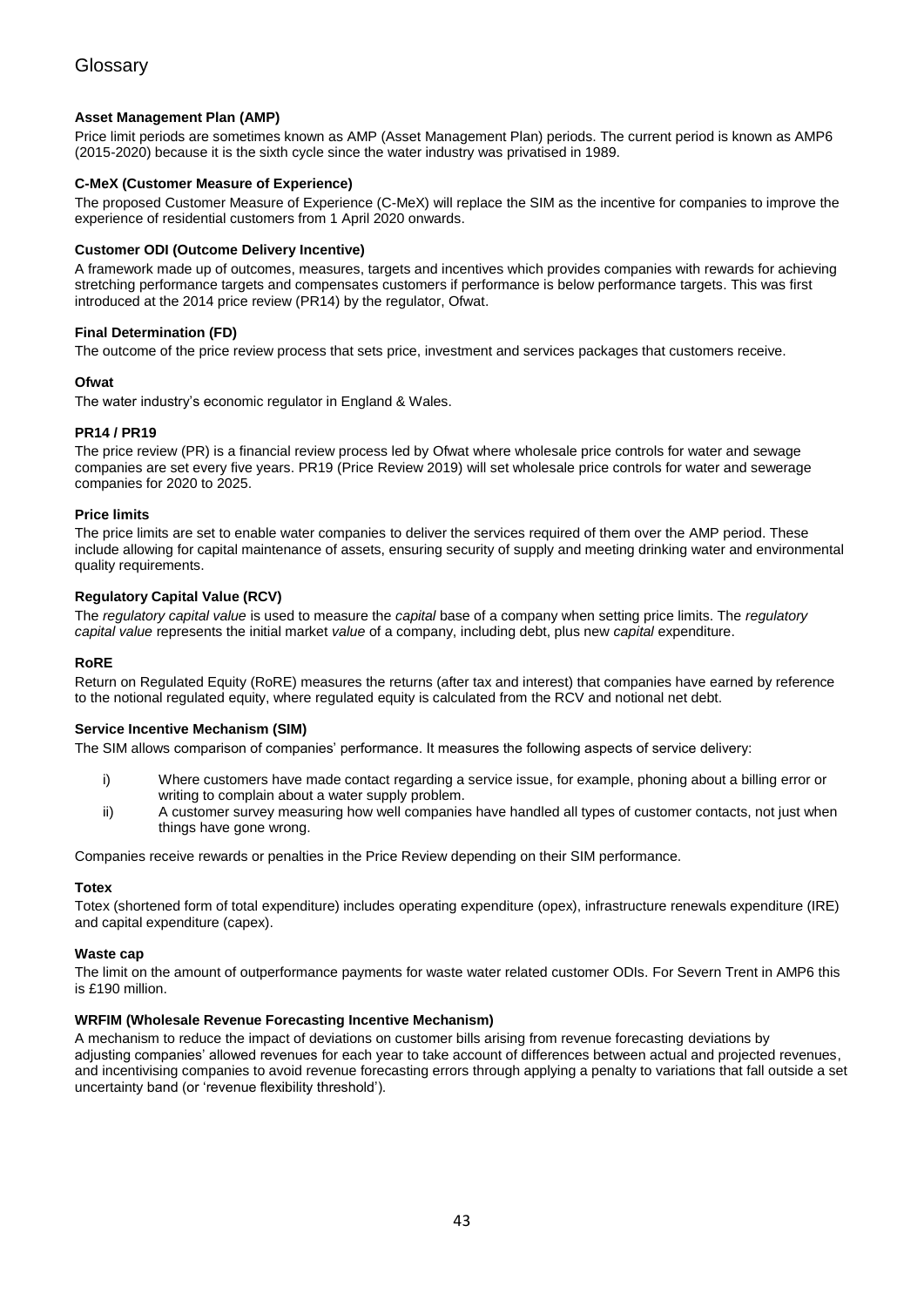# Glossary

### Asset Management Plan (AMP)

Price limit periods are sometimes known as AMP (Asset Management Plan) periods. The current period is known as AMP6 (2015-2020) because it is the sixth cycle since the water industry was privatised in 1989.

### C-MeX (Customer Measure of Experience)

The proposed Customer Measure of Experience (C-MeX) will replace the SIM as the incentive for companies to improve the experience of residential customers from 1 April 2020 onwards.

### Customer ODI (Outcome Delivery Incentive)

A framework made up of outcomes, measures, targets and incentives which provides companies with rewards for achieving stretching performance targets and compensates customers if performance is below performance targets. This was first introduced at the 2014 price review (PR14) by the regulator, Ofwat.

### Final Determination (FD)

The outcome of the price review process that sets price, investment and services packages that customers receive.

### Ofwat

The water industry's economic regulator in England & Wales.

### PR14 / PR19

The price review (PR) is a financial review process led by Ofwat where wholesale price controls for water and sewage companies are set every five years. PR19 (Price Review 2019) will set wholesale price controls for water and sewerage companies for 2020 to 2025.

### Price limits

The price limits are set to enable water companies to deliver the services required of them over the AMP period. These include allowing for capital maintenance of assets, ensuring security of supply and meeting drinking water and environmental quality requirements.

### Regulatory Capital Value (RCV)

The *regulatory capital value* is used to measure the *capital* base of a company when setting price limits. The *regulatory capital value* represents the initial market *value* of a company, including debt, plus new *capital* expenditure.

### RoRE

Return on Regulated Equity (RoRE) measures the returns (after tax and interest) that companies have earned by reference to the notional regulated equity, where regulated equity is calculated from the RCV and notional net debt.

### Service Incentive Mechanism (SIM)

The SIM allows comparison of companies' performance. It measures the following aspects of service delivery:

i) Where customers have made contact regarding a service issue, for example, phoning about a billing error or writing to complain about a water supply problem.
ii) A customer survey measuring how well companies have handled all types of customer contacts, not just when things have gone wrong.

Companies receive rewards or penalties in the Price Review depending on their SIM performance.

### Totex

Totex (shortened form of total expenditure) includes operating expenditure (opex), infrastructure renewals expenditure (IRE) and capital expenditure (capex).

### Waste cap

The limit on the amount of outperformance payments for waste water related customer ODIs. For Severn Trent in AMP6 this is £190 million.

### WRFIM (Wholesale Revenue Forecasting Incentive Mechanism)

A mechanism to reduce the impact of deviations on customer bills arising from revenue forecasting deviations by adjusting companies' allowed revenues for each year to take account of differences between actual and projected revenues, and incentivising companies to avoid revenue forecasting errors through applying a penalty to variations that fall outside a set uncertainty band (or 'revenue flexibility threshold').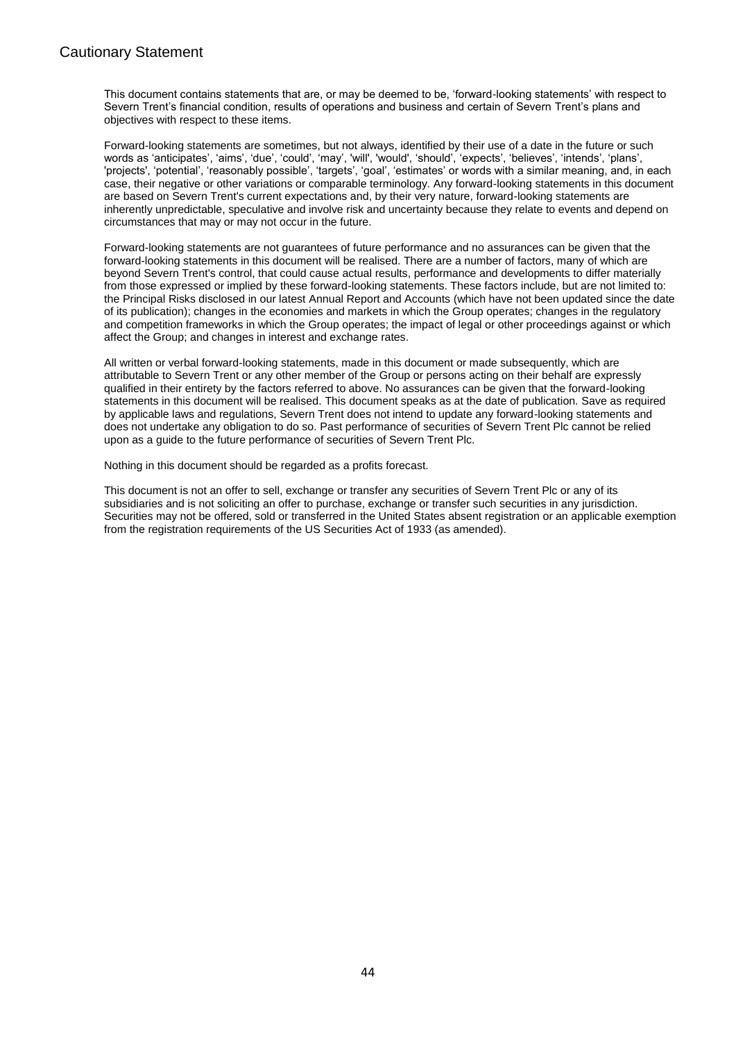# Cautionary Statement

This document contains statements that are, or may be deemed to be, 'forward-looking statements' with respect to Severn Trent's financial condition, results of operations and business and certain of Severn Trent's plans and objectives with respect to these items.

Forward-looking statements are sometimes, but not always, identified by their use of a date in the future or such words as 'anticipates', 'aims', 'due', 'could', 'may', 'will', 'would', 'should', 'expects', 'believes', 'intends', 'plans', 'projects', 'potential', 'reasonably possible', 'targets', 'goal', 'estimates' or words with a similar meaning, and, in each case, their negative or other variations or comparable terminology. Any forward-looking statements in this document are based on Severn Trent's current expectations and, by their very nature, forward-looking statements are inherently unpredictable, speculative and involve risk and uncertainty because they relate to events and depend on circumstances that may or may not occur in the future.

Forward-looking statements are not guarantees of future performance and no assurances can be given that the forward-looking statements in this document will be realised. There are a number of factors, many of which are beyond Severn Trent's control, that could cause actual results, performance and developments to differ materially from those expressed or implied by these forward-looking statements. These factors include, but are not limited to: the Principal Risks disclosed in our latest Annual Report and Accounts (which have not been updated since the date of its publication); changes in the economies and markets in which the Group operates; changes in the regulatory and competition frameworks in which the Group operates; the impact of legal or other proceedings against or which affect the Group; and changes in interest and exchange rates.

All written or verbal forward-looking statements, made in this document or made subsequently, which are attributable to Severn Trent or any other member of the Group or persons acting on their behalf are expressly qualified in their entirety by the factors referred to above. No assurances can be given that the forward-looking statements in this document will be realised. This document speaks as at the date of publication. Save as required by applicable laws and regulations, Severn Trent does not intend to update any forward-looking statements and does not undertake any obligation to do so. Past performance of securities of Severn Trent Plc cannot be relied upon as a guide to the future performance of securities of Severn Trent Plc.

Nothing in this document should be regarded as a profits forecast.

This document is not an offer to sell, exchange or transfer any securities of Severn Trent Plc or any of its subsidiaries and is not soliciting an offer to purchase, exchange or transfer such securities in any jurisdiction. Securities may not be offered, sold or transferred in the United States absent registration or an applicable exemption from the registration requirements of the US Securities Act of 1933 (as amended).